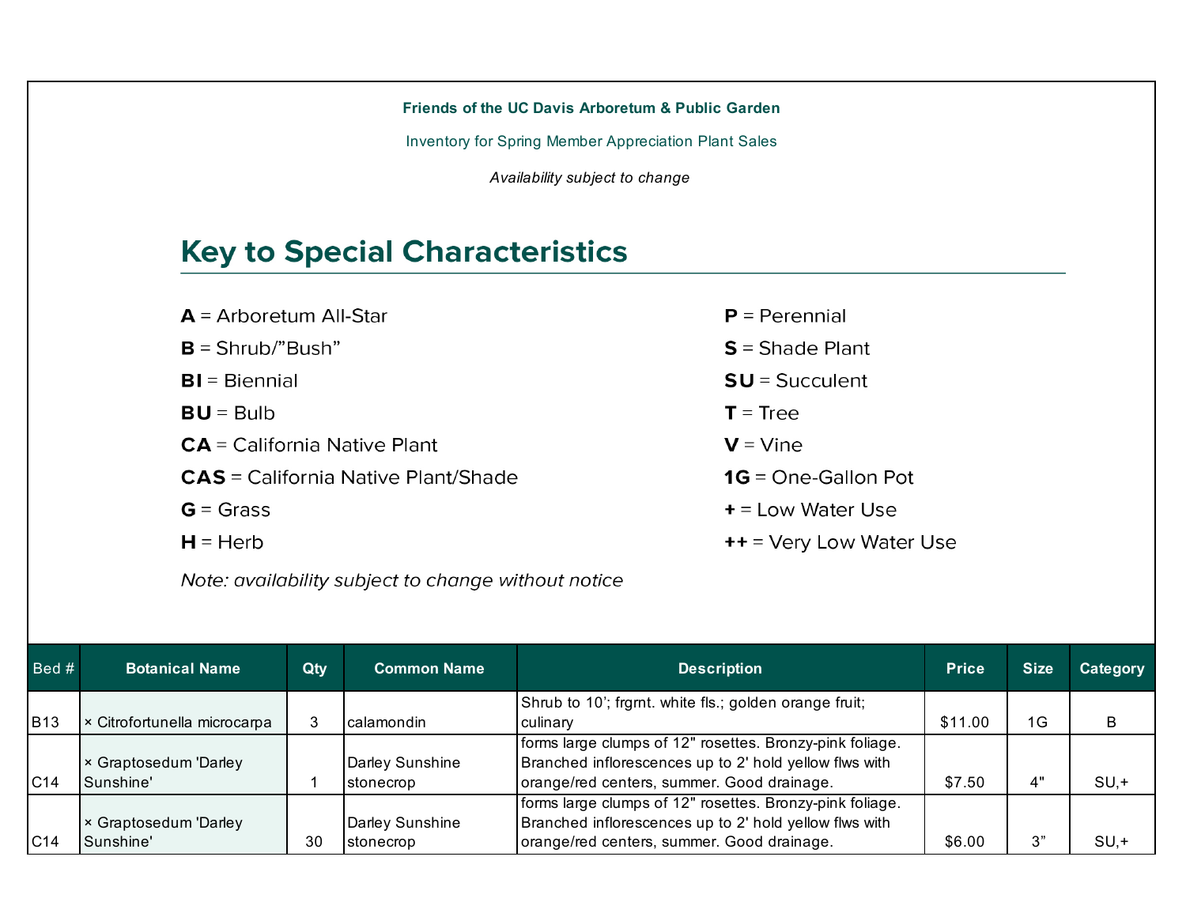**Friends of the UC Davis Arboretum & Public Garden**

Inventory for Spring Member Appreciation Plant Sales

*Availability subject to change*

## Key to Special Characteristics

**A** = Arboretum All-Star

**B** = Shrub/"Bush"

**BI** = Biennial

**BU** = Bulb

**CA** = California Native Plant

**CAS** = California Native Plant/Shade

**G** = Grass

**H** = Herb

**P** = Perennial

**S** = Shade Plant

**SU** = Succulent

**T** = Tree

**V** = Vine

**1G** = One-Gallon Pot

**+** = Low Water Use

**++** = Very Low Water Use

*Note: availability subject to change without notice*

| Bed # | Botanical Name | Qty | Common Name | Description | Price | Size | Category |
|---|---|---|---|---|---|---|---|
| B13 | × Citrofortunella microcarpa | 3 | calamondin | Shrub to 10'; frgrnt. white fls.; golden orange fruit; culinary | $11.00 | 1G | B |
| C14 | × Graptosedum 'Darley Sunshine' | 1 | Darley Sunshine stonecrop | forms large clumps of 12" rosettes. Bronzy-pink foliage. Branched inflorescences up to 2' hold yellow flws with orange/red centers, summer. Good drainage. | $7.50 | 4" | SU,+ |
| C14 | × Graptosedum 'Darley Sunshine' | 30 | Darley Sunshine stonecrop | forms large clumps of 12" rosettes. Bronzy-pink foliage. Branched inflorescences up to 2' hold yellow flws with orange/red centers, summer. Good drainage. | $6.00 | 3" | SU,+ |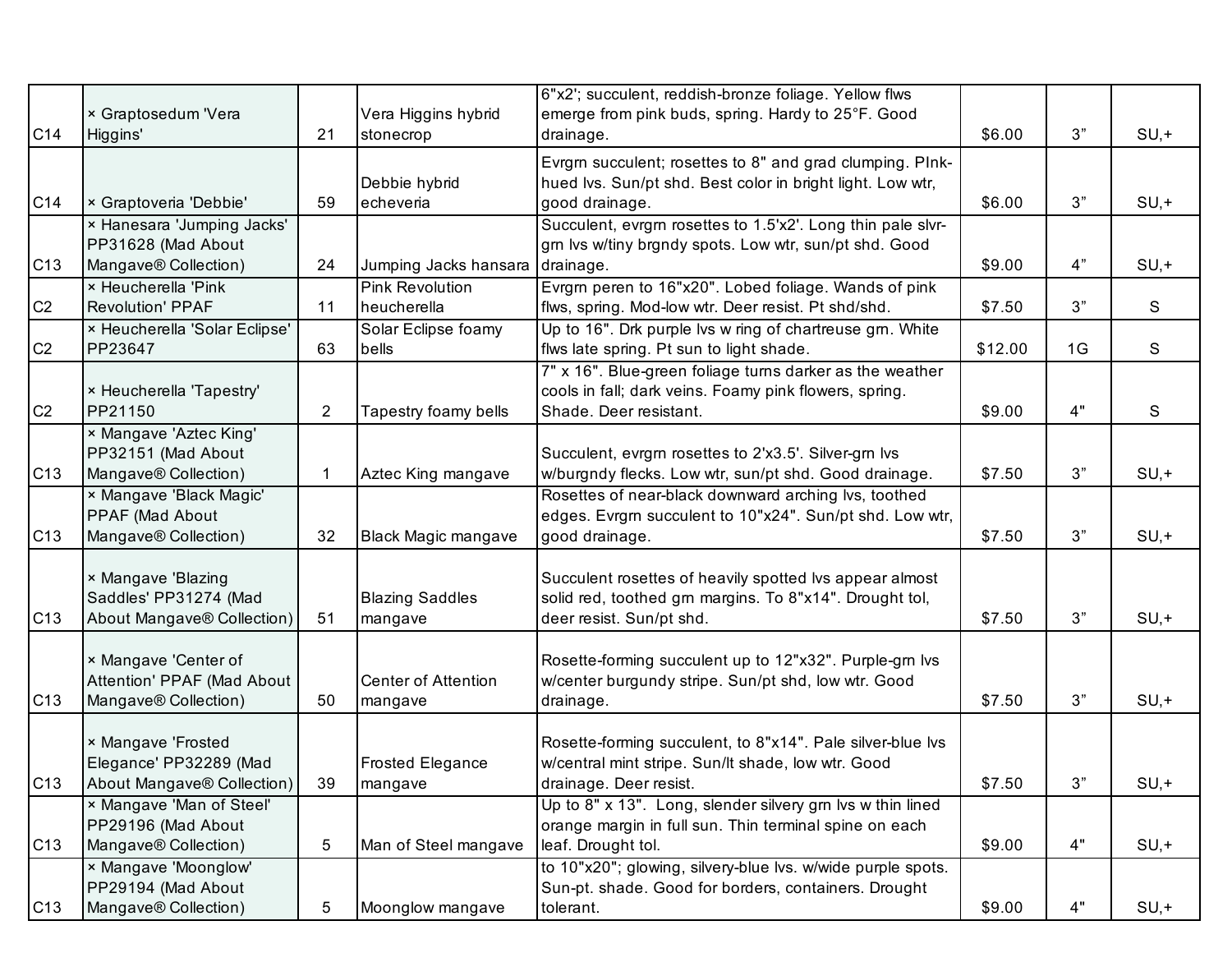| | | | | | | | |
|---|---|---|---|---|---|---|---|
| C14 | × Graptosedum 'Vera Higgins' | 21 | Vera Higgins hybrid stonecrop | 6"x2'; succulent, reddish-bronze foliage. Yellow flws emerge from pink buds, spring. Hardy to 25°F. Good drainage. | $6.00 | 3” | SU,+ |
| C14 | × Graptoveria 'Debbie' | 59 | Debbie hybrid echeveria | Evrgrn succulent; rosettes to 8" and grad clumping. PInk-hued lvs. Sun/pt shd. Best color in bright light. Low wtr, good drainage. | $6.00 | 3” | SU,+ |
| C13 | × Hanesara 'Jumping Jacks' PP31628 (Mad About Mangave® Collection) | 24 | Jumping Jacks hansara | Succulent, evrgrn rosettes to 1.5'x2'. Long thin pale slvr-grn lvs w/tiny brgndy spots. Low wtr, sun/pt shd. Good drainage. | $9.00 | 4” | SU,+ |
| C2 | × Heucherella 'Pink Revolution' PPAF | 11 | Pink Revolution heucherella | Evrgrn peren to 16"x20". Lobed foliage. Wands of pink flws, spring. Mod-low wtr. Deer resist. Pt shd/shd. | $7.50 | 3” | S |
| C2 | × Heucherella 'Solar Eclipse' PP23647 | 63 | Solar Eclipse foamy bells | Up to 16". Drk purple lvs w ring of chartreuse grn. White flws late spring. Pt sun to light shade. | $12.00 | 1G | S |
| C2 | × Heucherella 'Tapestry' PP21150 | 2 | Tapestry foamy bells | 7" x 16". Blue-green foliage turns darker as the weather cools in fall; dark veins. Foamy pink flowers, spring. Shade. Deer resistant. | $9.00 | 4" | S |
| C13 | × Mangave 'Aztec King' PP32151 (Mad About Mangave® Collection) | 1 | Aztec King mangave | Succulent, evrgrn rosettes to 2'x3.5'. Silver-grn lvs w/burgndy flecks. Low wtr, sun/pt shd. Good drainage. | $7.50 | 3” | SU,+ |
| C13 | × Mangave 'Black Magic' PPAF (Mad About Mangave® Collection) | 32 | Black Magic mangave | Rosettes of near-black downward arching lvs, toothed edges. Evrgrn succulent to 10"x24". Sun/pt shd. Low wtr, good drainage. | $7.50 | 3” | SU,+ |
| C13 | × Mangave 'Blazing Saddles' PP31274 (Mad About Mangave® Collection) | 51 | Blazing Saddles mangave | Succulent rosettes of heavily spotted lvs appear almost solid red, toothed grn margins. To 8"x14". Drought tol, deer resist. Sun/pt shd. | $7.50 | 3” | SU,+ |
| C13 | × Mangave 'Center of Attention' PPAF (Mad About Mangave® Collection) | 50 | Center of Attention mangave | Rosette-forming succulent up to 12"x32". Purple-grn lvs w/center burgundy stripe. Sun/pt shd, low wtr. Good drainage. | $7.50 | 3” | SU,+ |
| C13 | × Mangave 'Frosted Elegance' PP32289 (Mad About Mangave® Collection) | 39 | Frosted Elegance mangave | Rosette-forming succulent, to 8"x14". Pale silver-blue lvs w/central mint stripe. Sun/lt shade, low wtr. Good drainage. Deer resist. | $7.50 | 3” | SU,+ |
| C13 | × Mangave 'Man of Steel' PP29196 (Mad About Mangave® Collection) | 5 | Man of Steel mangave | Up to 8" x 13". Long, slender silvery grn lvs w thin lined orange margin in full sun. Thin terminal spine on each leaf. Drought tol. | $9.00 | 4" | SU,+ |
| C13 | × Mangave 'Moonglow' PP29194 (Mad About Mangave® Collection) | 5 | Moonglow mangave | to 10"x20"; glowing, silvery-blue lvs. w/wide purple spots. Sun-pt. shade. Good for borders, containers. Drought tolerant. | $9.00 | 4" | SU,+ |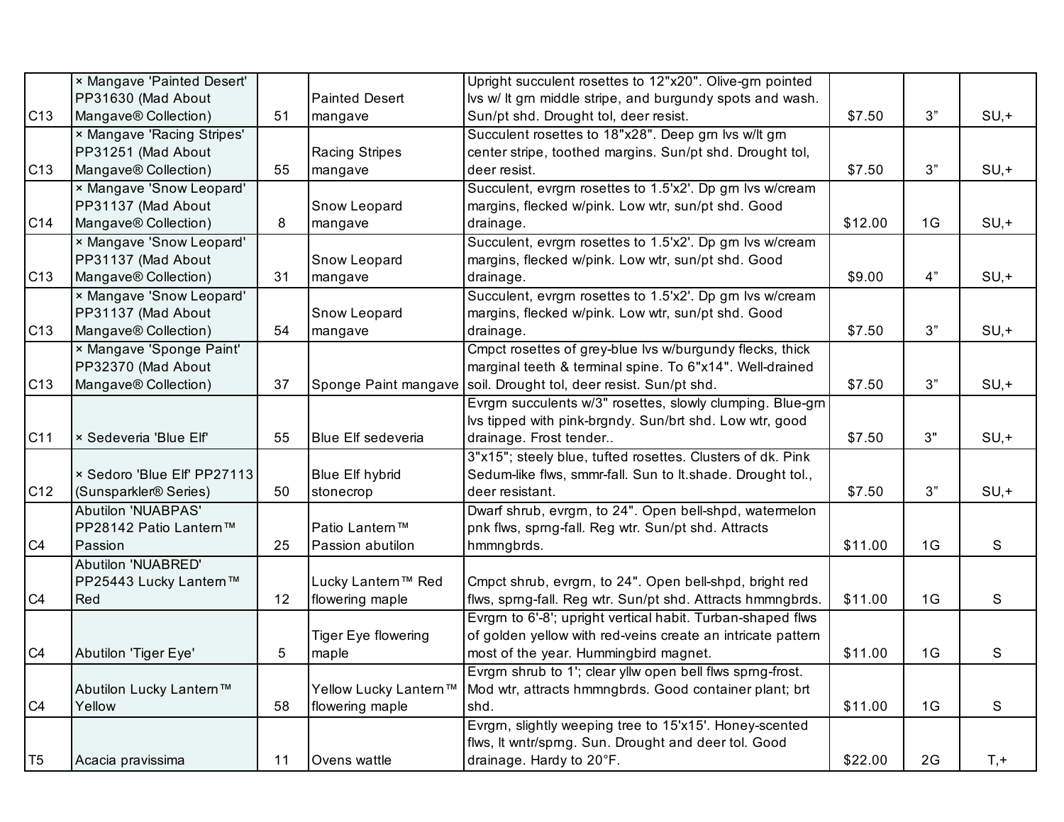| | | | | | | | |
|---|---|---|---|---|---|---|---|
| C13 | × Mangave 'Painted Desert' PP31630 (Mad About Mangave® Collection) | 51 | Painted Desert mangave | Upright succulent rosettes to 12"x20". Olive-grn pointed lvs w/ lt grn middle stripe, and burgundy spots and wash. Sun/pt shd. Drought tol, deer resist. | $7.50 | 3” | SU,+ |
| C13 | × Mangave 'Racing Stripes' PP31251 (Mad About Mangave® Collection) | 55 | Racing Stripes mangave | Succulent rosettes to 18"x28". Deep grn lvs w/lt grn center stripe, toothed margins. Sun/pt shd. Drought tol, deer resist. | $7.50 | 3” | SU,+ |
| C14 | × Mangave 'Snow Leopard' PP31137 (Mad About Mangave® Collection) | 8 | Snow Leopard mangave | Succulent, evrgrn rosettes to 1.5'x2'. Dp grn lvs w/cream margins, flecked w/pink. Low wtr, sun/pt shd. Good drainage. | $12.00 | 1G | SU,+ |
| C13 | × Mangave 'Snow Leopard' PP31137 (Mad About Mangave® Collection) | 31 | Snow Leopard mangave | Succulent, evrgrn rosettes to 1.5'x2'. Dp grn lvs w/cream margins, flecked w/pink. Low wtr, sun/pt shd. Good drainage. | $9.00 | 4” | SU,+ |
| C13 | × Mangave 'Snow Leopard' PP31137 (Mad About Mangave® Collection) | 54 | Snow Leopard mangave | Succulent, evrgrn rosettes to 1.5'x2'. Dp grn lvs w/cream margins, flecked w/pink. Low wtr, sun/pt shd. Good drainage. | $7.50 | 3” | SU,+ |
| C13 | × Mangave 'Sponge Paint' PP32370 (Mad About Mangave® Collection) | 37 | Sponge Paint mangave | Cmpct rosettes of grey-blue lvs w/burgundy flecks, thick marginal teeth & terminal spine. To 6"x14". Well-drained soil. Drought tol, deer resist. Sun/pt shd. | $7.50 | 3” | SU,+ |
| C11 | × Sedeveria 'Blue Elf' | 55 | Blue Elf sedeveria | Evrgrn succulents w/3" rosettes, slowly clumping. Blue-grn lvs tipped with pink-brgndy. Sun/brt shd. Low wtr, good drainage. Frost tender.. | $7.50 | 3" | SU,+ |
| C12 | × Sedoro 'Blue Elf' PP27113 (Sunsparkler® Series) | 50 | Blue Elf hybrid stonecrop | 3"x15"; steely blue, tufted rosettes. Clusters of dk. Pink Sedum-like flws, smmr-fall. Sun to lt.shade. Drought tol., deer resistant. | $7.50 | 3” | SU,+ |
| C4 | Abutilon 'NUABPAS' PP28142 Patio Lantern™ Passion | 25 | Patio Lantern™ Passion abutilon | Dwarf shrub, evrgrn, to 24". Open bell-shpd, watermelon pnk flws, sprng-fall. Reg wtr. Sun/pt shd. Attracts hmmngbrds. | $11.00 | 1G | S |
| C4 | Abutilon 'NUABRED' PP25443 Lucky Lantern™ Red | 12 | Lucky Lantern™ Red flowering maple | Cmpct shrub, evrgrn, to 24". Open bell-shpd, bright red flws, sprng-fall. Reg wtr. Sun/pt shd. Attracts hmmngbrds. | $11.00 | 1G | S |
| C4 | Abutilon 'Tiger Eye' | 5 | Tiger Eye flowering maple | Evrgrn to 6'-8'; upright vertical habit. Turban-shaped flws of golden yellow with red-veins create an intricate pattern most of the year. Hummingbird magnet. | $11.00 | 1G | S |
| C4 | Abutilon Lucky Lantern™ Yellow | 58 | Yellow Lucky Lantern™ flowering maple | Evrgrn shrub to 1'; clear yllw open bell flws sprng-frost. Mod wtr, attracts hmmngbrds. Good container plant; brt shd. | $11.00 | 1G | S |
| T5 | Acacia pravissima | 11 | Ovens wattle | Evrgrn, slightly weeping tree to 15'x15'. Honey-scented flws, lt wntr/sprng. Sun. Drought and deer tol. Good drainage. Hardy to 20°F. | $22.00 | 2G | T,+ |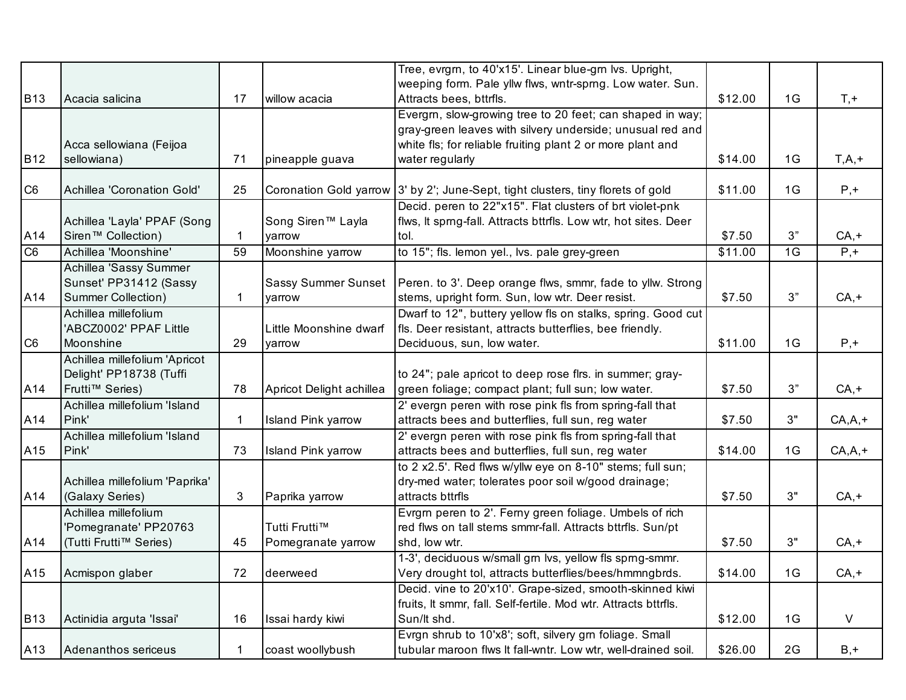| | | | | | | | |
|---|---|---|---|---|---|---|---|
| B13 | Acacia salicina | 17 | willow acacia | Tree, evrgrn, to 40'x15'. Linear blue-grn lvs. Upright, weeping form. Pale yllw flws, wntr-sprng. Low water. Sun. Attracts bees, bttrfls. | $12.00 | 1G | T,+ |
| B12 | Acca sellowiana (Feijoa sellowiana) | 71 | pineapple guava | Evergrn, slow-growing tree to 20 feet; can shaped in way; gray-green leaves with silvery underside; unusual red and white fls; for reliable fruiting plant 2 or more plant and water regularly | $14.00 | 1G | T,A,+ |
| C6 | Achillea 'Coronation Gold' | 25 | Coronation Gold yarrow | 3' by 2'; June-Sept, tight clusters, tiny florets of gold | $11.00 | 1G | P,+ |
| A14 | Achillea 'Layla' PPAF (Song Siren™ Collection) | 1 | Song Siren™ Layla yarrow | Decid. peren to 22"x15". Flat clusters of brt violet-pnk flws, lt sprng-fall. Attracts bttrfls. Low wtr, hot sites. Deer tol. | $7.50 | 3" | CA,+ |
| C6 | Achillea 'Moonshine' | 59 | Moonshine yarrow | to 15"; fls. lemon yel., lvs. pale grey-green | $11.00 | 1G | P,+ |
| A14 | Achillea 'Sassy Summer Sunset' PP31412 (Sassy Summer Collection) | 1 | Sassy Summer Sunset yarrow | Peren. to 3'. Deep orange flws, smmr, fade to yllw. Strong stems, upright form. Sun, low wtr. Deer resist. | $7.50 | 3" | CA,+ |
| C6 | Achillea millefolium 'ABCZ0002' PPAF Little Moonshine | 29 | Little Moonshine dwarf yarrow | Dwarf to 12", buttery yellow fls on stalks, spring. Good cut fls. Deer resistant, attracts butterflies, bee friendly. Deciduous, sun, low water. | $11.00 | 1G | P,+ |
| A14 | Achillea millefolium 'Apricot Delight' PP18738 (Tuffi Frutti™ Series) | 78 | Apricot Delight achillea | to 24"; pale apricot to deep rose flrs. in summer; gray-green foliage; compact plant; full sun; low water. | $7.50 | 3" | CA,+ |
| A14 | Achillea millefolium 'Island Pink' | 1 | Island Pink yarrow | 2' evergn peren with rose pink fls from spring-fall that attracts bees and butterflies, full sun, reg water | $7.50 | 3" | CA,A,+ |
| A15 | Achillea millefolium 'Island Pink' | 73 | Island Pink yarrow | 2' evergn peren with rose pink fls from spring-fall that attracts bees and butterflies, full sun, reg water | $14.00 | 1G | CA,A,+ |
| A14 | Achillea millefolium 'Paprika' (Galaxy Series) | 3 | Paprika yarrow | to 2 x2.5'. Red flws w/yllw eye on 8-10" stems; full sun; dry-med water; tolerates poor soil w/good drainage; attracts bttrfls | $7.50 | 3" | CA,+ |
| A14 | Achillea millefolium 'Pomegranate' PP20763 (Tutti Frutti™ Series) | 45 | Tutti Frutti™ Pomegranate yarrow | Evrgrn peren to 2'. Ferny green foliage. Umbels of rich red flws on tall stems smmr-fall. Attracts bttrfls. Sun/pt shd, low wtr. | $7.50 | 3" | CA,+ |
| A15 | Acmispon glaber | 72 | deerweed | 1-3', deciduous w/small grn lvs, yellow fls sprng-smmr. Very drought tol, attracts butterflies/bees/hmmngbrds. | $14.00 | 1G | CA,+ |
| B13 | Actinidia arguta 'Issai' | 16 | Issai hardy kiwi | Decid. vine to 20'x10'. Grape-sized, smooth-skinned kiwi fruits, lt smmr, fall. Self-fertile. Mod wtr. Attracts bttrfls. Sun/lt shd. | $12.00 | 1G | V |
| A13 | Adenanthos sericeus | 1 | coast woollybush | Evrgn shrub to 10'x8'; soft, silvery grn foliage. Small tubular maroon flws lt fall-wntr. Low wtr, well-drained soil. | $26.00 | 2G | B,+ |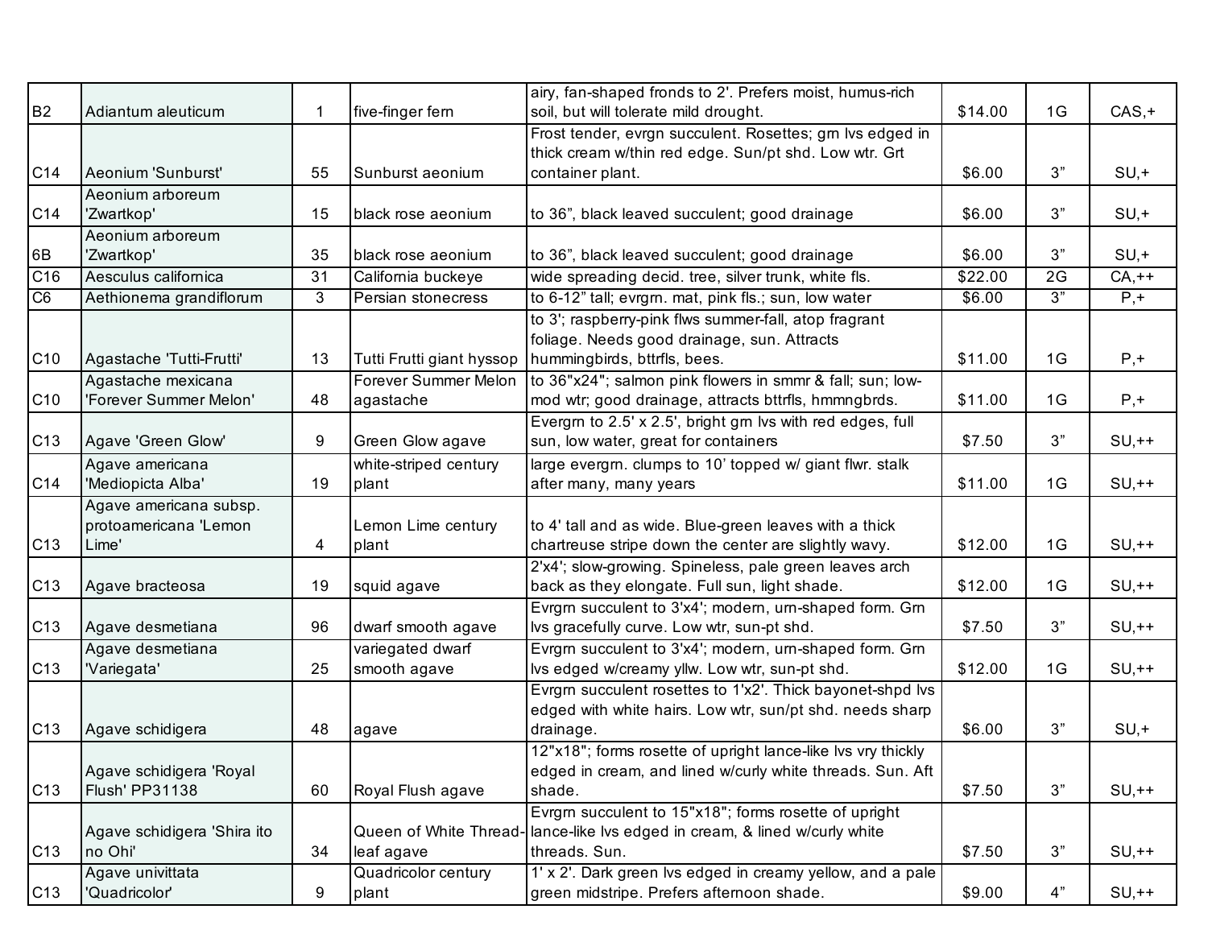| | | | | | | | |
|---|---|---|---|---|---|---|---|
| B2 | Adiantum aleuticum | 1 | five-finger fern | airy, fan-shaped fronds to 2'. Prefers moist, humus-rich soil, but will tolerate mild drought. | $14.00 | 1G | CAS,+ |
| C14 | Aeonium 'Sunburst' | 55 | Sunburst aeonium | Frost tender, evrgn succulent. Rosettes; grn lvs edged in thick cream w/thin red edge. Sun/pt shd. Low wtr. Grt container plant. | $6.00 | 3” | SU,+ |
| C14 | Aeonium arboreum 'Zwartkop' | 15 | black rose aeonium | to 36”, black leaved succulent; good drainage | $6.00 | 3” | SU,+ |
| 6B | Aeonium arboreum 'Zwartkop' | 35 | black rose aeonium | to 36”, black leaved succulent; good drainage | $6.00 | 3” | SU,+ |
| C16 | Aesculus californica | 31 | California buckeye | wide spreading decid. tree, silver trunk, white fls. | $22.00 | 2G | CA,++ |
| C6 | Aethionema grandiflorum | 3 | Persian stonecress | to 6-12” tall; evrgrn. mat, pink fls.; sun, low water | $6.00 | 3” | P,+ |
| C10 | Agastache 'Tutti-Frutti' | 13 | Tutti Frutti giant hyssop | to 3'; raspberry-pink flws summer-fall, atop fragrant foliage. Needs good drainage, sun. Attracts hummingbirds, bttrfls, bees. | $11.00 | 1G | P,+ |
| C10 | Agastache mexicana 'Forever Summer Melon' | 48 | Forever Summer Melon agastache | to 36"x24"; salmon pink flowers in smmr & fall; sun; low-mod wtr; good drainage, attracts bttrfls, hmmngbrds. | $11.00 | 1G | P,+ |
| C13 | Agave 'Green Glow' | 9 | Green Glow agave | Evergrn to 2.5' x 2.5', bright grn lvs with red edges, full sun, low water, great for containers | $7.50 | 3” | SU,++ |
| C14 | Agave americana 'Mediopicta Alba' | 19 | white-striped century plant | large evergrn. clumps to 10’ topped w/ giant flwr. stalk after many, many years | $11.00 | 1G | SU,++ |
| C13 | Agave americana subsp. protoamericana 'Lemon Lime' | 4 | Lemon Lime century plant | to 4' tall and as wide. Blue-green leaves with a thick chartreuse stripe down the center are slightly wavy. | $12.00 | 1G | SU,++ |
| C13 | Agave bracteosa | 19 | squid agave | 2'x4'; slow-growing. Spineless, pale green leaves arch back as they elongate. Full sun, light shade. | $12.00 | 1G | SU,++ |
| C13 | Agave desmetiana | 96 | dwarf smooth agave | Evrgrn succulent to 3'x4'; modern, urn-shaped form. Grn lvs gracefully curve. Low wtr, sun-pt shd. | $7.50 | 3” | SU,++ |
| C13 | Agave desmetiana 'Variegata' | 25 | variegated dwarf smooth agave | Evrgrn succulent to 3'x4'; modern, urn-shaped form. Grn lvs edged w/creamy yllw. Low wtr, sun-pt shd. | $12.00 | 1G | SU,++ |
| C13 | Agave schidigera | 48 | agave | Evrgrn succulent rosettes to 1'x2'. Thick bayonet-shpd lvs edged with white hairs. Low wtr, sun/pt shd. needs sharp drainage. | $6.00 | 3” | SU,+ |
| C13 | Agave schidigera 'Royal Flush' PP31138 | 60 | Royal Flush agave | 12"x18"; forms rosette of upright lance-like lvs vry thickly edged in cream, and lined w/curly white threads. Sun. Aft shade. | $7.50 | 3” | SU,++ |
| C13 | Agave schidigera 'Shira ito no Ohi' | 34 | Queen of White Thread-leaf agave | Evrgrn succulent to 15"x18"; forms rosette of upright lance-like lvs edged in cream, & lined w/curly white threads. Sun. | $7.50 | 3” | SU,++ |
| C13 | Agave univittata 'Quadricolor' | 9 | Quadricolor century plant | 1' x 2'. Dark green lvs edged in creamy yellow, and a pale green midstripe. Prefers afternoon shade. | $9.00 | 4” | SU,++ |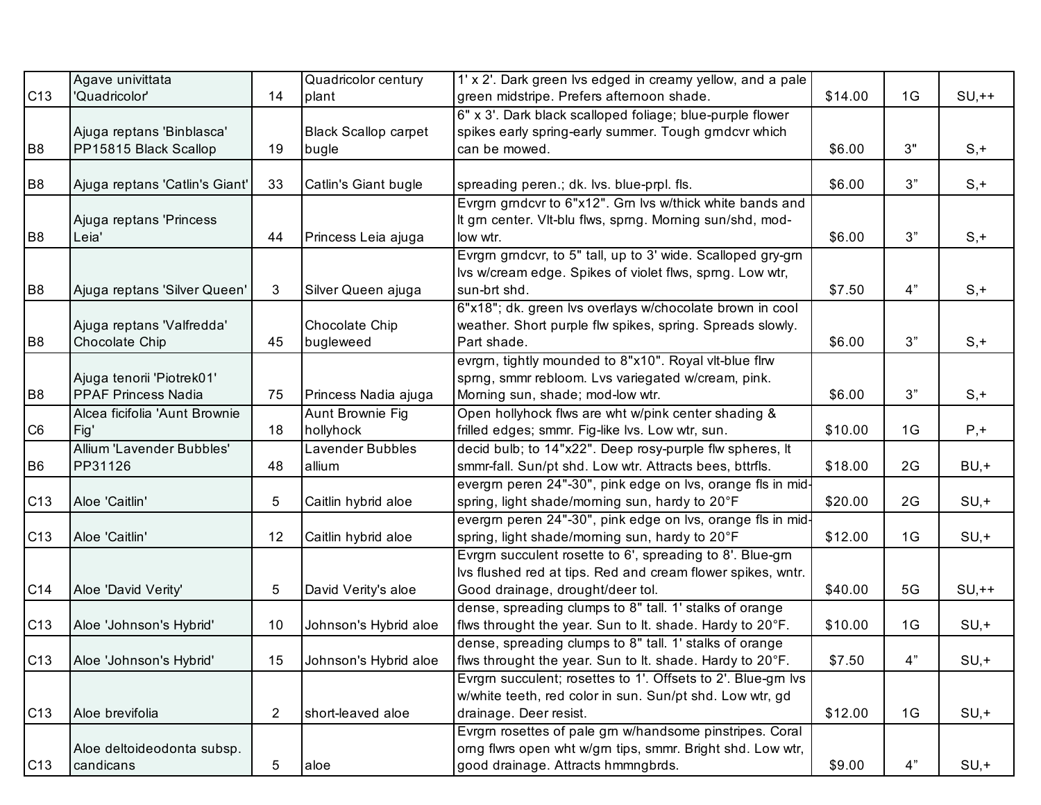| | | | | | | | |
|---|---|---|---|---|---|---|---|
| C13 | Agave univittata 'Quadricolor' | 14 | Quadricolor century plant | 1' x 2'. Dark green lvs edged in creamy yellow, and a pale green midstripe. Prefers afternoon shade. | $14.00 | 1G | SU,++ |
| B8 | Ajuga reptans 'Binblasca' PP15815 Black Scallop | 19 | Black Scallop carpet bugle | 6" x 3'. Dark black scalloped foliage; blue-purple flower spikes early spring-early summer. Tough grndcvr which can be mowed. | $6.00 | 3" | S,+ |
| B8 | Ajuga reptans 'Catlin's Giant' | 33 | Catlin's Giant bugle | spreading peren.; dk. lvs. blue-prpl. fls. | $6.00 | 3” | S,+ |
| B8 | Ajuga reptans 'Princess Leia' | 44 | Princess Leia ajuga | Evrgrn grndcvr to 6"x12". Grn lvs w/thick white bands and lt grn center. Vlt-blu flws, sprng. Morning sun/shd, mod-low wtr. | $6.00 | 3” | S,+ |
| B8 | Ajuga reptans 'Silver Queen' | 3 | Silver Queen ajuga | Evrgrn grndcvr, to 5" tall, up to 3' wide. Scalloped gry-grn lvs w/cream edge. Spikes of violet flws, sprng. Low wtr, sun-brt shd. | $7.50 | 4” | S,+ |
| B8 | Ajuga reptans 'Valfredda' Chocolate Chip | 45 | Chocolate Chip bugleweed | 6"x18"; dk. green lvs overlays w/chocolate brown in cool weather. Short purple flw spikes, spring. Spreads slowly. Part shade. | $6.00 | 3” | S,+ |
| B8 | Ajuga tenorii 'Piotrek01' PPAF Princess Nadia | 75 | Princess Nadia ajuga | evrgrn, tightly mounded to 8"x10". Royal vlt-blue flrw sprng, smmr rebloom. Lvs variegated w/cream, pink. Morning sun, shade; mod-low wtr. | $6.00 | 3” | S,+ |
| C6 | Alcea ficifolia 'Aunt Brownie Fig' | 18 | Aunt Brownie Fig hollyhock | Open hollyhock flws are wht w/pink center shading & frilled edges; smmr. Fig-like lvs. Low wtr, sun. | $10.00 | 1G | P,+ |
| B6 | Allium 'Lavender Bubbles' PP31126 | 48 | Lavender Bubbles allium | decid bulb; to 14"x22". Deep rosy-purple flw spheres, lt smmr-fall. Sun/pt shd. Low wtr. Attracts bees, bttrfls. | $18.00 | 2G | BU,+ |
| C13 | Aloe 'Caitlin' | 5 | Caitlin hybrid aloe | evergrn peren 24"-30", pink edge on lvs, orange fls in mid-spring, light shade/morning sun, hardy to 20°F | $20.00 | 2G | SU,+ |
| C13 | Aloe 'Caitlin' | 12 | Caitlin hybrid aloe | evergrn peren 24"-30", pink edge on lvs, orange fls in mid-spring, light shade/morning sun, hardy to 20°F | $12.00 | 1G | SU,+ |
| C14 | Aloe 'David Verity' | 5 | David Verity's aloe | Evrgrn succulent rosette to 6', spreading to 8'. Blue-grn lvs flushed red at tips. Red and cream flower spikes, wntr. Good drainage, drought/deer tol. | $40.00 | 5G | SU,++ |
| C13 | Aloe 'Johnson's Hybrid' | 10 | Johnson's Hybrid aloe | dense, spreading clumps to 8" tall. 1' stalks of orange flws throught the year. Sun to lt. shade. Hardy to 20°F. | $10.00 | 1G | SU,+ |
| C13 | Aloe 'Johnson's Hybrid' | 15 | Johnson's Hybrid aloe | dense, spreading clumps to 8" tall. 1' stalks of orange flws throught the year. Sun to lt. shade. Hardy to 20°F. | $7.50 | 4” | SU,+ |
| C13 | Aloe brevifolia | 2 | short-leaved aloe | Evrgrn succulent; rosettes to 1'. Offsets to 2'. Blue-grn lvs w/white teeth, red color in sun. Sun/pt shd. Low wtr, gd drainage. Deer resist. | $12.00 | 1G | SU,+ |
| C13 | Aloe deltoideodonta subsp. candicans | 5 | aloe | Evrgrn rosettes of pale grn w/handsome pinstripes. Coral orng flwrs open wht w/grn tips, smmr. Bright shd. Low wtr, good drainage. Attracts hmmngbrds. | $9.00 | 4” | SU,+ |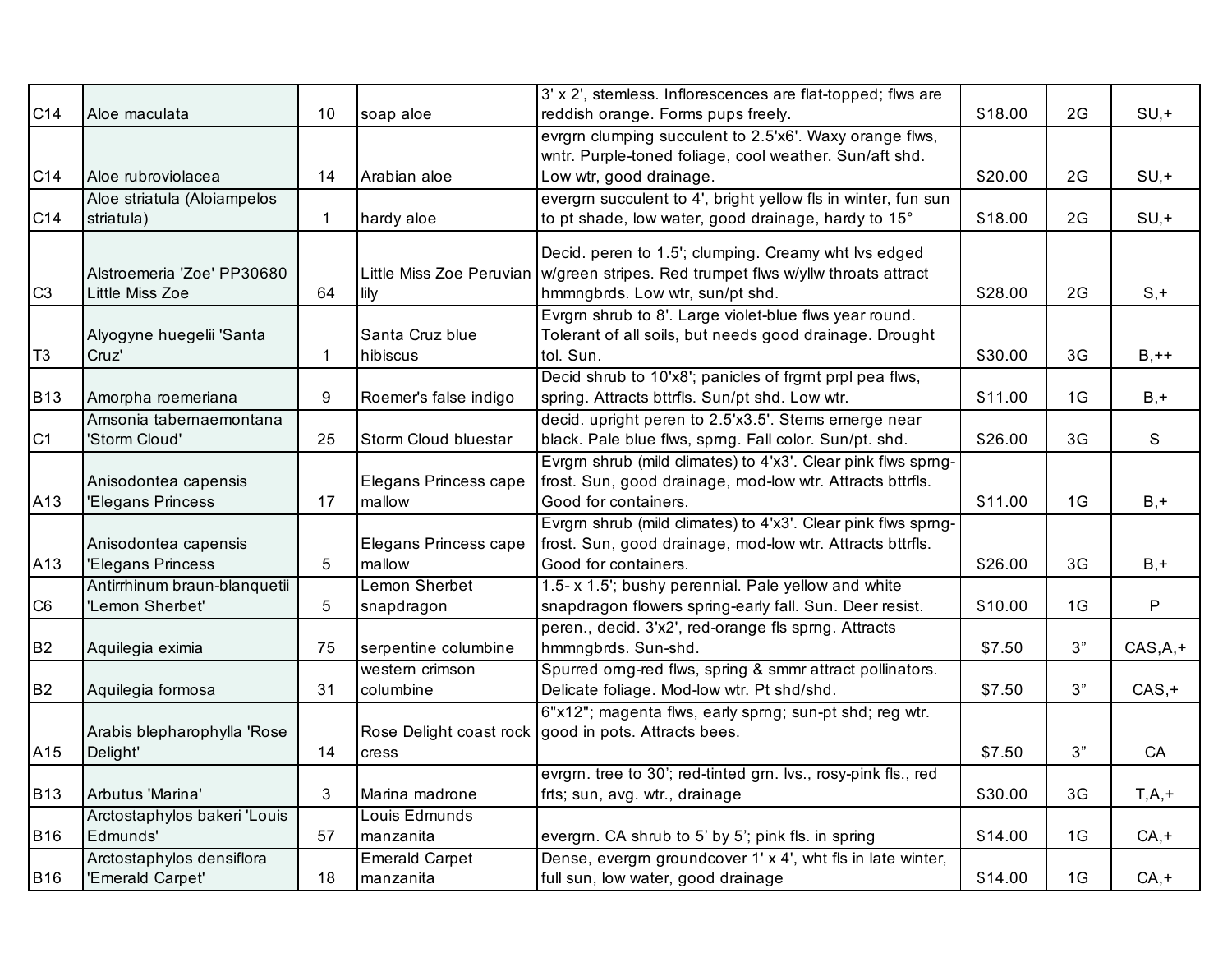| | | | | | | | |
|---|---|---|---|---|---|---|---|
| C14 | Aloe maculata | 10 | soap aloe | 3' x 2', stemless. Inflorescences are flat-topped; flws are reddish orange. Forms pups freely. | $18.00 | 2G | SU,+ |
| C14 | Aloe rubroviolacea | 14 | Arabian aloe | evrgrn clumping succulent to 2.5'x6'. Waxy orange flws, wntr. Purple-toned foliage, cool weather. Sun/aft shd. Low wtr, good drainage. | $20.00 | 2G | SU,+ |
| C14 | Aloe striatula (Aloiampelos striatula) | 1 | hardy aloe | evergrn succulent to 4', bright yellow fls in winter, fun sun to pt shade, low water, good drainage, hardy to 15° | $18.00 | 2G | SU,+ |
| C3 | Alstroemeria 'Zoe' PP30680 Little Miss Zoe | 64 | Little Miss Zoe Peruvian lily | Decid. peren to 1.5'; clumping. Creamy wht lvs edged w/green stripes. Red trumpet flws w/yllw throats attract hmmngbrds. Low wtr, sun/pt shd. | $28.00 | 2G | S,+ |
| T3 | Alyogyne huegelii 'Santa Cruz' | 1 | Santa Cruz blue hibiscus | Evrgrn shrub to 8'. Large violet-blue flws year round. Tolerant of all soils, but needs good drainage. Drought tol. Sun. | $30.00 | 3G | B,++ |
| B13 | Amorpha roemeriana | 9 | Roemer's false indigo | Decid shrub to 10'x8'; panicles of frgrnt prpl pea flws, spring. Attracts bttrfls. Sun/pt shd. Low wtr. | $11.00 | 1G | B,+ |
| C1 | Amsonia tabernaemontana 'Storm Cloud' | 25 | Storm Cloud bluestar | decid. upright peren to 2.5'x3.5'. Stems emerge near black. Pale blue flws, sprng. Fall color. Sun/pt. shd. | $26.00 | 3G | S |
| A13 | Anisodontea capensis 'Elegans Princess | 17 | Elegans Princess cape mallow | Evrgrn shrub (mild climates) to 4'x3'. Clear pink flws sprng-frost. Sun, good drainage, mod-low wtr. Attracts bttrfls. Good for containers. | $11.00 | 1G | B,+ |
| A13 | Anisodontea capensis 'Elegans Princess | 5 | Elegans Princess cape mallow | Evrgrn shrub (mild climates) to 4'x3'. Clear pink flws sprng-frost. Sun, good drainage, mod-low wtr. Attracts bttrfls. Good for containers. | $26.00 | 3G | B,+ |
| C6 | Antirrhinum braun-blanquetii 'Lemon Sherbet' | 5 | Lemon Sherbet snapdragon | 1.5- x 1.5'; bushy perennial. Pale yellow and white snapdragon flowers spring-early fall. Sun. Deer resist. | $10.00 | 1G | P |
| B2 | Aquilegia eximia | 75 | serpentine columbine | peren., decid. 3'x2', red-orange fls sprng. Attracts hmmngbrds. Sun-shd. | $7.50 | 3” | CAS,A,+ |
| B2 | Aquilegia formosa | 31 | western crimson columbine | Spurred orng-red flws, spring & smmr attract pollinators. Delicate foliage. Mod-low wtr. Pt shd/shd. | $7.50 | 3” | CAS,+ |
| A15 | Arabis blepharophylla 'Rose Delight' | 14 | Rose Delight coast rock cress | 6"x12"; magenta flws, early sprng; sun-pt shd; reg wtr. good in pots. Attracts bees. | $7.50 | 3” | CA |
| B13 | Arbutus 'Marina' | 3 | Marina madrone | evrgrn. tree to 30'; red-tinted grn. lvs., rosy-pink fls., red frts; sun, avg. wtr., drainage | $30.00 | 3G | T,A,+ |
| B16 | Arctostaphylos bakeri 'Louis Edmunds' | 57 | Louis Edmunds manzanita | evergrn. CA shrub to 5' by 5'; pink fls. in spring | $14.00 | 1G | CA,+ |
| B16 | Arctostaphylos densiflora 'Emerald Carpet' | 18 | Emerald Carpet manzanita | Dense, evergrn groundcover 1' x 4', wht fls in late winter, full sun, low water, good drainage | $14.00 | 1G | CA,+ |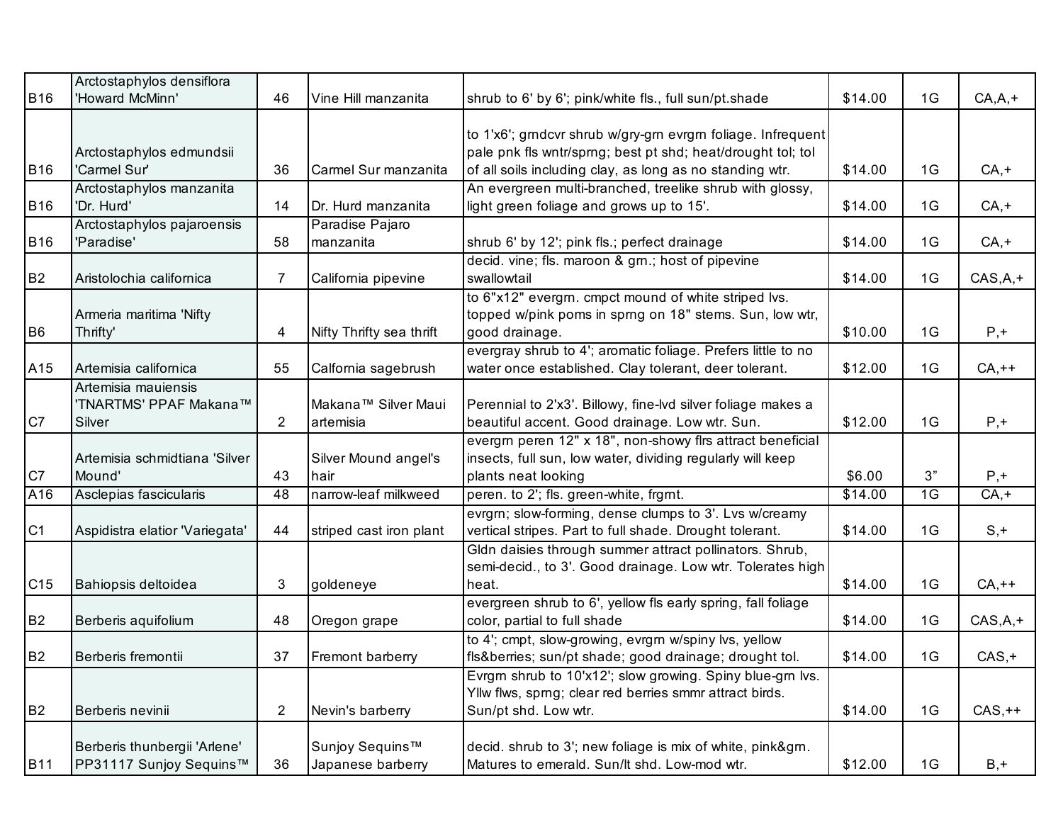| | | | | | | | |
|---|---|---|---|---|---|---|---|
| B16 | Arctostaphylos densiflora 'Howard McMinn' | 46 | Vine Hill manzanita | shrub to 6' by 6'; pink/white fls., full sun/pt.shade | $14.00 | 1G | CA,A,+ |
| B16 | Arctostaphylos edmundsii 'Carmel Sur' | 36 | Carmel Sur manzanita | to 1'x6'; grndcvr shrub w/gry-grn evrgrn foliage. Infrequent pale pnk fls wntr/sprng; best pt shd; heat/drought tol; tol of all soils including clay, as long as no standing wtr. | $14.00 | 1G | CA,+ |
| B16 | Arctostaphylos manzanita 'Dr. Hurd' | 14 | Dr. Hurd manzanita | An evergreen multi-branched, treelike shrub with glossy, light green foliage and grows up to 15'. | $14.00 | 1G | CA,+ |
| B16 | Arctostaphylos pajaroensis 'Paradise' | 58 | Paradise Pajaro manzanita | shrub 6' by 12'; pink fls.; perfect drainage | $14.00 | 1G | CA,+ |
| B2 | Aristolochia californica | 7 | California pipevine | decid. vine; fls. maroon & grn.; host of pipevine swallowtail | $14.00 | 1G | CAS,A,+ |
| B6 | Armeria maritima 'Nifty Thrifty' | 4 | Nifty Thrifty sea thrift | to 6"x12" evergrn. cmpct mound of white striped lvs. topped w/pink poms in sprng on 18" stems. Sun, low wtr, good drainage. | $10.00 | 1G | P,+ |
| A15 | Artemisia californica | 55 | Calfornia sagebrush | evergray shrub to 4'; aromatic foliage. Prefers little to no water once established. Clay tolerant, deer tolerant. | $12.00 | 1G | CA,++ |
| C7 | Artemisia mauiensis 'TNARTMS' PPAF Makana™ Silver | 2 | Makana™ Silver Maui artemisia | Perennial to 2'x3'. Billowy, fine-lvd silver foliage makes a beautiful accent. Good drainage. Low wtr. Sun. | $12.00 | 1G | P,+ |
| C7 | Artemisia schmidtiana 'Silver Mound' | 43 | Silver Mound angel's hair | evergrn peren 12" x 18", non-showy flrs attract beneficial insects, full sun, low water, dividing regularly will keep plants neat looking | $6.00 | 3” | P,+ |
| A16 | Asclepias fascicularis | 48 | narrow-leaf milkweed | peren. to 2'; fls. green-white, frgrnt. | $14.00 | 1G | CA,+ |
| C1 | Aspidistra elatior 'Variegata' | 44 | striped cast iron plant | evrgrn; slow-forming, dense clumps to 3'. Lvs w/creamy vertical stripes. Part to full shade. Drought tolerant. | $14.00 | 1G | S,+ |
| C15 | Bahiopsis deltoidea | 3 | goldeneye | Gldn daisies through summer attract pollinators. Shrub, semi-decid., to 3'. Good drainage. Low wtr. Tolerates high heat. | $14.00 | 1G | CA,++ |
| B2 | Berberis aquifolium | 48 | Oregon grape | evergreen shrub to 6', yellow fls early spring, fall foliage color, partial to full shade | $14.00 | 1G | CAS,A,+ |
| B2 | Berberis fremontii | 37 | Fremont barberry | to 4'; cmpt, slow-growing, evrgrn w/spiny lvs, yellow fls&berries; sun/pt shade; good drainage; drought tol. | $14.00 | 1G | CAS,+ |
| B2 | Berberis nevinii | 2 | Nevin's barberry | Evrgrn shrub to 10'x12'; slow growing. Spiny blue-grn lvs. Yllw flws, sprng; clear red berries smmr attract birds. Sun/pt shd. Low wtr. | $14.00 | 1G | CAS,++ |
| B11 | Berberis thunbergii 'Arlene' PP31117 Sunjoy Sequins™ | 36 | Sunjoy Sequins™ Japanese barberry | decid. shrub to 3'; new foliage is mix of white, pink&grn. Matures to emerald. Sun/lt shd. Low-mod wtr. | $12.00 | 1G | B,+ |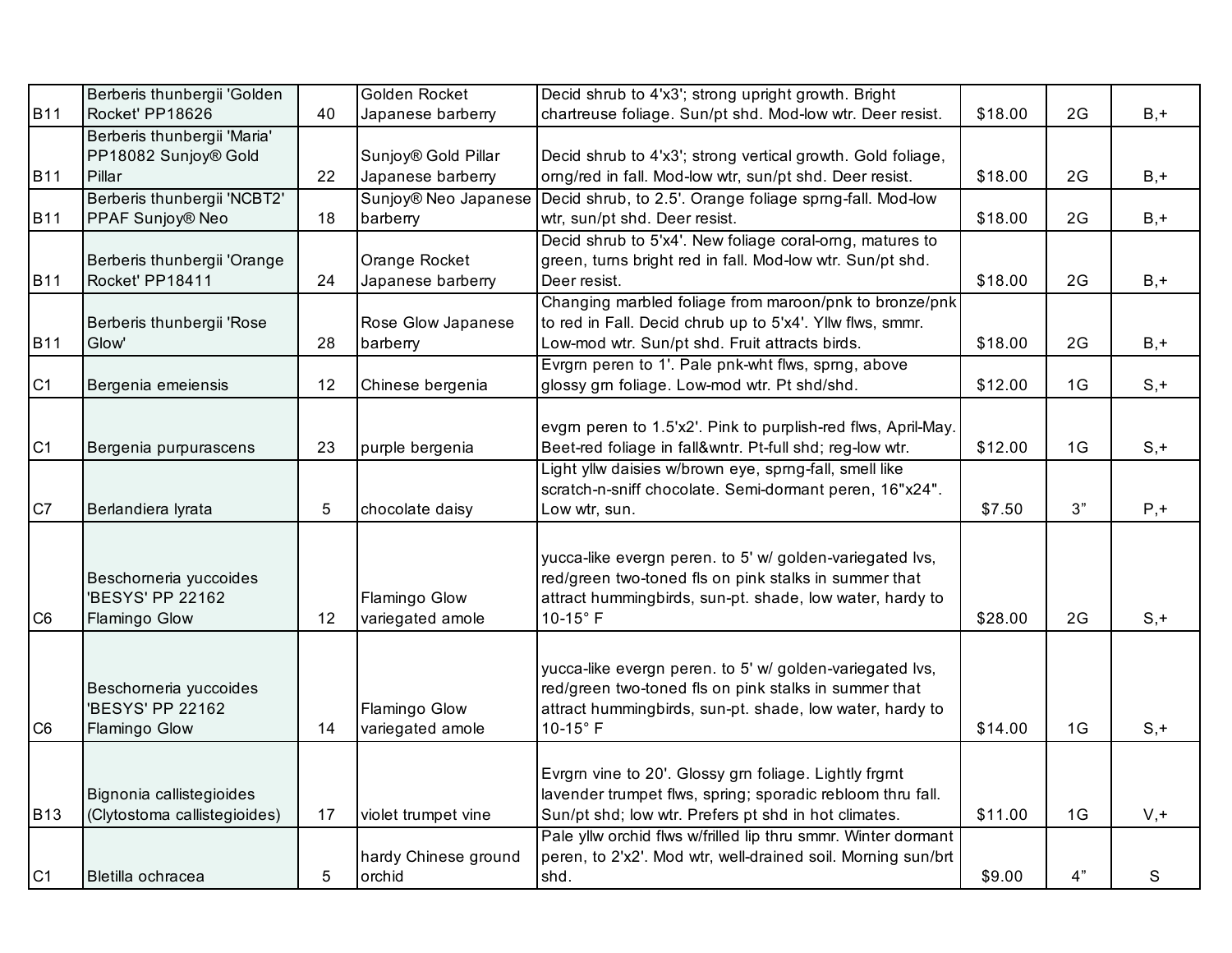| | | | | | | | |
|---|---|---|---|---|---|---|---|
| B11 | Berberis thunbergii 'Golden Rocket' PP18626 | 40 | Golden Rocket Japanese barberry | Decid shrub to 4'x3'; strong upright growth. Bright chartreuse foliage. Sun/pt shd. Mod-low wtr. Deer resist. | $18.00 | 2G | B,+ |
| B11 | Berberis thunbergii 'Maria' PP18082 Sunjoy® Gold Pillar | 22 | Sunjoy® Gold Pillar Japanese barberry | Decid shrub to 4'x3'; strong vertical growth. Gold foliage, orng/red in fall. Mod-low wtr, sun/pt shd. Deer resist. | $18.00 | 2G | B,+ |
| B11 | Berberis thunbergii 'NCBT2' PPAF Sunjoy® Neo | 18 | Sunjoy® Neo Japanese barberry | Decid shrub, to 2.5'. Orange foliage sprng-fall. Mod-low wtr, sun/pt shd. Deer resist. | $18.00 | 2G | B,+ |
| B11 | Berberis thunbergii 'Orange Rocket' PP18411 | 24 | Orange Rocket Japanese barberry | Decid shrub to 5'x4'. New foliage coral-orng, matures to green, turns bright red in fall. Mod-low wtr. Sun/pt shd. Deer resist. | $18.00 | 2G | B,+ |
| B11 | Berberis thunbergii 'Rose Glow' | 28 | Rose Glow Japanese barberry | Changing marbled foliage from maroon/pnk to bronze/pnk to red in Fall. Decid chrub up to 5'x4'. Yllw flws, smmr. Low-mod wtr. Sun/pt shd. Fruit attracts birds. | $18.00 | 2G | B,+ |
| C1 | Bergenia emeiensis | 12 | Chinese bergenia | Evrgrn peren to 1'. Pale pnk-wht flws, sprng, above glossy grn foliage. Low-mod wtr. Pt shd/shd. | $12.00 | 1G | S,+ |
| C1 | Bergenia purpurascens | 23 | purple bergenia | evgrn peren to 1.5'x2'. Pink to purplish-red flws, April-May. Beet-red foliage in fall&wntr. Pt-full shd; reg-low wtr. | $12.00 | 1G | S,+ |
| C7 | Berlandiera lyrata | 5 | chocolate daisy | Light yllw daisies w/brown eye, sprng-fall, smell like scratch-n-sniff chocolate. Semi-dormant peren, 16"x24". Low wtr, sun. | $7.50 | 3” | P,+ |
| C6 | Beschorneria yuccoides 'BESYS' PP 22162 Flamingo Glow | 12 | Flamingo Glow variegated amole | yucca-like evergn peren. to 5' w/ golden-variegated lvs, red/green two-toned fls on pink stalks in summer that attract hummingbirds, sun-pt. shade, low water, hardy to 10-15° F | $28.00 | 2G | S,+ |
| C6 | Beschorneria yuccoides 'BESYS' PP 22162 Flamingo Glow | 14 | Flamingo Glow variegated amole | yucca-like evergn peren. to 5' w/ golden-variegated lvs, red/green two-toned fls on pink stalks in summer that attract hummingbirds, sun-pt. shade, low water, hardy to 10-15° F | $14.00 | 1G | S,+ |
| B13 | Bignonia callistegioides (Clytostoma callistegioides) | 17 | violet trumpet vine | Evrgrn vine to 20'. Glossy grn foliage. Lightly frgrnt lavender trumpet flws, spring; sporadic rebloom thru fall. Sun/pt shd; low wtr. Prefers pt shd in hot climates. | $11.00 | 1G | V,+ |
| C1 | Bletilla ochracea | 5 | hardy Chinese ground orchid | Pale yllw orchid flws w/frilled lip thru smmr. Winter dormant peren, to 2'x2'. Mod wtr, well-drained soil. Morning sun/brt shd. | $9.00 | 4” | S |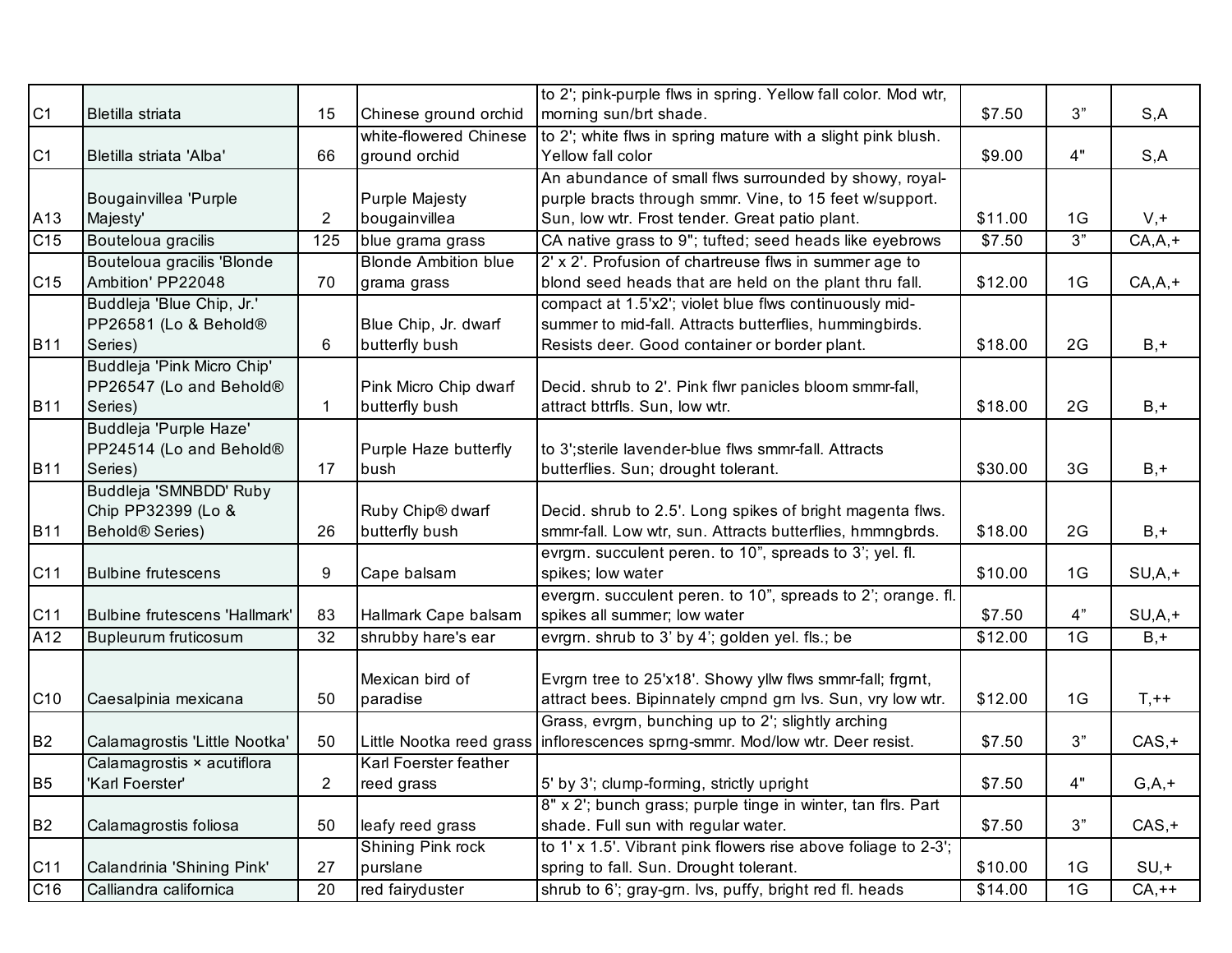| | | | | | | | |
|---|---|---|---|---|---|---|---|
| C1 | Bletilla striata | 15 | Chinese ground orchid | to 2'; pink-purple flws in spring. Yellow fall color. Mod wtr, morning sun/brt shade. | $7.50 | 3” | S,A |
| C1 | Bletilla striata 'Alba' | 66 | white-flowered Chinese ground orchid | to 2'; white flws in spring mature with a slight pink blush. Yellow fall color | $9.00 | 4" | S,A |
| A13 | Bougainvillea 'Purple Majesty' | 2 | Purple Majesty bougainvillea | An abundance of small flws surrounded by showy, royal-purple bracts through smmr. Vine, to 15 feet w/support. Sun, low wtr. Frost tender. Great patio plant. | $11.00 | 1G | V,+ |
| C15 | Bouteloua gracilis | 125 | blue grama grass | CA native grass to 9"; tufted; seed heads like eyebrows | $7.50 | 3” | CA,A,+ |
| C15 | Bouteloua gracilis 'Blonde Ambition' PP22048 | 70 | Blonde Ambition blue grama grass | 2' x 2'. Profusion of chartreuse flws in summer age to blond seed heads that are held on the plant thru fall. | $12.00 | 1G | CA,A,+ |
| B11 | Buddleja 'Blue Chip, Jr.' PP26581 (Lo & Behold® Series) | 6 | Blue Chip, Jr. dwarf butterfly bush | compact at 1.5'x2'; violet blue flws continuously mid-summer to mid-fall. Attracts butterflies, hummingbirds. Resists deer. Good container or border plant. | $18.00 | 2G | B,+ |
| B11 | Buddleja 'Pink Micro Chip' PP26547 (Lo and Behold® Series) | 1 | Pink Micro Chip dwarf butterfly bush | Decid. shrub to 2'. Pink flwr panicles bloom smmr-fall, attract bttrfls. Sun, low wtr. | $18.00 | 2G | B,+ |
| B11 | Buddleja 'Purple Haze' PP24514 (Lo and Behold® Series) | 17 | Purple Haze butterfly bush | to 3';sterile lavender-blue flws smmr-fall. Attracts butterflies. Sun; drought tolerant. | $30.00 | 3G | B,+ |
| B11 | Buddleja 'SMNBDD' Ruby Chip PP32399 (Lo & Behold® Series) | 26 | Ruby Chip® dwarf butterfly bush | Decid. shrub to 2.5'. Long spikes of bright magenta flws. smmr-fall. Low wtr, sun. Attracts butterflies, hmmngbrds. | $18.00 | 2G | B,+ |
| C11 | Bulbine frutescens | 9 | Cape balsam | evrgrn. succulent peren. to 10”, spreads to 3’; yel. fl. spikes; low water | $10.00 | 1G | SU,A,+ |
| C11 | Bulbine frutescens 'Hallmark' | 83 | Hallmark Cape balsam | evergrn. succulent peren. to 10”, spreads to 2’; orange. fl. spikes all summer; low water | $7.50 | 4” | SU,A,+ |
| A12 | Bupleurum fruticosum | 32 | shrubby hare's ear | evrgrn. shrub to 3’ by 4’; golden yel. fls.; be | $12.00 | 1G | B,+ |
| C10 | Caesalpinia mexicana | 50 | Mexican bird of paradise | Evrgrn tree to 25'x18'. Showy yllw flws smmr-fall; frgrnt, attract bees. Bipinnately cmpnd grn lvs. Sun, vry low wtr. | $12.00 | 1G | T,++ |
| B2 | Calamagrostis 'Little Nootka' | 50 | Little Nootka reed grass | Grass, evrgrn, bunching up to 2'; slightly arching inflorescences sprng-smmr. Mod/low wtr. Deer resist. | $7.50 | 3” | CAS,+ |
| B5 | Calamagrostis × acutiflora 'Karl Foerster' | 2 | Karl Foerster feather reed grass | 5' by 3'; clump-forming, strictly upright | $7.50 | 4" | G,A,+ |
| B2 | Calamagrostis foliosa | 50 | leafy reed grass | 8" x 2'; bunch grass; purple tinge in winter, tan flrs. Part shade. Full sun with regular water. | $7.50 | 3” | CAS,+ |
| C11 | Calandrinia 'Shining Pink' | 27 | Shining Pink rock purslane | to 1' x 1.5'. Vibrant pink flowers rise above foliage to 2-3'; spring to fall. Sun. Drought tolerant. | $10.00 | 1G | SU,+ |
| C16 | Calliandra californica | 20 | red fairyduster | shrub to 6’; gray-grn. lvs, puffy, bright red fl. heads | $14.00 | 1G | CA,++ |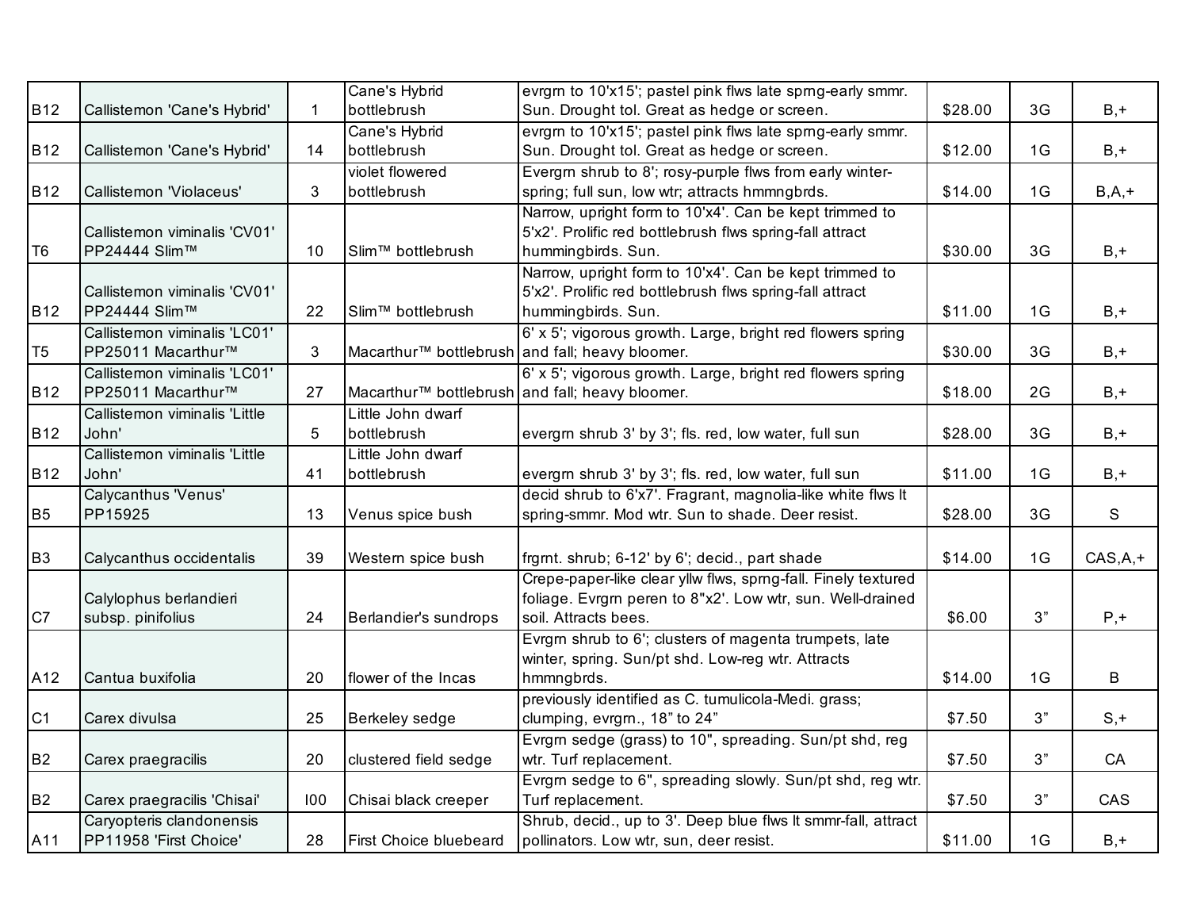| | | | | | | | |
|---|---|---|---|---|---|---|---|
| B12 | Callistemon 'Cane's Hybrid' | 1 | Cane's Hybrid bottlebrush | evrgrn to 10'x15'; pastel pink flws late sprng-early smmr. Sun. Drought tol. Great as hedge or screen. | $28.00 | 3G | B,+ |
| B12 | Callistemon 'Cane's Hybrid' | 14 | Cane's Hybrid bottlebrush | evrgrn to 10'x15'; pastel pink flws late sprng-early smmr. Sun. Drought tol. Great as hedge or screen. | $12.00 | 1G | B,+ |
| B12 | Callistemon 'Violaceus' | 3 | violet flowered bottlebrush | Evergrn shrub to 8'; rosy-purple flws from early winter-spring; full sun, low wtr; attracts hmmngbrds. | $14.00 | 1G | B,A,+ |
| T6 | Callistemon viminalis 'CV01' PP24444 Slim™ | 10 | Slim™ bottlebrush | Narrow, upright form to 10'x4'. Can be kept trimmed to 5'x2'. Prolific red bottlebrush flws spring-fall attract hummingbirds. Sun. | $30.00 | 3G | B,+ |
| B12 | Callistemon viminalis 'CV01' PP24444 Slim™ | 22 | Slim™ bottlebrush | Narrow, upright form to 10'x4'. Can be kept trimmed to 5'x2'. Prolific red bottlebrush flws spring-fall attract hummingbirds. Sun. | $11.00 | 1G | B,+ |
| T5 | Callistemon viminalis 'LC01' PP25011 Macarthur™ | 3 | Macarthur™ bottlebrush | 6' x 5'; vigorous growth. Large, bright red flowers spring and fall; heavy bloomer. | $30.00 | 3G | B,+ |
| B12 | Callistemon viminalis 'LC01' PP25011 Macarthur™ | 27 | Macarthur™ bottlebrush | 6' x 5'; vigorous growth. Large, bright red flowers spring and fall; heavy bloomer. | $18.00 | 2G | B,+ |
| B12 | Callistemon viminalis 'Little John' | 5 | Little John dwarf bottlebrush | evergrn shrub 3' by 3'; fls. red, low water, full sun | $28.00 | 3G | B,+ |
| B12 | Callistemon viminalis 'Little John' | 41 | Little John dwarf bottlebrush | evergrn shrub 3' by 3'; fls. red, low water, full sun | $11.00 | 1G | B,+ |
| B5 | Calycanthus 'Venus' PP15925 | 13 | Venus spice bush | decid shrub to 6'x7'. Fragrant, magnolia-like white flws lt spring-smmr. Mod wtr. Sun to shade. Deer resist. | $28.00 | 3G | S |
| B3 | Calycanthus occidentalis | 39 | Western spice bush | frgrnt. shrub; 6-12' by 6'; decid., part shade | $14.00 | 1G | CAS,A,+ |
| C7 | Calylophus berlandieri subsp. pinifolius | 24 | Berlandier's sundrops | Crepe-paper-like clear yllw flws, sprng-fall. Finely textured foliage. Evrgrn peren to 8"x2'. Low wtr, sun. Well-drained soil. Attracts bees. | $6.00 | 3" | P,+ |
| A12 | Cantua buxifolia | 20 | flower of the Incas | Evrgrn shrub to 6'; clusters of magenta trumpets, late winter, spring. Sun/pt shd. Low-reg wtr. Attracts hmmngbrds. | $14.00 | 1G | B |
| C1 | Carex divulsa | 25 | Berkeley sedge | previously identified as C. tumulicola-Medi. grass; clumping, evrgrn., 18" to 24" | $7.50 | 3" | S,+ |
| B2 | Carex praegracilis | 20 | clustered field sedge | Evrgrn sedge (grass) to 10", spreading. Sun/pt shd, reg wtr. Turf replacement. | $7.50 | 3" | CA |
| B2 | Carex praegracilis 'Chisai' | I00 | Chisai black creeper | Evrgrn sedge to 6", spreading slowly. Sun/pt shd, reg wtr. Turf replacement. | $7.50 | 3" | CAS |
| A11 | Caryopteris clandonensis PP11958 'First Choice' | 28 | First Choice bluebeard | Shrub, decid., up to 3'. Deep blue flws lt smmr-fall, attract pollinators. Low wtr, sun, deer resist. | $11.00 | 1G | B,+ |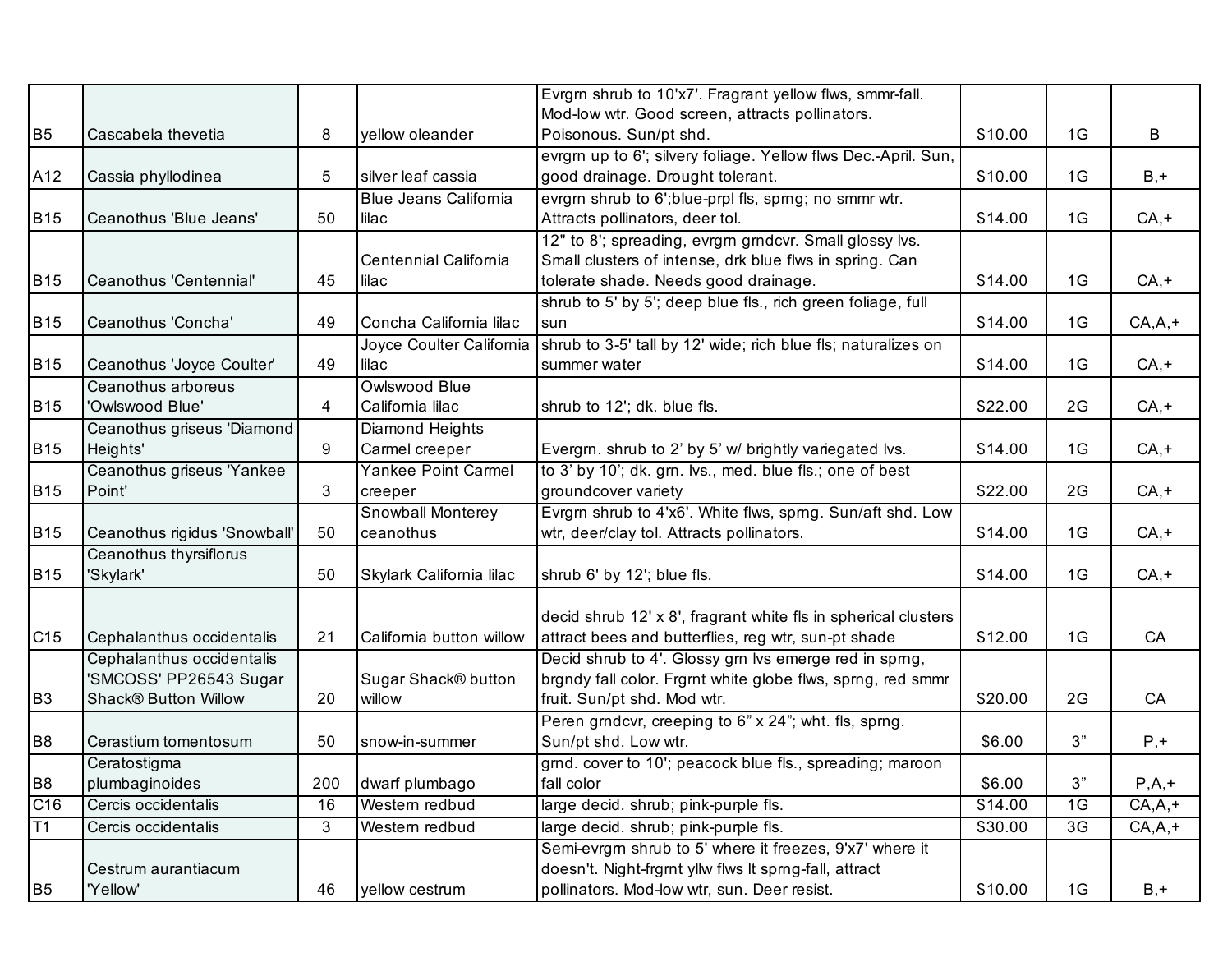| | | | | | | | |
|---|---|---|---|---|---|---|---|
| B5 | Cascabela thevetia | 8 | yellow oleander | Evrgrn shrub to 10'x7'. Fragrant yellow flws, smmr-fall. Mod-low wtr. Good screen, attracts pollinators. Poisonous. Sun/pt shd. | $10.00 | 1G | B |
| A12 | Cassia phyllodinea | 5 | silver leaf cassia | evrgrn up to 6'; silvery foliage. Yellow flws Dec.-April. Sun, good drainage. Drought tolerant. | $10.00 | 1G | B,+ |
| B15 | Ceanothus 'Blue Jeans' | 50 | Blue Jeans California lilac | evrgrn shrub to 6';blue-prpl fls, sprng; no smmr wtr. Attracts pollinators, deer tol. | $14.00 | 1G | CA,+ |
| B15 | Ceanothus 'Centennial' | 45 | Centennial California lilac | 12" to 8'; spreading, evrgrn grndcvr. Small glossy lvs. Small clusters of intense, drk blue flws in spring. Can tolerate shade. Needs good drainage. | $14.00 | 1G | CA,+ |
| B15 | Ceanothus 'Concha' | 49 | Concha California lilac | shrub to 5' by 5'; deep blue fls., rich green foliage, full sun | $14.00 | 1G | CA,A,+ |
| B15 | Ceanothus 'Joyce Coulter' | 49 | Joyce Coulter California lilac | shrub to 3-5' tall by 12' wide; rich blue fls; naturalizes on summer water | $14.00 | 1G | CA,+ |
| B15 | Ceanothus arboreus 'Owlswood Blue' | 4 | Owlswood Blue California lilac | shrub to 12'; dk. blue fls. | $22.00 | 2G | CA,+ |
| B15 | Ceanothus griseus 'Diamond Heights' | 9 | Diamond Heights Carmel creeper | Evergrn. shrub to 2' by 5' w/ brightly variegated lvs. | $14.00 | 1G | CA,+ |
| B15 | Ceanothus griseus 'Yankee Point' | 3 | Yankee Point Carmel creeper | to 3' by 10'; dk. grn. lvs., med. blue fls.; one of best groundcover variety | $22.00 | 2G | CA,+ |
| B15 | Ceanothus rigidus 'Snowball' | 50 | Snowball Monterey ceanothus | Evrgrn shrub to 4'x6'. White flws, sprng. Sun/aft shd. Low wtr, deer/clay tol. Attracts pollinators. | $14.00 | 1G | CA,+ |
| B15 | Ceanothus thyrsiflorus 'Skylark' | 50 | Skylark California lilac | shrub 6' by 12'; blue fls. | $14.00 | 1G | CA,+ |
| C15 | Cephalanthus occidentalis | 21 | California button willow | decid shrub 12' x 8', fragrant white fls in spherical clusters attract bees and butterflies, reg wtr, sun-pt shade | $12.00 | 1G | CA |
| B3 | Cephalanthus occidentalis 'SMCOSS' PP26543 Sugar Shack® Button Willow | 20 | Sugar Shack® button willow | Decid shrub to 4'. Glossy grn lvs emerge red in sprng, brgndy fall color. Frgrnt white globe flws, sprng, red smmr fruit. Sun/pt shd. Mod wtr. | $20.00 | 2G | CA |
| B8 | Cerastium tomentosum | 50 | snow-in-summer | Peren grndcvr, creeping to 6" x 24"; wht. fls, sprng. Sun/pt shd. Low wtr. | $6.00 | 3" | P,+ |
| B8 | Ceratostigma plumbaginoides | 200 | dwarf plumbago | grnd. cover to 10'; peacock blue fls., spreading; maroon fall color | $6.00 | 3" | P,A,+ |
| C16 | Cercis occidentalis | 16 | Western redbud | large decid. shrub; pink-purple fls. | $14.00 | 1G | CA,A,+ |
| T1 | Cercis occidentalis | 3 | Western redbud | large decid. shrub; pink-purple fls. | $30.00 | 3G | CA,A,+ |
| B5 | Cestrum aurantiacum 'Yellow' | 46 | yellow cestrum | Semi-evrgrn shrub to 5' where it freezes, 9'x7' where it doesn't. Night-frgrnt yllw flws lt sprng-fall, attract pollinators. Mod-low wtr, sun. Deer resist. | $10.00 | 1G | B,+ |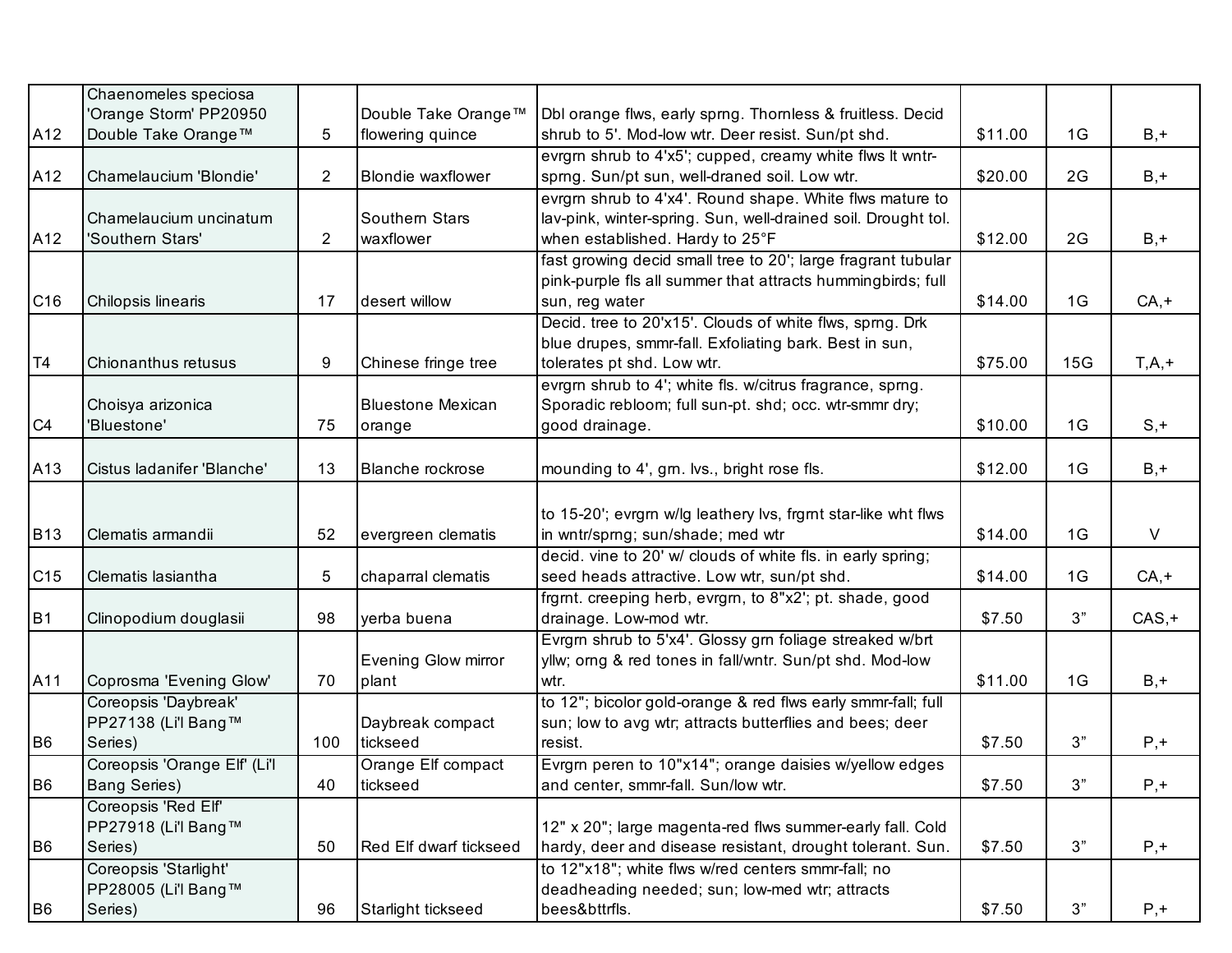| | | | | | | | |
|---|---|---|---|---|---|---|---|
| A12 | Chaenomeles speciosa 'Orange Storm' PP20950 Double Take Orange™ | 5 | Double Take Orange™ flowering quince | Dbl orange flws, early sprng. Thornless & fruitless. Decid shrub to 5'. Mod-low wtr. Deer resist. Sun/pt shd. | $11.00 | 1G | B,+ |
| A12 | Chamelaucium 'Blondie' | 2 | Blondie waxflower | evrgrn shrub to 4'x5'; cupped, creamy white flws lt wntr-sprng. Sun/pt sun, well-draned soil. Low wtr. | $20.00 | 2G | B,+ |
| A12 | Chamelaucium uncinatum 'Southern Stars' | 2 | Southern Stars waxflower | evrgrn shrub to 4'x4'. Round shape. White flws mature to lav-pink, winter-spring. Sun, well-drained soil. Drought tol. when established. Hardy to 25°F | $12.00 | 2G | B,+ |
| C16 | Chilopsis linearis | 17 | desert willow | fast growing decid small tree to 20'; large fragrant tubular pink-purple fls all summer that attracts hummingbirds; full sun, reg water | $14.00 | 1G | CA,+ |
| T4 | Chionanthus retusus | 9 | Chinese fringe tree | Decid. tree to 20'x15'. Clouds of white flws, sprng. Drk blue drupes, smmr-fall. Exfoliating bark. Best in sun, tolerates pt shd. Low wtr. | $75.00 | 15G | T,A,+ |
| C4 | Choisya arizonica 'Bluestone' | 75 | Bluestone Mexican orange | evrgrn shrub to 4'; white fls. w/citrus fragrance, sprng. Sporadic rebloom; full sun-pt. shd; occ. wtr-smmr dry; good drainage. | $10.00 | 1G | S,+ |
| A13 | Cistus ladanifer 'Blanche' | 13 | Blanche rockrose | mounding to 4', grn. lvs., bright rose fls. | $12.00 | 1G | B,+ |
| B13 | Clematis armandii | 52 | evergreen clematis | to 15-20'; evrgrn w/lg leathery lvs, frgrnt star-like wht flws in wntr/sprng; sun/shade; med wtr | $14.00 | 1G | V |
| C15 | Clematis lasiantha | 5 | chaparral clematis | decid. vine to 20' w/ clouds of white fls. in early spring; seed heads attractive. Low wtr, sun/pt shd. | $14.00 | 1G | CA,+ |
| B1 | Clinopodium douglasii | 98 | yerba buena | frgrnt. creeping herb, evrgrn, to 8"x2'; pt. shade, good drainage. Low-mod wtr. | $7.50 | 3” | CAS,+ |
| A11 | Coprosma 'Evening Glow' | 70 | Evening Glow mirror plant | Evrgrn shrub to 5'x4'. Glossy grn foliage streaked w/brt yllw; orng & red tones in fall/wntr. Sun/pt shd. Mod-low wtr. | $11.00 | 1G | B,+ |
| B6 | Coreopsis 'Daybreak' PP27138 (Li'l Bang™ Series) | 100 | Daybreak compact tickseed | to 12"; bicolor gold-orange & red flws early smmr-fall; full sun; low to avg wtr; attracts butterflies and bees; deer resist. | $7.50 | 3” | P,+ |
| B6 | Coreopsis 'Orange Elf' (Li'l Bang Series) | 40 | Orange Elf compact tickseed | Evrgrn peren to 10"x14"; orange daisies w/yellow edges and center, smmr-fall. Sun/low wtr. | $7.50 | 3” | P,+ |
| B6 | Coreopsis 'Red Elf' PP27918 (Li'l Bang™ Series) | 50 | Red Elf dwarf tickseed | 12" x 20"; large magenta-red flws summer-early fall. Cold hardy, deer and disease resistant, drought tolerant. Sun. | $7.50 | 3” | P,+ |
| B6 | Coreopsis 'Starlight' PP28005 (Li'l Bang™ Series) | 96 | Starlight tickseed | to 12"x18"; white flws w/red centers smmr-fall; no deadheading needed; sun; low-med wtr; attracts bees&bttrfls. | $7.50 | 3” | P,+ |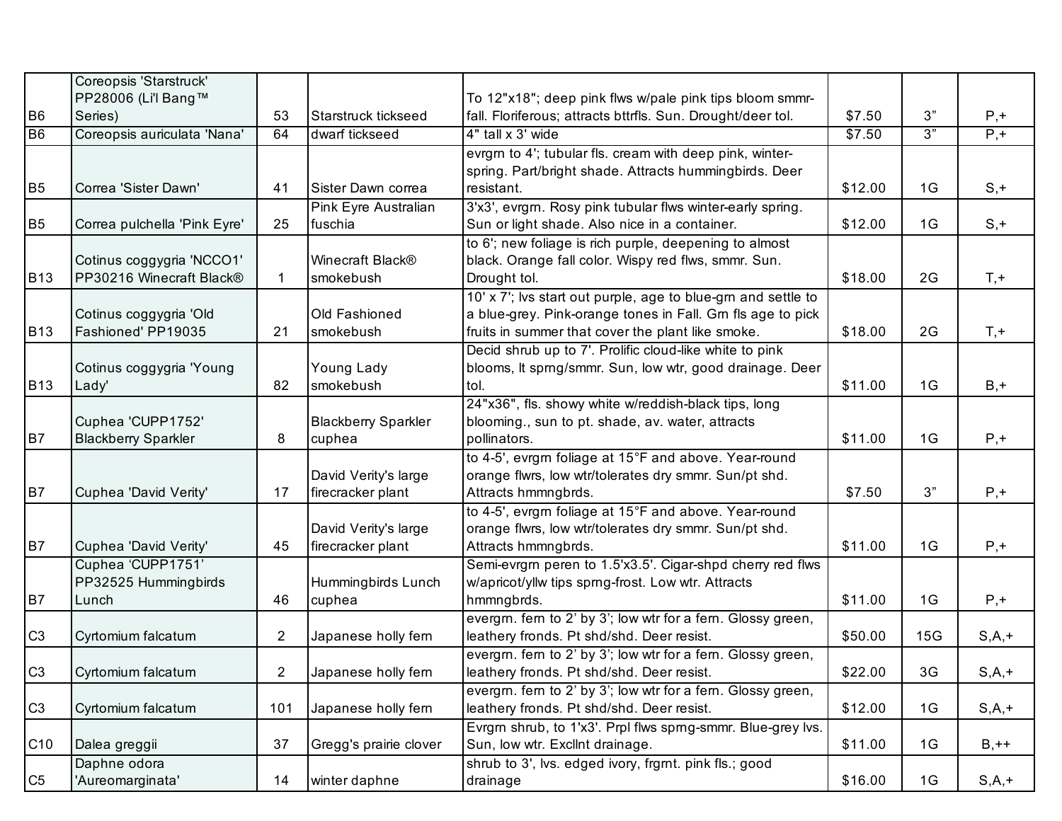| | | | | | | | |
|---|---|---|---|---|---|---|---|
| B6 | Coreopsis 'Starstruck' PP28006 (Li'l Bang™ Series) | 53 | Starstruck tickseed | To 12"x18"; deep pink flws w/pale pink tips bloom smmr-fall. Floriferous; attracts bttrfls. Sun. Drought/deer tol. | $7.50 | 3” | P,+ |
| B6 | Coreopsis auriculata 'Nana' | 64 | dwarf tickseed | 4" tall x 3' wide | $7.50 | 3” | P,+ |
| B5 | Correa 'Sister Dawn' | 41 | Sister Dawn correa | evrgrn to 4'; tubular fls. cream with deep pink, winter-spring. Part/bright shade. Attracts hummingbirds. Deer resistant. | $12.00 | 1G | S,+ |
| B5 | Correa pulchella 'Pink Eyre' | 25 | Pink Eyre Australian fuschia | 3'x3', evrgrn. Rosy pink tubular flws winter-early spring. Sun or light shade. Also nice in a container. | $12.00 | 1G | S,+ |
| B13 | Cotinus coggygria 'NCCO1' PP30216 Winecraft Black® | 1 | Winecraft Black® smokebush | to 6'; new foliage is rich purple, deepening to almost black. Orange fall color. Wispy red flws, smmr. Sun. Drought tol. | $18.00 | 2G | T,+ |
| B13 | Cotinus coggygria 'Old Fashioned' PP19035 | 21 | Old Fashioned smokebush | 10' x 7'; lvs start out purple, age to blue-grn and settle to a blue-grey. Pink-orange tones in Fall. Grn fls age to pick fruits in summer that cover the plant like smoke. | $18.00 | 2G | T,+ |
| B13 | Cotinus coggygria 'Young Lady' | 82 | Young Lady smokebush | Decid shrub up to 7'. Prolific cloud-like white to pink blooms, lt sprng/smmr. Sun, low wtr, good drainage. Deer tol. | $11.00 | 1G | B,+ |
| B7 | Cuphea 'CUPP1752' Blackberry Sparkler | 8 | Blackberry Sparkler cuphea | 24"x36", fls. showy white w/reddish-black tips, long blooming., sun to pt. shade, av. water, attracts pollinators. | $11.00 | 1G | P,+ |
| B7 | Cuphea 'David Verity' | 17 | David Verity's large firecracker plant | to 4-5', evrgrn foliage at 15°F and above. Year-round orange flwrs, low wtr/tolerates dry smmr. Sun/pt shd. Attracts hmmngbrds. | $7.50 | 3” | P,+ |
| B7 | Cuphea 'David Verity' | 45 | David Verity's large firecracker plant | to 4-5', evrgrn foliage at 15°F and above. Year-round orange flwrs, low wtr/tolerates dry smmr. Sun/pt shd. Attracts hmmngbrds. | $11.00 | 1G | P,+ |
| B7 | Cuphea ‘CUPP1751’ PP32525 Hummingbirds Lunch | 46 | Hummingbirds Lunch cuphea | Semi-evrgrn peren to 1.5'x3.5'. Cigar-shpd cherry red flws w/apricot/yllw tips sprng-frost. Low wtr. Attracts hmmngbrds. | $11.00 | 1G | P,+ |
| C3 | Cyrtomium falcatum | 2 | Japanese holly fern | evergrn. fern to 2’ by 3’; low wtr for a fern. Glossy green, leathery fronds. Pt shd/shd. Deer resist. | $50.00 | 15G | S,A,+ |
| C3 | Cyrtomium falcatum | 2 | Japanese holly fern | evergrn. fern to 2’ by 3’; low wtr for a fern. Glossy green, leathery fronds. Pt shd/shd. Deer resist. | $22.00 | 3G | S,A,+ |
| C3 | Cyrtomium falcatum | 101 | Japanese holly fern | evergrn. fern to 2’ by 3’; low wtr for a fern. Glossy green, leathery fronds. Pt shd/shd. Deer resist. | $12.00 | 1G | S,A,+ |
| C10 | Dalea greggii | 37 | Gregg's prairie clover | Evrgrn shrub, to 1'x3'. Prpl flws sprng-smmr. Blue-grey lvs. Sun, low wtr. Excllnt drainage. | $11.00 | 1G | B,++ |
| C5 | Daphne odora 'Aureomarginata' | 14 | winter daphne | shrub to 3', lvs. edged ivory, frgrnt. pink fls.; good drainage | $16.00 | 1G | S,A,+ |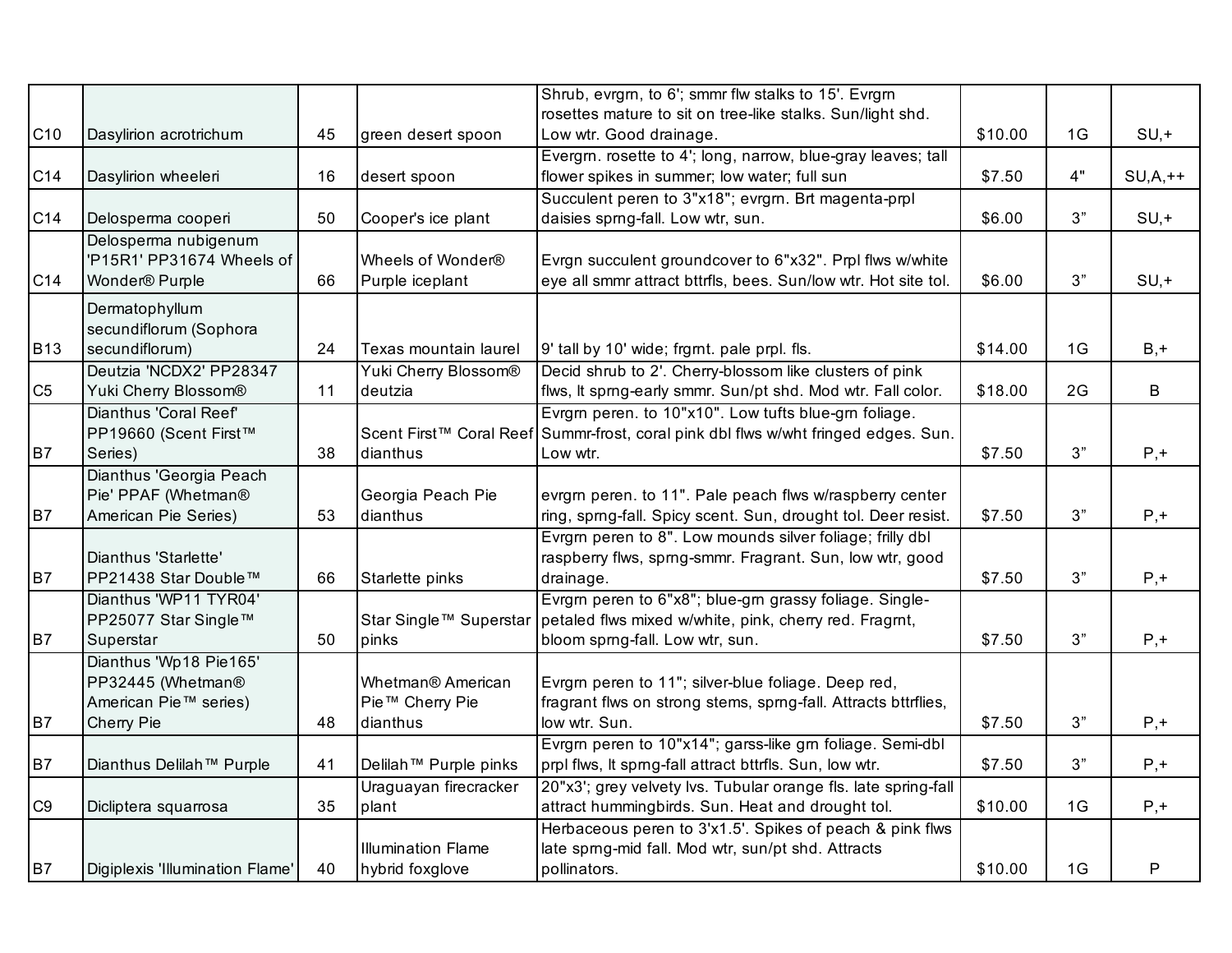| | | | | | | | |
|---|---|---|---|---|---|---|---|
| C10 | Dasylirion acrotrichum | 45 | green desert spoon | Shrub, evrgrn, to 6'; smmr flw stalks to 15'. Evrgrn rosettes mature to sit on tree-like stalks. Sun/light shd. Low wtr. Good drainage. | $10.00 | 1G | SU,+ |
| C14 | Dasylirion wheeleri | 16 | desert spoon | Evergrn. rosette to 4'; long, narrow, blue-gray leaves; tall flower spikes in summer; low water; full sun | $7.50 | 4" | SU,A,++ |
| C14 | Delosperma cooperi | 50 | Cooper's ice plant | Succulent peren to 3"x18"; evrgrn. Brt magenta-prpl daisies sprng-fall. Low wtr, sun. | $6.00 | 3" | SU,+ |
| C14 | Delosperma nubigenum 'P15R1' PP31674 Wheels of Wonder® Purple | 66 | Wheels of Wonder® Purple iceplant | Evrgn succulent groundcover to 6"x32". Prpl flws w/white eye all smmr attract bttrfls, bees. Sun/low wtr. Hot site tol. | $6.00 | 3" | SU,+ |
| B13 | Dermatophyllum secundiflorum (Sophora secundiflorum) | 24 | Texas mountain laurel | 9' tall by 10' wide; frgrnt. pale prpl. fls. | $14.00 | 1G | B,+ |
| C5 | Deutzia 'NCDX2' PP28347 Yuki Cherry Blossom® | 11 | Yuki Cherry Blossom® deutzia | Decid shrub to 2'. Cherry-blossom like clusters of pink flws, lt sprng-early smmr. Sun/pt shd. Mod wtr. Fall color. | $18.00 | 2G | B |
| B7 | Dianthus 'Coral Reef' PP19660 (Scent First™ Series) | 38 | Scent First™ Coral Reef dianthus | Evrgrn peren. to 10"x10". Low tufts blue-grn foliage. Summr-frost, coral pink dbl flws w/wht fringed edges. Sun. Low wtr. | $7.50 | 3" | P,+ |
| B7 | Dianthus 'Georgia Peach Pie' PPAF (Whetman® American Pie Series) | 53 | Georgia Peach Pie dianthus | evrgrn peren. to 11". Pale peach flws w/raspberry center ring, sprng-fall. Spicy scent. Sun, drought tol. Deer resist. | $7.50 | 3" | P,+ |
| B7 | Dianthus 'Starlette' PP21438 Star Double™ | 66 | Starlette pinks | Evrgrn peren to 8". Low mounds silver foliage; frilly dbl raspberry flws, sprng-smmr. Fragrant. Sun, low wtr, good drainage. | $7.50 | 3" | P,+ |
| B7 | Dianthus 'WP11 TYR04' PP25077 Star Single™ Superstar | 50 | Star Single™ Superstar pinks | Evrgrn peren to 6"x8"; blue-grn grassy foliage. Single-petaled flws mixed w/white, pink, cherry red. Fragrnt, bloom sprng-fall. Low wtr, sun. | $7.50 | 3" | P,+ |
| B7 | Dianthus 'Wp18 Pie165' PP32445 (Whetman® American Pie™ series) Cherry Pie | 48 | Whetman® American Pie™ Cherry Pie dianthus | Evrgrn peren to 11"; silver-blue foliage. Deep red, fragrant flws on strong stems, sprng-fall. Attracts bttrflies, low wtr. Sun. | $7.50 | 3" | P,+ |
| B7 | Dianthus Delilah™ Purple | 41 | Delilah™ Purple pinks | Evrgrn peren to 10"x14"; garss-like grn foliage. Semi-dbl prpl flws, lt sprng-fall attract bttrfls. Sun, low wtr. | $7.50 | 3" | P,+ |
| C9 | Dicliptera squarrosa | 35 | Uraguayan firecracker plant | 20"x3'; grey velvety lvs. Tubular orange fls. late spring-fall attract hummingbirds. Sun. Heat and drought tol. | $10.00 | 1G | P,+ |
| B7 | Digiplexis 'Illumination Flame' | 40 | Illumination Flame hybrid foxglove | Herbaceous peren to 3'x1.5'. Spikes of peach & pink flws late sprng-mid fall. Mod wtr, sun/pt shd. Attracts pollinators. | $10.00 | 1G | P |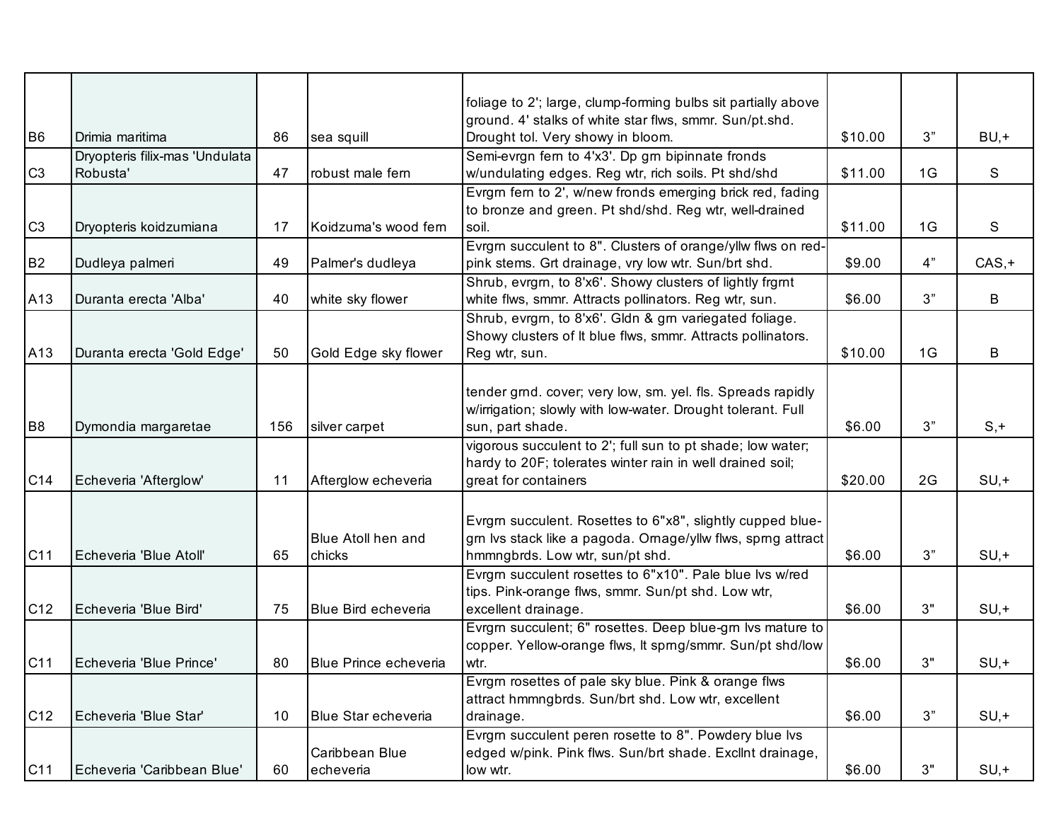| | | | | | | | |
|---|---|---|---|---|---|---|---|
| B6 | Drimia maritima | 86 | sea squill | foliage to 2'; large, clump-forming bulbs sit partially above ground. 4' stalks of white star flws, smmr. Sun/pt.shd. Drought tol. Very showy in bloom. | $10.00 | 3” | BU,+ |
| C3 | Dryopteris filix-mas 'Undulata Robusta' | 47 | robust male fern | Semi-evrgn fern to 4'x3'. Dp grn bipinnate fronds w/undulating edges. Reg wtr, rich soils. Pt shd/shd | $11.00 | 1G | S |
| C3 | Dryopteris koidzumiana | 17 | Koidzuma's wood fern | Evrgrn fern to 2', w/new fronds emerging brick red, fading to bronze and green. Pt shd/shd. Reg wtr, well-drained soil. | $11.00 | 1G | S |
| B2 | Dudleya palmeri | 49 | Palmer's dudleya | Evrgrn succulent to 8". Clusters of orange/yllw flws on red-pink stems. Grt drainage, vry low wtr. Sun/brt shd. | $9.00 | 4” | CAS,+ |
| A13 | Duranta erecta 'Alba' | 40 | white sky flower | Shrub, evrgrn, to 8'x6'. Showy clusters of lightly frgrnt white flws, smmr. Attracts pollinators. Reg wtr, sun. | $6.00 | 3” | B |
| A13 | Duranta erecta 'Gold Edge' | 50 | Gold Edge sky flower | Shrub, evrgrn, to 8'x6'. Gldn & grn variegated foliage. Showy clusters of lt blue flws, smmr. Attracts pollinators. Reg wtr, sun. | $10.00 | 1G | B |
| B8 | Dymondia margaretae | 156 | silver carpet | tender grnd. cover; very low, sm. yel. fls. Spreads rapidly w/irrigation; slowly with low-water. Drought tolerant. Full sun, part shade. | $6.00 | 3” | S,+ |
| C14 | Echeveria 'Afterglow' | 11 | Afterglow echeveria | vigorous succulent to 2'; full sun to pt shade; low water; hardy to 20F; tolerates winter rain in well drained soil; great for containers | $20.00 | 2G | SU,+ |
| C11 | Echeveria 'Blue Atoll' | 65 | Blue Atoll hen and chicks | Evrgrn succulent. Rosettes to 6"x8", slightly cupped blue-grn lvs stack like a pagoda. Ornage/yllw flws, sprng attract hmmngbrds. Low wtr, sun/pt shd. | $6.00 | 3” | SU,+ |
| C12 | Echeveria 'Blue Bird' | 75 | Blue Bird echeveria | Evrgrn succulent rosettes to 6"x10". Pale blue lvs w/red tips. Pink-orange flws, smmr. Sun/pt shd. Low wtr, excellent drainage. | $6.00 | 3" | SU,+ |
| C11 | Echeveria 'Blue Prince' | 80 | Blue Prince echeveria | Evrgrn succulent; 6" rosettes. Deep blue-grn lvs mature to copper. Yellow-orange flws, lt sprng/smmr. Sun/pt shd/low wtr. | $6.00 | 3" | SU,+ |
| C12 | Echeveria 'Blue Star' | 10 | Blue Star echeveria | Evrgrn rosettes of pale sky blue. Pink & orange flws attract hmmngbrds. Sun/brt shd. Low wtr, excellent drainage. | $6.00 | 3” | SU,+ |
| C11 | Echeveria 'Caribbean Blue' | 60 | Caribbean Blue echeveria | Evrgrn succulent peren rosette to 8". Powdery blue lvs edged w/pink. Pink flws. Sun/brt shade. Excllnt drainage, low wtr. | $6.00 | 3" | SU,+ |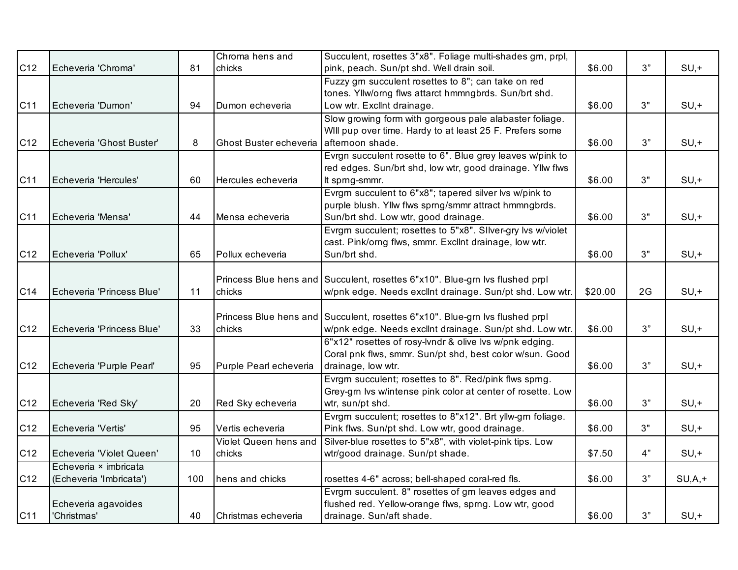| | | | | | | | |
|---|---|---|---|---|---|---|---|
| C12 | Echeveria 'Chroma' | 81 | Chroma hens and chicks | Succulent, rosettes 3"x8". Foliage multi-shades grn, prpl, pink, peach. Sun/pt shd. Well drain soil. | $6.00 | 3” | SU,+ |
| C11 | Echeveria 'Dumon' | 94 | Dumon echeveria | Fuzzy grn succulent rosettes to 8"; can take on red tones. Yllw/orng flws attarct hmmngbrds. Sun/brt shd. Low wtr. Excllnt drainage. | $6.00 | 3" | SU,+ |
| C12 | Echeveria 'Ghost Buster' | 8 | Ghost Buster echeveria | Slow growing form with gorgeous pale alabaster foliage. Will pup over time. Hardy to at least 25 F. Prefers some afternoon shade. | $6.00 | 3” | SU,+ |
| C11 | Echeveria 'Hercules' | 60 | Hercules echeveria | Evrgn succulent rosette to 6". Blue grey leaves w/pink to red edges. Sun/brt shd, low wtr, good drainage. Yllw flws lt sprng-smmr. | $6.00 | 3" | SU,+ |
| C11 | Echeveria 'Mensa' | 44 | Mensa echeveria | Evrgrn succulent to 6"x8"; tapered silver lvs w/pink to purple blush. Yllw flws sprng/smmr attract hmmngbrds. Sun/brt shd. Low wtr, good drainage. | $6.00 | 3" | SU,+ |
| C12 | Echeveria 'Pollux' | 65 | Pollux echeveria | Evrgrn succulent; rosettes to 5"x8". SIlver-gry lvs w/violet cast. Pink/orng flws, smmr. Excllnt drainage, low wtr. Sun/brt shd. | $6.00 | 3" | SU,+ |
| C14 | Echeveria 'Princess Blue' | 11 | Princess Blue hens and chicks | Succulent, rosettes 6"x10". Blue-grn lvs flushed prpl w/pnk edge. Needs excllnt drainage. Sun/pt shd. Low wtr. | $20.00 | 2G | SU,+ |
| C12 | Echeveria 'Princess Blue' | 33 | Princess Blue hens and chicks | Succulent, rosettes 6"x10". Blue-grn lvs flushed prpl w/pnk edge. Needs excllnt drainage. Sun/pt shd. Low wtr. | $6.00 | 3” | SU,+ |
| C12 | Echeveria 'Purple Pearl' | 95 | Purple Pearl echeveria | 6"x12" rosettes of rosy-lvndr & olive lvs w/pnk edging. Coral pnk flws, smmr. Sun/pt shd, best color w/sun. Good drainage, low wtr. | $6.00 | 3” | SU,+ |
| C12 | Echeveria 'Red Sky' | 20 | Red Sky echeveria | Evrgrn succulent; rosettes to 8". Red/pink flws sprng. Grey-grn lvs w/intense pink color at center of rosette. Low wtr, sun/pt shd. | $6.00 | 3” | SU,+ |
| C12 | Echeveria 'Vertis' | 95 | Vertis echeveria | Evrgrn succulent; rosettes to 8"x12". Brt yllw-grn foliage. Pink flws. Sun/pt shd. Low wtr, good drainage. | $6.00 | 3" | SU,+ |
| C12 | Echeveria 'Violet Queen' | 10 | Violet Queen hens and chicks | Silver-blue rosettes to 5"x8", with violet-pink tips. Low wtr/good drainage. Sun/pt shade. | $7.50 | 4” | SU,+ |
| C12 | Echeveria × imbricata (Echeveria 'Imbricata') | 100 | hens and chicks | rosettes 4-6" across; bell-shaped coral-red fls. | $6.00 | 3” | SU,A,+ |
| C11 | Echeveria agavoides 'Christmas' | 40 | Christmas echeveria | Evrgrn succulent. 8" rosettes of grn leaves edges and flushed red. Yellow-orange flws, sprng. Low wtr, good drainage. Sun/aft shade. | $6.00 | 3” | SU,+ |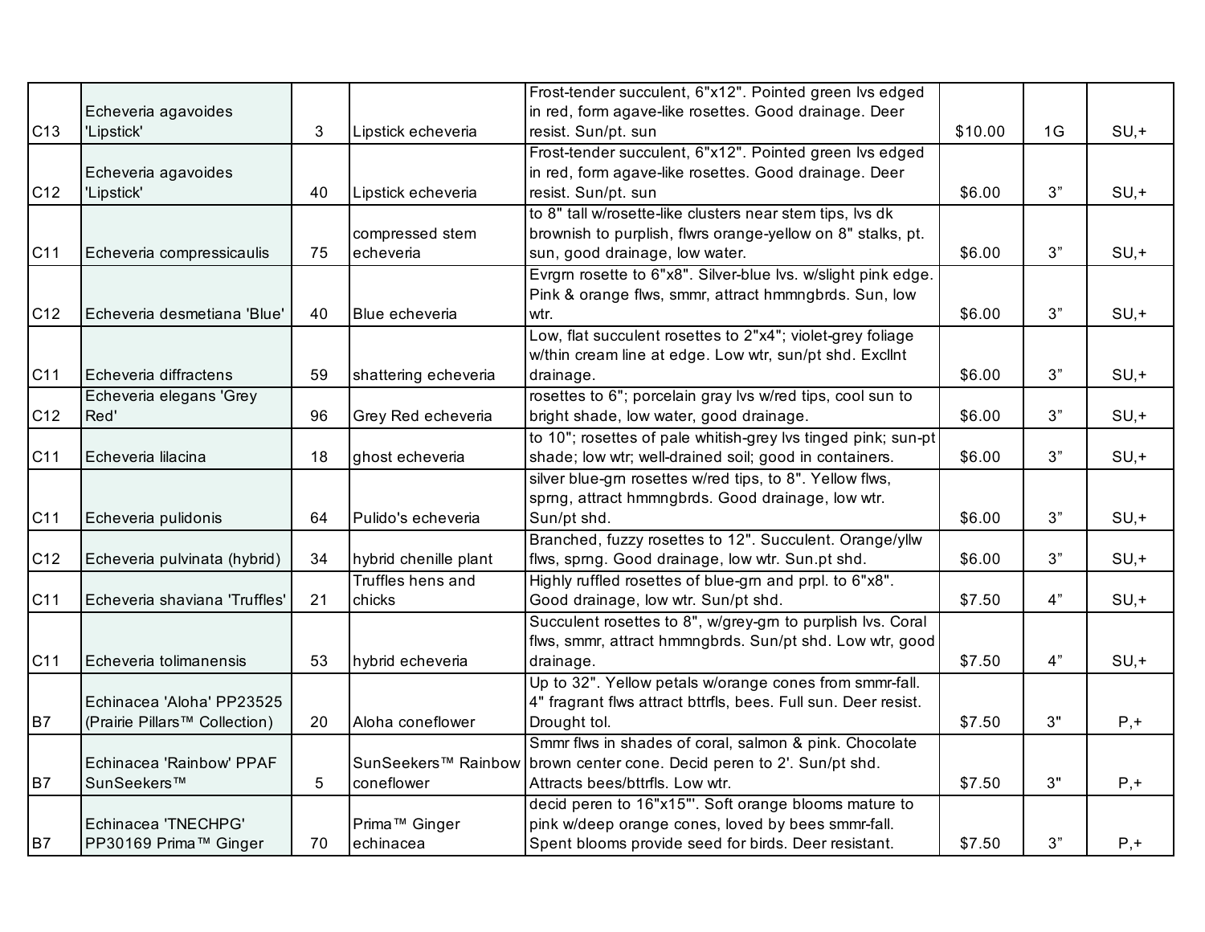| | | | | | | | |
|---|---|---|---|---|---|---|---|
| C13 | Echeveria agavoides 'Lipstick' | 3 | Lipstick echeveria | Frost-tender succulent, 6"x12". Pointed green lvs edged in red, form agave-like rosettes. Good drainage. Deer resist. Sun/pt. sun | $10.00 | 1G | SU,+ |
| C12 | Echeveria agavoides 'Lipstick' | 40 | Lipstick echeveria | Frost-tender succulent, 6"x12". Pointed green lvs edged in red, form agave-like rosettes. Good drainage. Deer resist. Sun/pt. sun | $6.00 | 3” | SU,+ |
| C11 | Echeveria compressicaulis | 75 | compressed stem echeveria | to 8" tall w/rosette-like clusters near stem tips, lvs dk brownish to purplish, flwrs orange-yellow on 8" stalks, pt. sun, good drainage, low water. | $6.00 | 3” | SU,+ |
| C12 | Echeveria desmetiana 'Blue' | 40 | Blue echeveria | Evrgrn rosette to 6"x8". Silver-blue lvs. w/slight pink edge. Pink & orange flws, smmr, attract hmmngbrds. Sun, low wtr. | $6.00 | 3” | SU,+ |
| C11 | Echeveria diffractens | 59 | shattering echeveria | Low, flat succulent rosettes to 2"x4"; violet-grey foliage w/thin cream line at edge. Low wtr, sun/pt shd. Excllnt drainage. | $6.00 | 3” | SU,+ |
| C12 | Echeveria elegans 'Grey Red' | 96 | Grey Red echeveria | rosettes to 6"; porcelain gray lvs w/red tips, cool sun to bright shade, low water, good drainage. | $6.00 | 3” | SU,+ |
| C11 | Echeveria lilacina | 18 | ghost echeveria | to 10"; rosettes of pale whitish-grey lvs tinged pink; sun-pt shade; low wtr; well-drained soil; good in containers. | $6.00 | 3” | SU,+ |
| C11 | Echeveria pulidonis | 64 | Pulido's echeveria | silver blue-grn rosettes w/red tips, to 8". Yellow flws, sprng, attract hmmngbrds. Good drainage, low wtr. Sun/pt shd. | $6.00 | 3” | SU,+ |
| C12 | Echeveria pulvinata (hybrid) | 34 | hybrid chenille plant | Branched, fuzzy rosettes to 12". Succulent. Orange/yllw flws, sprng. Good drainage, low wtr. Sun.pt shd. | $6.00 | 3” | SU,+ |
| C11 | Echeveria shaviana 'Truffles' | 21 | Truffles hens and chicks | Highly ruffled rosettes of blue-grn and prpl. to 6"x8". Good drainage, low wtr. Sun/pt shd. | $7.50 | 4” | SU,+ |
| C11 | Echeveria tolimanensis | 53 | hybrid echeveria | Succulent rosettes to 8", w/grey-grn to purplish lvs. Coral flws, smmr, attract hmmngbrds. Sun/pt shd. Low wtr, good drainage. | $7.50 | 4” | SU,+ |
| B7 | Echinacea 'Aloha' PP23525 (Prairie Pillars™ Collection) | 20 | Aloha coneflower | Up to 32". Yellow petals w/orange cones from smmr-fall. 4" fragrant flws attract bttrfls, bees. Full sun. Deer resist. Drought tol. | $7.50 | 3" | P,+ |
| B7 | Echinacea 'Rainbow' PPAF SunSeekers™ | 5 | SunSeekers™ Rainbow coneflower | Smmr flws in shades of coral, salmon & pink. Chocolate brown center cone. Decid peren to 2'. Sun/pt shd. Attracts bees/bttrfls. Low wtr. | $7.50 | 3" | P,+ |
| B7 | Echinacea 'TNECHPG' PP30169 Prima™ Ginger | 70 | Prima™ Ginger echinacea | decid peren to 16"x15"'. Soft orange blooms mature to pink w/deep orange cones, loved by bees smmr-fall. Spent blooms provide seed for birds. Deer resistant. | $7.50 | 3” | P,+ |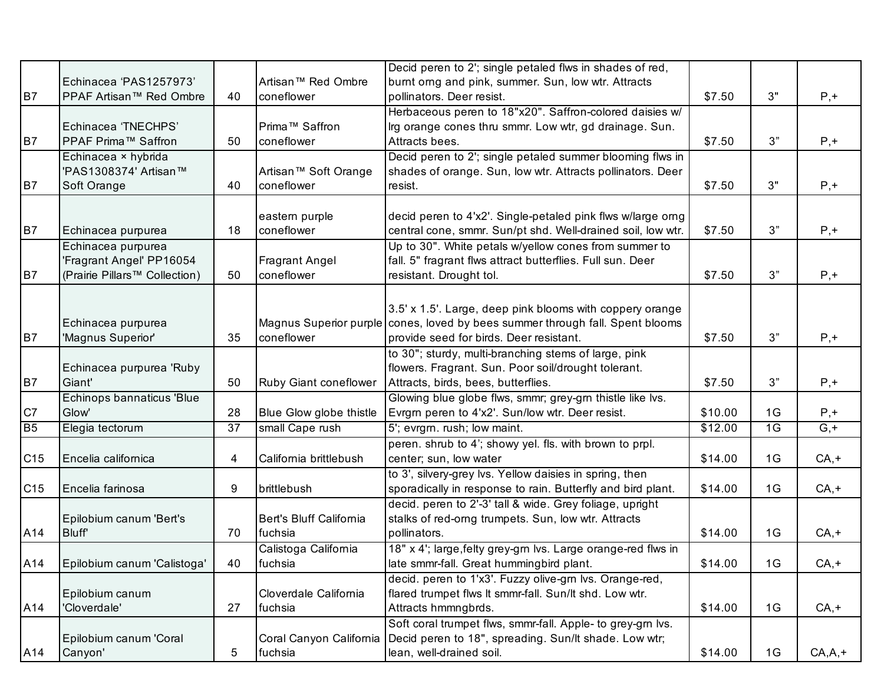| | | | | | | | |
|---|---|---|---|---|---|---|---|
| B7 | Echinacea 'PAS1257973' PPAF Artisan™ Red Ombre | 40 | Artisan™ Red Ombre coneflower | Decid peren to 2'; single petaled flws in shades of red, burnt orng and pink, summer. Sun, low wtr. Attracts pollinators. Deer resist. | $7.50 | 3" | P,+ |
| B7 | Echinacea 'TNECHPS' PPAF Prima™ Saffron | 50 | Prima™ Saffron coneflower | Herbaceous peren to 18"x20". Saffron-colored daisies w/ lrg orange cones thru smmr. Low wtr, gd drainage. Sun. Attracts bees. | $7.50 | 3" | P,+ |
| B7 | Echinacea × hybrida 'PAS1308374' Artisan™ Soft Orange | 40 | Artisan™ Soft Orange coneflower | Decid peren to 2'; single petaled summer blooming flws in shades of orange. Sun, low wtr. Attracts pollinators. Deer resist. | $7.50 | 3" | P,+ |
| B7 | Echinacea purpurea | 18 | eastern purple coneflower | decid peren to 4'x2'. Single-petaled pink flws w/large orng central cone, smmr. Sun/pt shd. Well-drained soil, low wtr. | $7.50 | 3" | P,+ |
| B7 | Echinacea purpurea 'Fragrant Angel' PP16054 (Prairie Pillars™ Collection) | 50 | Fragrant Angel coneflower | Up to 30". White petals w/yellow cones from summer to fall. 5" fragrant flws attract butterflies. Full sun. Deer resistant. Drought tol. | $7.50 | 3" | P,+ |
| B7 | Echinacea purpurea 'Magnus Superior' | 35 | Magnus Superior purple coneflower | 3.5' x 1.5'. Large, deep pink blooms with coppery orange cones, loved by bees summer through fall. Spent blooms provide seed for birds. Deer resistant. | $7.50 | 3" | P,+ |
| B7 | Echinacea purpurea 'Ruby Giant' | 50 | Ruby Giant coneflower | to 30"; sturdy, multi-branching stems of large, pink flowers. Fragrant. Sun. Poor soil/drought tolerant. Attracts, birds, bees, butterflies. | $7.50 | 3" | P,+ |
| C7 | Echinops bannaticus 'Blue Glow' | 28 | Blue Glow globe thistle | Glowing blue globe flws, smmr; grey-grn thistle like lvs. Evrgrn peren to 4'x2'. Sun/low wtr. Deer resist. | $10.00 | 1G | P,+ |
| B5 | Elegia tectorum | 37 | small Cape rush | 5'; evrgrn. rush; low maint. | $12.00 | 1G | G,+ |
| C15 | Encelia californica | 4 | California brittlebush | peren. shrub to 4'; showy yel. fls. with brown to prpl. center; sun, low water | $14.00 | 1G | CA,+ |
| C15 | Encelia farinosa | 9 | brittlebush | to 3', silvery-grey lvs. Yellow daisies in spring, then sporadically in response to rain. Butterfly and bird plant. | $14.00 | 1G | CA,+ |
| A14 | Epilobium canum 'Bert's Bluff' | 70 | Bert's Bluff California fuchsia | decid. peren to 2'-3' tall & wide. Grey foliage, upright stalks of red-orng trumpets. Sun, low wtr. Attracts pollinators. | $14.00 | 1G | CA,+ |
| A14 | Epilobium canum 'Calistoga' | 40 | Calistoga California fuchsia | 18" x 4'; large,felty grey-grn lvs. Large orange-red flws in late smmr-fall. Great hummingbird plant. | $14.00 | 1G | CA,+ |
| A14 | Epilobium canum 'Cloverdale' | 27 | Cloverdale California fuchsia | decid. peren to 1'x3'. Fuzzy olive-grn lvs. Orange-red, flared trumpet flws lt smmr-fall. Sun/lt shd. Low wtr. Attracts hmmngbrds. | $14.00 | 1G | CA,+ |
| A14 | Epilobium canum 'Coral Canyon' | 5 | Coral Canyon California fuchsia | Soft coral trumpet flws, smmr-fall. Apple- to grey-grn lvs. Decid peren to 18", spreading. Sun/lt shade. Low wtr; lean, well-drained soil. | $14.00 | 1G | CA,A,+ |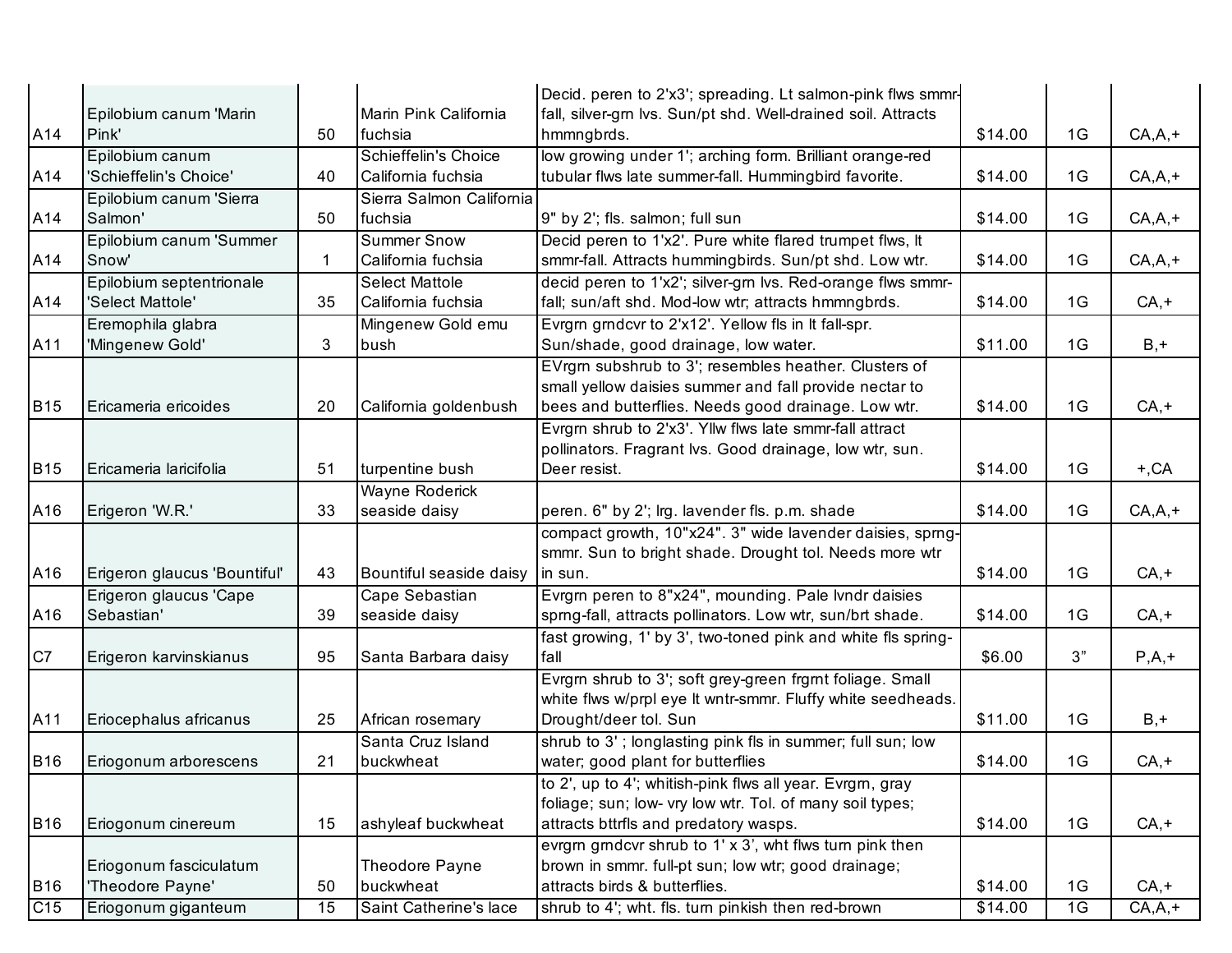| | | | | | | | |
|---|---|---|---|---|---|---|---|
| A14 | Epilobium canum 'Marin Pink' | 50 | Marin Pink California fuchsia | Decid. peren to 2'x3'; spreading. Lt salmon-pink flws smmr-fall, silver-grn lvs. Sun/pt shd. Well-drained soil. Attracts hmmngbrds. | $14.00 | 1G | CA,A,+ |
| A14 | Epilobium canum 'Schieffelin's Choice' | 40 | Schieffelin's Choice California fuchsia | low growing under 1'; arching form. Brilliant orange-red tubular flws late summer-fall. Hummingbird favorite. | $14.00 | 1G | CA,A,+ |
| A14 | Epilobium canum 'Sierra Salmon' | 50 | Sierra Salmon California fuchsia | 9" by 2'; fls. salmon; full sun | $14.00 | 1G | CA,A,+ |
| A14 | Epilobium canum 'Summer Snow' | 1 | Summer Snow California fuchsia | Decid peren to 1'x2'. Pure white flared trumpet flws, lt smmr-fall. Attracts hummingbirds. Sun/pt shd. Low wtr. | $14.00 | 1G | CA,A,+ |
| A14 | Epilobium septentrionale 'Select Mattole' | 35 | Select Mattole California fuchsia | decid peren to 1'x2'; silver-grn lvs. Red-orange flws smmr-fall; sun/aft shd. Mod-low wtr; attracts hmmngbrds. | $14.00 | 1G | CA,+ |
| A11 | Eremophila glabra 'Mingenew Gold' | 3 | Mingenew Gold emu bush | Evrgrn grndcvr to 2'x12'. Yellow fls in lt fall-spr. Sun/shade, good drainage, low water. | $11.00 | 1G | B,+ |
| B15 | Ericameria ericoides | 20 | California goldenbush | EVrgrn subshrub to 3'; resembles heather. Clusters of small yellow daisies summer and fall provide nectar to bees and butterflies. Needs good drainage. Low wtr. | $14.00 | 1G | CA,+ |
| B15 | Ericameria laricifolia | 51 | turpentine bush | Evrgrn shrub to 2'x3'. Yllw flws late smmr-fall attract pollinators. Fragrant lvs. Good drainage, low wtr, sun. Deer resist. | $14.00 | 1G | +,CA |
| A16 | Erigeron 'W.R.' | 33 | Wayne Roderick seaside daisy | peren. 6" by 2'; lrg. lavender fls. p.m. shade | $14.00 | 1G | CA,A,+ |
| A16 | Erigeron glaucus 'Bountiful' | 43 | Bountiful seaside daisy | compact growth, 10"x24". 3" wide lavender daisies, sprng-smmr. Sun to bright shade. Drought tol. Needs more wtr in sun. | $14.00 | 1G | CA,+ |
| A16 | Erigeron glaucus 'Cape Sebastian' | 39 | Cape Sebastian seaside daisy | Evrgrn peren to 8"x24", mounding. Pale lvndr daisies sprng-fall, attracts pollinators. Low wtr, sun/brt shade. | $14.00 | 1G | CA,+ |
| C7 | Erigeron karvinskianus | 95 | Santa Barbara daisy | fast growing, 1' by 3', two-toned pink and white fls spring-fall | $6.00 | 3" | P,A,+ |
| A11 | Eriocephalus africanus | 25 | African rosemary | Evrgrn shrub to 3'; soft grey-green frgrnt foliage. Small white flws w/prpl eye lt wntr-smmr. Fluffy white seedheads. Drought/deer tol. Sun | $11.00 | 1G | B,+ |
| B16 | Eriogonum arborescens | 21 | Santa Cruz Island buckwheat | shrub to 3' ; longlasting pink fls in summer; full sun; low water; good plant for butterflies | $14.00 | 1G | CA,+ |
| B16 | Eriogonum cinereum | 15 | ashyleaf buckwheat | to 2', up to 4'; whitish-pink flws all year. Evrgrn, gray foliage; sun; low- vry low wtr. Tol. of many soil types; attracts bttrfls and predatory wasps. | $14.00 | 1G | CA,+ |
| B16 | Eriogonum fasciculatum 'Theodore Payne' | 50 | Theodore Payne buckwheat | evrgrn grndcvr shrub to 1' x 3', wht flws turn pink then brown in smmr. full-pt sun; low wtr; good drainage; attracts birds & butterflies. | $14.00 | 1G | CA,+ |
| C15 | Eriogonum giganteum | 15 | Saint Catherine's lace | shrub to 4'; wht. fls. turn pinkish then red-brown | $14.00 | 1G | CA,A,+ |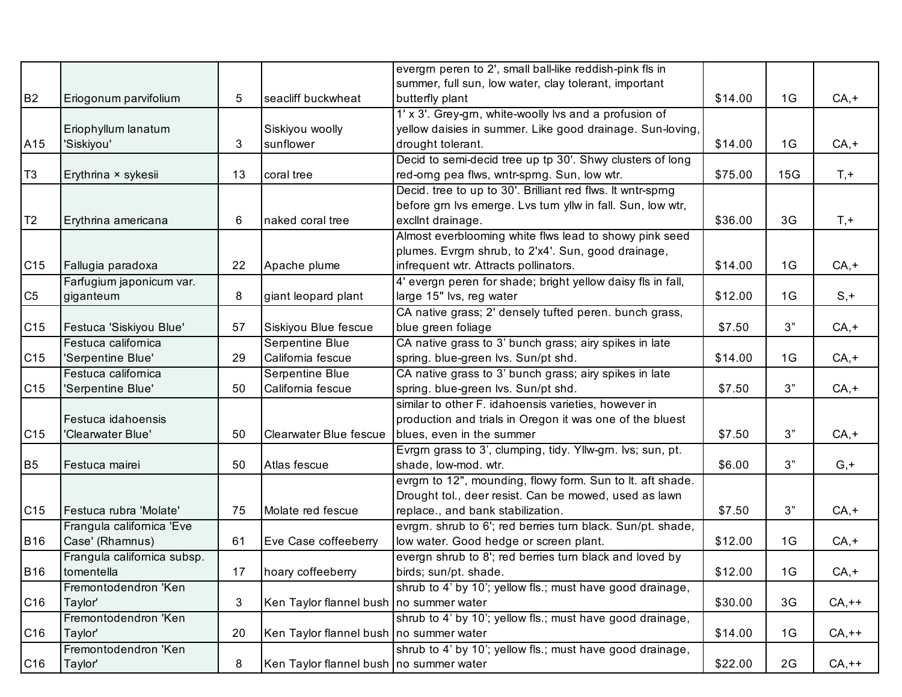| | | | | | | | |
|---|---|---|---|---|---|---|---|
| B2 | Eriogonum parvifolium | 5 | seacliff buckwheat | evergrn peren to 2', small ball-like reddish-pink fls in summer, full sun, low water, clay tolerant, important butterfly plant | $14.00 | 1G | CA,+ |
| A15 | Eriophyllum lanatum 'Siskiyou' | 3 | Siskiyou woolly sunflower | 1' x 3'. Grey-grn, white-woolly lvs and a profusion of yellow daisies in summer. Like good drainage. Sun-loving, drought tolerant. | $14.00 | 1G | CA,+ |
| T3 | Erythrina × sykesii | 13 | coral tree | Decid to semi-decid tree up tp 30'. Shwy clusters of long red-orng pea flws, wntr-sprng. Sun, low wtr. | $75.00 | 15G | T,+ |
| T2 | Erythrina americana | 6 | naked coral tree | Decid. tree to up to 30'. Brilliant red flws. lt wntr-sprng before grn lvs emerge. Lvs turn yllw in fall. Sun, low wtr, excllnt drainage. | $36.00 | 3G | T,+ |
| C15 | Fallugia paradoxa | 22 | Apache plume | Almost everblooming white flws lead to showy pink seed plumes. Evrgrn shrub, to 2'x4'. Sun, good drainage, infrequent wtr. Attracts pollinators. | $14.00 | 1G | CA,+ |
| C5 | Farfugium japonicum var. giganteum | 8 | giant leopard plant | 4' evergn peren for shade; bright yellow daisy fls in fall, large 15" lvs, reg water | $12.00 | 1G | S,+ |
| C15 | Festuca 'Siskiyou Blue' | 57 | Siskiyou Blue fescue | CA native grass; 2' densely tufted peren. bunch grass, blue green foliage | $7.50 | 3” | CA,+ |
| C15 | Festuca californica 'Serpentine Blue' | 29 | Serpentine Blue California fescue | CA native grass to 3’ bunch grass; airy spikes in late spring. blue-green lvs. Sun/pt shd. | $14.00 | 1G | CA,+ |
| C15 | Festuca californica 'Serpentine Blue' | 50 | Serpentine Blue California fescue | CA native grass to 3’ bunch grass; airy spikes in late spring. blue-green lvs. Sun/pt shd. | $7.50 | 3” | CA,+ |
| C15 | Festuca idahoensis 'Clearwater Blue' | 50 | Clearwater Blue fescue | similar to other F. idahoensis varieties, however in production and trials in Oregon it was one of the bluest blues, even in the summer | $7.50 | 3” | CA,+ |
| B5 | Festuca mairei | 50 | Atlas fescue | Evrgrn grass to 3’, clumping, tidy. Yllw-grn. lvs; sun, pt. shade, low-mod. wtr. | $6.00 | 3” | G,+ |
| C15 | Festuca rubra 'Molate' | 75 | Molate red fescue | evrgrn to 12", mounding, flowy form. Sun to lt. aft shade. Drought tol., deer resist. Can be mowed, used as lawn replace., and bank stabilization. | $7.50 | 3” | CA,+ |
| B16 | Frangula californica 'Eve Case' (Rhamnus) | 61 | Eve Case coffeeberry | evrgrn. shrub to 6'; red berries turn black. Sun/pt. shade, low water. Good hedge or screen plant. | $12.00 | 1G | CA,+ |
| B16 | Frangula californica subsp. tomentella | 17 | hoary coffeeberry | evergn shrub to 8'; red berries turn black and loved by birds; sun/pt. shade. | $12.00 | 1G | CA,+ |
| C16 | Fremontodendron 'Ken Taylor' | 3 | Ken Taylor flannel bush | shrub to 4’ by 10’; yellow fls.; must have good drainage, no summer water | $30.00 | 3G | CA,++ |
| C16 | Fremontodendron 'Ken Taylor' | 20 | Ken Taylor flannel bush | shrub to 4’ by 10’; yellow fls.; must have good drainage, no summer water | $14.00 | 1G | CA,++ |
| C16 | Fremontodendron 'Ken Taylor' | 8 | Ken Taylor flannel bush | shrub to 4’ by 10’; yellow fls.; must have good drainage, no summer water | $22.00 | 2G | CA,++ |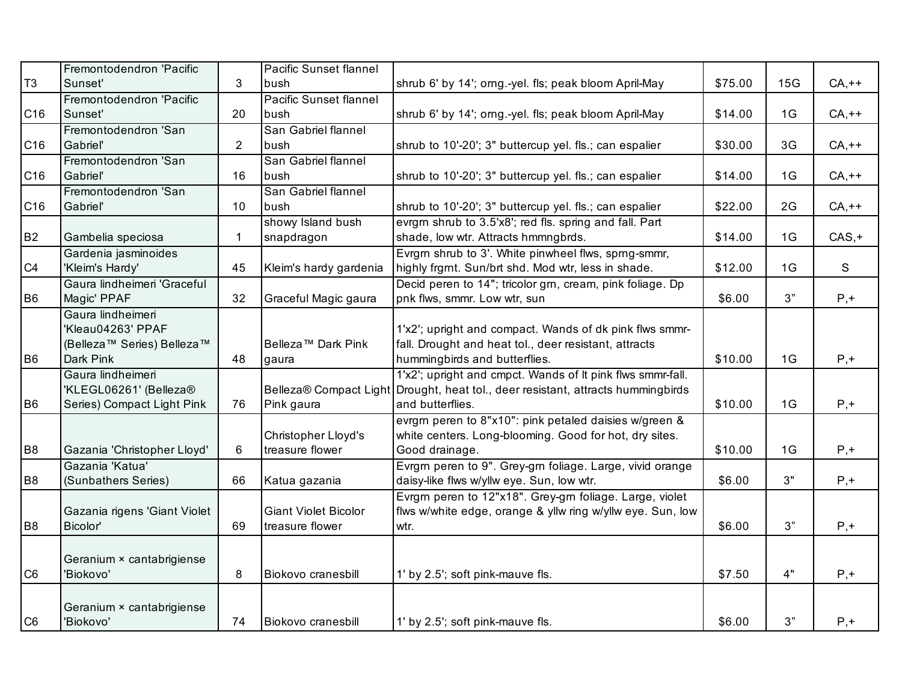| | | | | | | | |
|---|---|---|---|---|---|---|---|
| T3 | Fremontodendron 'Pacific Sunset' | 3 | Pacific Sunset flannel bush | shrub 6' by 14'; orng.-yel. fls; peak bloom April-May | $75.00 | 15G | CA,++ |
| C16 | Fremontodendron 'Pacific Sunset' | 20 | Pacific Sunset flannel bush | shrub 6' by 14'; orng.-yel. fls; peak bloom April-May | $14.00 | 1G | CA,++ |
| C16 | Fremontodendron 'San Gabriel' | 2 | San Gabriel flannel bush | shrub to 10'-20'; 3" buttercup yel. fls.; can espalier | $30.00 | 3G | CA,++ |
| C16 | Fremontodendron 'San Gabriel' | 16 | San Gabriel flannel bush | shrub to 10'-20'; 3" buttercup yel. fls.; can espalier | $14.00 | 1G | CA,++ |
| C16 | Fremontodendron 'San Gabriel' | 10 | San Gabriel flannel bush | shrub to 10'-20'; 3" buttercup yel. fls.; can espalier | $22.00 | 2G | CA,++ |
| B2 | Gambelia speciosa | 1 | showy Island bush snapdragon | evrgrn shrub to 3.5'x8'; red fls. spring and fall. Part shade, low wtr. Attracts hmmngbrds. | $14.00 | 1G | CAS,+ |
| C4 | Gardenia jasminoides 'Kleim's Hardy' | 45 | Kleim's hardy gardenia | Evrgrn shrub to 3'. White pinwheel flws, sprng-smmr, highly frgrnt. Sun/brt shd. Mod wtr, less in shade. | $12.00 | 1G | S |
| B6 | Gaura lindheimeri 'Graceful Magic' PPAF | 32 | Graceful Magic gaura | Decid peren to 14"; tricolor grn, cream, pink foliage. Dp pnk flws, smmr. Low wtr, sun | $6.00 | 3” | P,+ |
| B6 | Gaura lindheimeri 'Kleau04263' PPAF (Belleza™ Series) Belleza™ Dark Pink | 48 | Belleza™ Dark Pink gaura | 1'x2'; upright and compact. Wands of dk pink flws smmr-fall. Drought and heat tol., deer resistant, attracts hummingbirds and butterflies. | $10.00 | 1G | P,+ |
| B6 | Gaura lindheimeri 'KLEGL06261' (Belleza® Series) Compact Light Pink | 76 | Belleza® Compact Light Pink gaura | 1'x2'; upright and cmpct. Wands of lt pink flws smmr-fall. Drought, heat tol., deer resistant, attracts hummingbirds and butterflies. | $10.00 | 1G | P,+ |
| B8 | Gazania 'Christopher Lloyd' | 6 | Christopher Lloyd's treasure flower | evrgrn peren to 8"x10": pink petaled daisies w/green & white centers. Long-blooming. Good for hot, dry sites. Good drainage. | $10.00 | 1G | P,+ |
| B8 | Gazania 'Katua' (Sunbathers Series) | 66 | Katua gazania | Evrgrn peren to 9". Grey-grn foliage. Large, vivid orange daisy-like flws w/yllw eye. Sun, low wtr. | $6.00 | 3" | P,+ |
| B8 | Gazania rigens 'Giant Violet Bicolor' | 69 | Giant Violet Bicolor treasure flower | Evrgrn peren to 12"x18". Grey-grn foliage. Large, violet flws w/white edge, orange & yllw ring w/yllw eye. Sun, low wtr. | $6.00 | 3” | P,+ |
| C6 | Geranium × cantabrigiense 'Biokovo' | 8 | Biokovo cranesbill | 1' by 2.5'; soft pink-mauve fls. | $7.50 | 4" | P,+ |
| C6 | Geranium × cantabrigiense 'Biokovo' | 74 | Biokovo cranesbill | 1' by 2.5'; soft pink-mauve fls. | $6.00 | 3” | P,+ |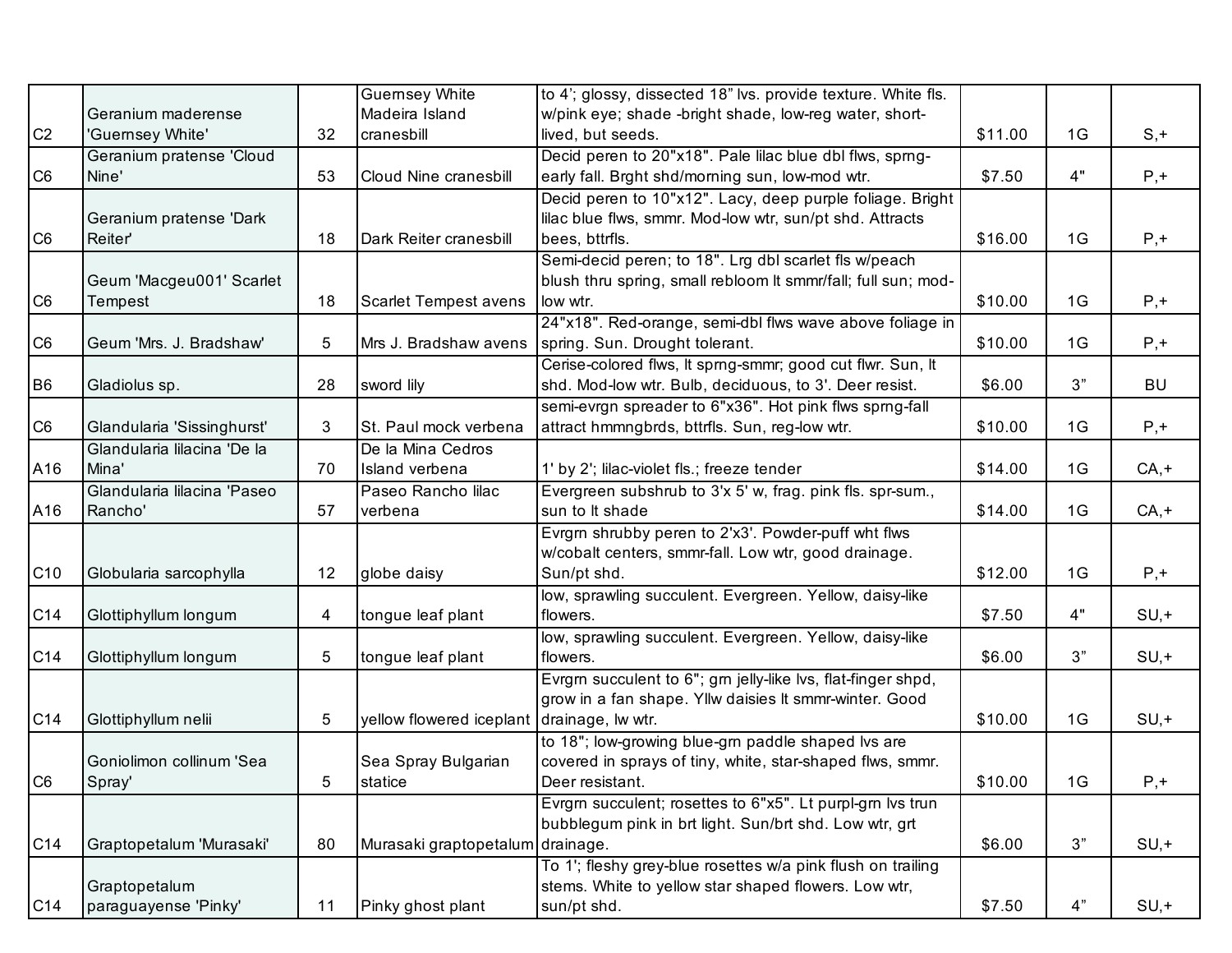| | | | | | | | |
|---|---|---|---|---|---|---|---|
| C2 | Geranium maderense 'Guernsey White' | 32 | Guernsey White Madeira Island cranesbill | to 4'; glossy, dissected 18" lvs. provide texture. White fls. w/pink eye; shade -bright shade, low-reg water, short-lived, but seeds. | $11.00 | 1G | S,+ |
| C6 | Geranium pratense 'Cloud Nine' | 53 | Cloud Nine cranesbill | Decid peren to 20"x18". Pale lilac blue dbl flws, sprng-early fall. Brght shd/morning sun, low-mod wtr. | $7.50 | 4" | P,+ |
| C6 | Geranium pratense 'Dark Reiter' | 18 | Dark Reiter cranesbill | Decid peren to 10"x12". Lacy, deep purple foliage. Bright lilac blue flws, smmr. Mod-low wtr, sun/pt shd. Attracts bees, bttrfls. | $16.00 | 1G | P,+ |
| C6 | Geum 'Macgeu001' Scarlet Tempest | 18 | Scarlet Tempest avens | Semi-decid peren; to 18". Lrg dbl scarlet fls w/peach blush thru spring, small rebloom lt smmr/fall; full sun; mod-low wtr. | $10.00 | 1G | P,+ |
| C6 | Geum 'Mrs. J. Bradshaw' | 5 | Mrs J. Bradshaw avens | 24"x18". Red-orange, semi-dbl flws wave above foliage in spring. Sun. Drought tolerant. | $10.00 | 1G | P,+ |
| B6 | Gladiolus sp. | 28 | sword lily | Cerise-colored flws, lt sprng-smmr; good cut flwr. Sun, lt shd. Mod-low wtr. Bulb, deciduous, to 3'. Deer resist. | $6.00 | 3" | BU |
| C6 | Glandularia 'Sissinghurst' | 3 | St. Paul mock verbena | semi-evrgn spreader to 6"x36". Hot pink flws sprng-fall attract hmmngbrds, bttrfls. Sun, reg-low wtr. | $10.00 | 1G | P,+ |
| A16 | Glandularia lilacina 'De la Mina' | 70 | De la Mina Cedros Island verbena | 1' by 2'; lilac-violet fls.; freeze tender | $14.00 | 1G | CA,+ |
| A16 | Glandularia lilacina 'Paseo Rancho' | 57 | Paseo Rancho lilac verbena | Evergreen subshrub to 3'x 5' w, frag. pink fls. spr-sum., sun to lt shade | $14.00 | 1G | CA,+ |
| C10 | Globularia sarcophylla | 12 | globe daisy | Evrgrn shrubby peren to 2'x3'. Powder-puff wht flws w/cobalt centers, smmr-fall. Low wtr, good drainage. Sun/pt shd. | $12.00 | 1G | P,+ |
| C14 | Glottiphyllum longum | 4 | tongue leaf plant | low, sprawling succulent. Evergreen. Yellow, daisy-like flowers. | $7.50 | 4" | SU,+ |
| C14 | Glottiphyllum longum | 5 | tongue leaf plant | low, sprawling succulent. Evergreen. Yellow, daisy-like flowers. | $6.00 | 3" | SU,+ |
| C14 | Glottiphyllum nelii | 5 | yellow flowered iceplant | Evrgrn succulent to 6"; grn jelly-like lvs, flat-finger shpd, grow in a fan shape. Yllw daisies lt smmr-winter. Good drainage, lw wtr. | $10.00 | 1G | SU,+ |
| C6 | Goniolimon collinum 'Sea Spray' | 5 | Sea Spray Bulgarian statice | to 18"; low-growing blue-grn paddle shaped lvs are covered in sprays of tiny, white, star-shaped flws, smmr. Deer resistant. | $10.00 | 1G | P,+ |
| C14 | Graptopetalum 'Murasaki' | 80 | Murasaki graptopetalum | Evrgrn succulent; rosettes to 6"x5". Lt purpl-grn lvs trun bubblegum pink in brt light. Sun/brt shd. Low wtr, grt drainage. | $6.00 | 3" | SU,+ |
| C14 | Graptopetalum paraguayense 'Pinky' | 11 | Pinky ghost plant | To 1'; fleshy grey-blue rosettes w/a pink flush on trailing stems. White to yellow star shaped flowers. Low wtr, sun/pt shd. | $7.50 | 4" | SU,+ |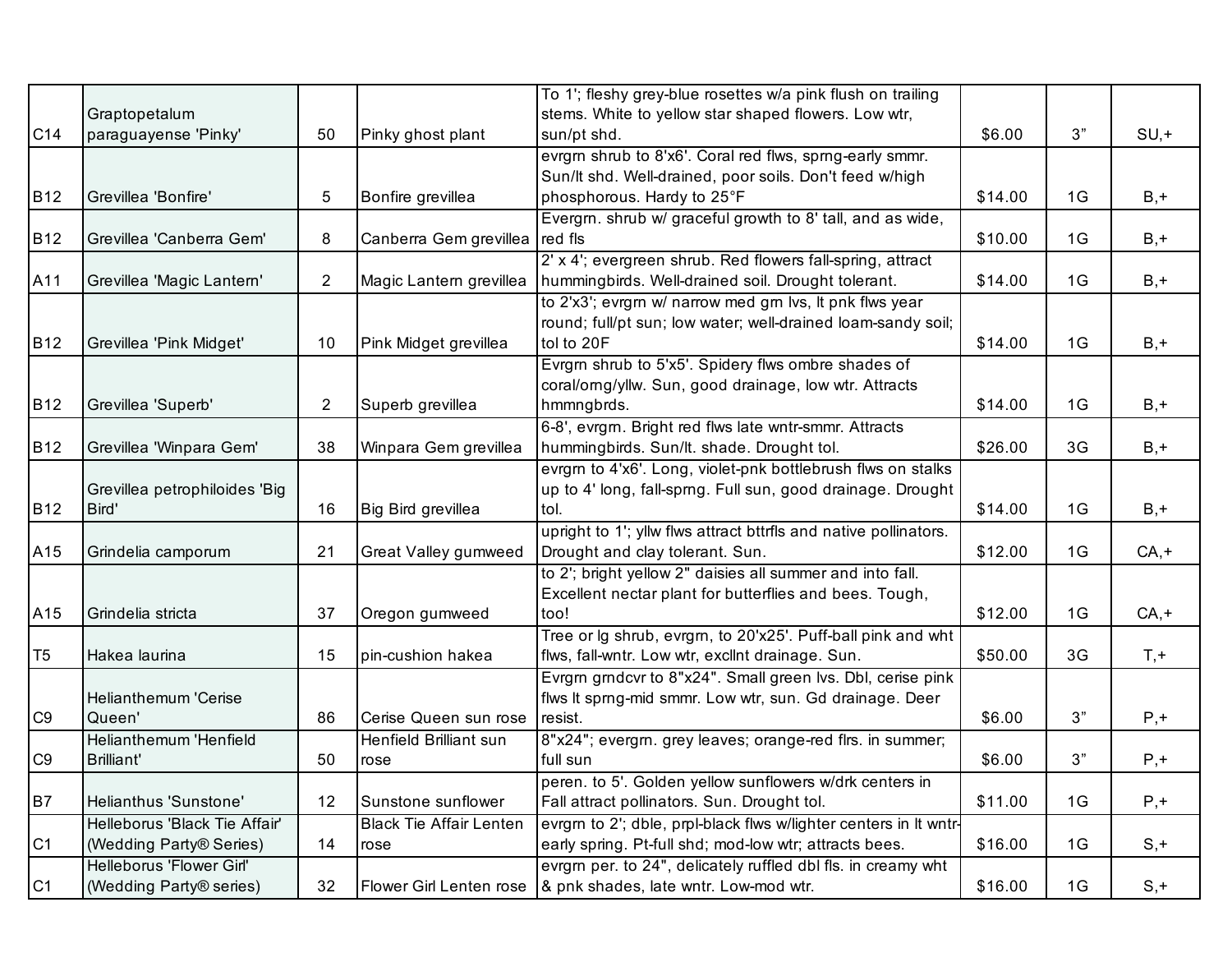| | | | | | | | |
|---|---|---|---|---|---|---|---|
| C14 | Graptopetalum paraguayense 'Pinky' | 50 | Pinky ghost plant | To 1'; fleshy grey-blue rosettes w/a pink flush on trailing stems. White to yellow star shaped flowers. Low wtr, sun/pt shd. | $6.00 | 3” | SU,+ |
| B12 | Grevillea 'Bonfire' | 5 | Bonfire grevillea | evrgrn shrub to 8'x6'. Coral red flws, sprng-early smmr. Sun/lt shd. Well-drained, poor soils. Don't feed w/high phosphorous. Hardy to 25°F | $14.00 | 1G | B,+ |
| B12 | Grevillea 'Canberra Gem' | 8 | Canberra Gem grevillea | Evergrn. shrub w/ graceful growth to 8' tall, and as wide, red fls | $10.00 | 1G | B,+ |
| A11 | Grevillea 'Magic Lantern' | 2 | Magic Lantern grevillea | 2' x 4'; evergreen shrub. Red flowers fall-spring, attract hummingbirds. Well-drained soil. Drought tolerant. | $14.00 | 1G | B,+ |
| B12 | Grevillea 'Pink Midget' | 10 | Pink Midget grevillea | to 2'x3'; evrgrn w/ narrow med grn lvs, lt pnk flws year round; full/pt sun; low water; well-drained loam-sandy soil; tol to 20F | $14.00 | 1G | B,+ |
| B12 | Grevillea 'Superb' | 2 | Superb grevillea | Evrgrn shrub to 5'x5'. Spidery flws ombre shades of coral/orng/yllw. Sun, good drainage, low wtr. Attracts hmmngbrds. | $14.00 | 1G | B,+ |
| B12 | Grevillea 'Winpara Gem' | 38 | Winpara Gem grevillea | 6-8', evrgrn. Bright red flws late wntr-smmr. Attracts hummingbirds. Sun/lt. shade. Drought tol. | $26.00 | 3G | B,+ |
| B12 | Grevillea petrophiloides 'Big Bird' | 16 | Big Bird grevillea | evrgrn to 4'x6'. Long, violet-pnk bottlebrush flws on stalks up to 4' long, fall-sprng. Full sun, good drainage. Drought tol. | $14.00 | 1G | B,+ |
| A15 | Grindelia camporum | 21 | Great Valley gumweed | upright to 1'; yllw flws attract bttrfls and native pollinators. Drought and clay tolerant. Sun. | $12.00 | 1G | CA,+ |
| A15 | Grindelia stricta | 37 | Oregon gumweed | to 2'; bright yellow 2" daisies all summer and into fall. Excellent nectar plant for butterflies and bees. Tough, too! | $12.00 | 1G | CA,+ |
| T5 | Hakea laurina | 15 | pin-cushion hakea | Tree or lg shrub, evrgrn, to 20'x25'. Puff-ball pink and wht flws, fall-wntr. Low wtr, excllnt drainage. Sun. | $50.00 | 3G | T,+ |
| C9 | Helianthemum 'Cerise Queen' | 86 | Cerise Queen sun rose | Evrgrn grndcvr to 8"x24". Small green lvs. Dbl, cerise pink flws lt sprng-mid smmr. Low wtr, sun. Gd drainage. Deer resist. | $6.00 | 3” | P,+ |
| C9 | Helianthemum 'Henfield Brilliant' | 50 | Henfield Brilliant sun rose | 8"x24"; evergrn. grey leaves; orange-red flrs. in summer; full sun | $6.00 | 3” | P,+ |
| B7 | Helianthus 'Sunstone' | 12 | Sunstone sunflower | peren. to 5'. Golden yellow sunflowers w/drk centers in Fall attract pollinators. Sun. Drought tol. | $11.00 | 1G | P,+ |
| C1 | Helleborus 'Black Tie Affair' (Wedding Party® Series) | 14 | Black Tie Affair Lenten rose | evrgrn to 2'; dble, prpl-black flws w/lighter centers in lt wntr-early spring. Pt-full shd; mod-low wtr; attracts bees. | $16.00 | 1G | S,+ |
| C1 | Helleborus 'Flower Girl' (Wedding Party® series) | 32 | Flower Girl Lenten rose | evrgrn per. to 24", delicately ruffled dbl fls. in creamy wht & pnk shades, late wntr. Low-mod wtr. | $16.00 | 1G | S,+ |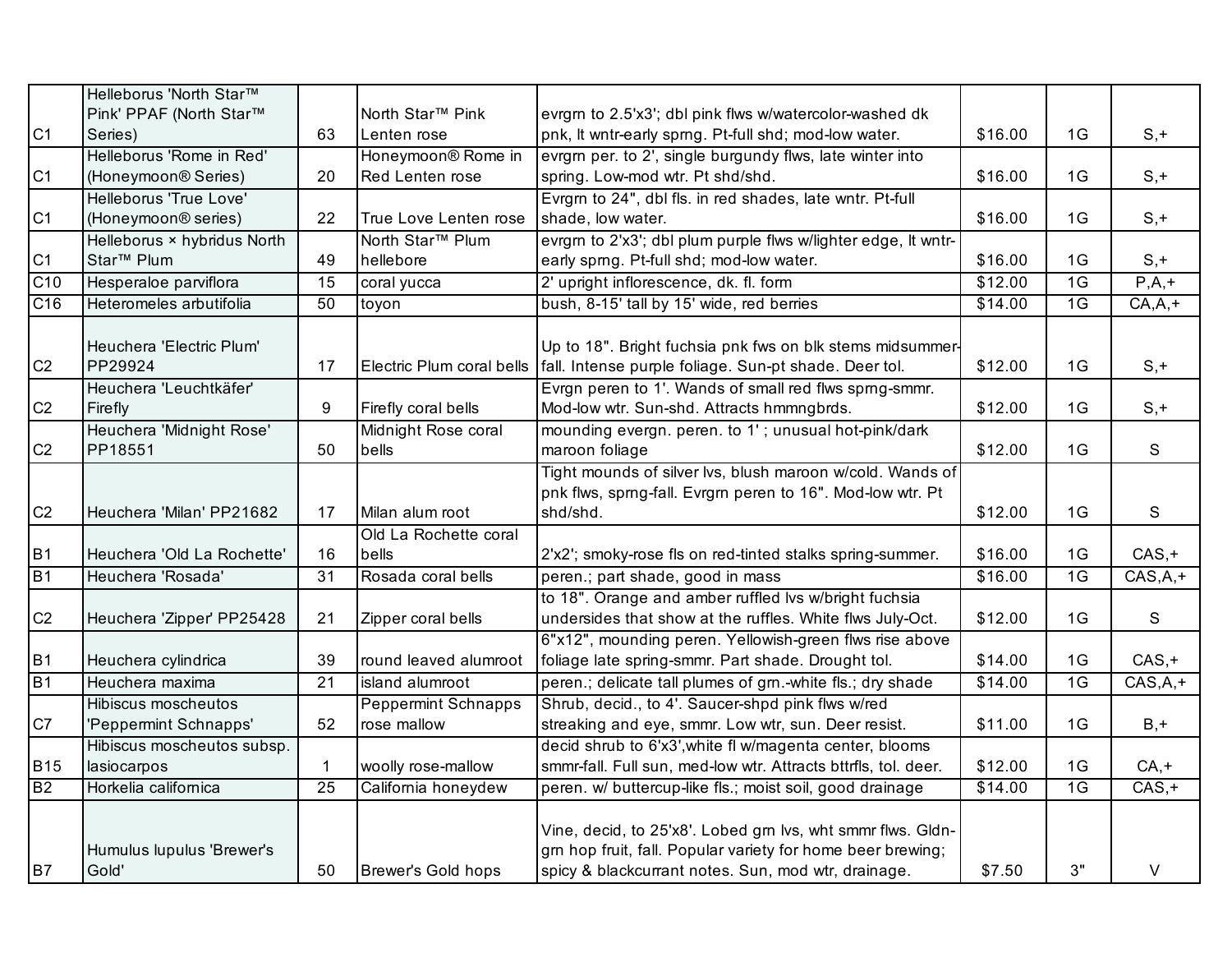| | | | | | | | |
|---|---|---|---|---|---|---|---|
| C1 | Helleborus 'North Star™ Pink' PPAF (North Star™ Series) | 63 | North Star™ Pink Lenten rose | evrgrn to 2.5'x3'; dbl pink flws w/watercolor-washed dk pnk, lt wntr-early sprng. Pt-full shd; mod-low water. | $16.00 | 1G | S,+ |
| C1 | Helleborus 'Rome in Red' (Honeymoon® Series) | 20 | Honeymoon® Rome in Red Lenten rose | evrgrn per. to 2', single burgundy flws, late winter into spring. Low-mod wtr. Pt shd/shd. | $16.00 | 1G | S,+ |
| C1 | Helleborus 'True Love' (Honeymoon® series) | 22 | True Love Lenten rose | Evrgrn to 24", dbl fls. in red shades, late wntr. Pt-full shade, low water. | $16.00 | 1G | S,+ |
| C1 | Helleborus × hybridus North Star™ Plum | 49 | North Star™ Plum hellebore | evrgrn to 2'x3'; dbl plum purple flws w/lighter edge, lt wntr-early sprng. Pt-full shd; mod-low water. | $16.00 | 1G | S,+ |
| C10 | Hesperaloe parviflora | 15 | coral yucca | 2' upright inflorescence, dk. fl. form | $12.00 | 1G | P,A,+ |
| C16 | Heteromeles arbutifolia | 50 | toyon | bush, 8-15' tall by 15' wide, red berries | $14.00 | 1G | CA,A,+ |
| C2 | Heuchera 'Electric Plum' PP29924 | 17 | Electric Plum coral bells | Up to 18". Bright fuchsia pnk fws on blk stems midsummer-fall. Intense purple foliage. Sun-pt shade. Deer tol. | $12.00 | 1G | S,+ |
| C2 | Heuchera 'Leuchtkäfer' Firefly | 9 | Firefly coral bells | Evrgn peren to 1'. Wands of small red flws sprng-smmr. Mod-low wtr. Sun-shd. Attracts hmmngbrds. | $12.00 | 1G | S,+ |
| C2 | Heuchera 'Midnight Rose' PP18551 | 50 | Midnight Rose coral bells | mounding evergn. peren. to 1' ; unusual hot-pink/dark maroon foliage | $12.00 | 1G | S |
| C2 | Heuchera 'Milan' PP21682 | 17 | Milan alum root | Tight mounds of silver lvs, blush maroon w/cold. Wands of pnk flws, sprng-fall. Evrgrn peren to 16". Mod-low wtr. Pt shd/shd. | $12.00 | 1G | S |
| B1 | Heuchera 'Old La Rochette' | 16 | Old La Rochette coral bells | 2'x2'; smoky-rose fls on red-tinted stalks spring-summer. | $16.00 | 1G | CAS,+ |
| B1 | Heuchera 'Rosada' | 31 | Rosada coral bells | peren.; part shade, good in mass | $16.00 | 1G | CAS,A,+ |
| C2 | Heuchera 'Zipper' PP25428 | 21 | Zipper coral bells | to 18". Orange and amber ruffled lvs w/bright fuchsia undersides that show at the ruffles. White flws July-Oct. | $12.00 | 1G | S |
| B1 | Heuchera cylindrica | 39 | round leaved alumroot | 6"x12", mounding peren. Yellowish-green flws rise above foliage late spring-smmr. Part shade. Drought tol. | $14.00 | 1G | CAS,+ |
| B1 | Heuchera maxima | 21 | island alumroot | peren.; delicate tall plumes of grn.-white fls.; dry shade | $14.00 | 1G | CAS,A,+ |
| C7 | Hibiscus moscheutos 'Peppermint Schnapps' | 52 | Peppermint Schnapps rose mallow | Shrub, decid., to 4'. Saucer-shpd pink flws w/red streaking and eye, smmr. Low wtr, sun. Deer resist. | $11.00 | 1G | B,+ |
| B15 | Hibiscus moscheutos subsp. lasiocarpos | 1 | woolly rose-mallow | decid shrub to 6'x3',white fl w/magenta center, blooms smmr-fall. Full sun, med-low wtr. Attracts bttrfls, tol. deer. | $12.00 | 1G | CA,+ |
| B2 | Horkelia californica | 25 | California honeydew | peren. w/ buttercup-like fls.; moist soil, good drainage | $14.00 | 1G | CAS,+ |
| B7 | Humulus lupulus 'Brewer's Gold' | 50 | Brewer's Gold hops | Vine, decid, to 25'x8'. Lobed grn lvs, wht smmr flws. Gldn-grn hop fruit, fall. Popular variety for home beer brewing; spicy & blackcurrant notes. Sun, mod wtr, drainage. | $7.50 | 3" | V |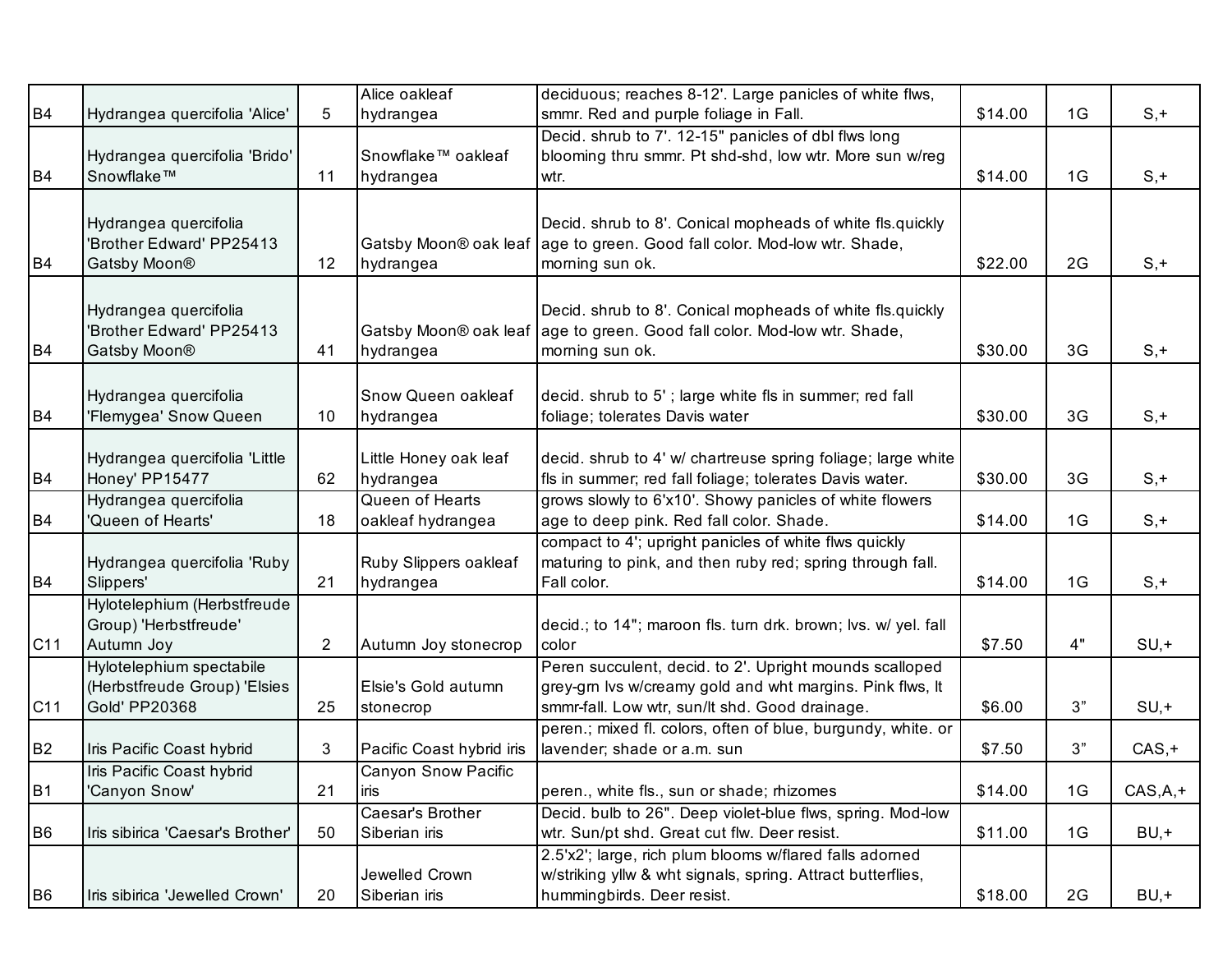| | | | | | | | |
|---|---|---|---|---|---|---|---|
| B4 | Hydrangea quercifolia 'Alice' | 5 | Alice oakleaf hydrangea | deciduous; reaches 8-12'. Large panicles of white flws, smmr. Red and purple foliage in Fall. | $14.00 | 1G | S,+ |
| B4 | Hydrangea quercifolia 'Brido' Snowflake™ | 11 | Snowflake™ oakleaf hydrangea | Decid. shrub to 7'. 12-15" panicles of dbl flws long blooming thru smmr. Pt shd-shd, low wtr. More sun w/reg wtr. | $14.00 | 1G | S,+ |
| B4 | Hydrangea quercifolia 'Brother Edward' PP25413 Gatsby Moon® | 12 | Gatsby Moon® oak leaf hydrangea | Decid. shrub to 8'. Conical mopheads of white fls.quickly age to green. Good fall color. Mod-low wtr. Shade, morning sun ok. | $22.00 | 2G | S,+ |
| B4 | Hydrangea quercifolia 'Brother Edward' PP25413 Gatsby Moon® | 41 | Gatsby Moon® oak leaf hydrangea | Decid. shrub to 8'. Conical mopheads of white fls.quickly age to green. Good fall color. Mod-low wtr. Shade, morning sun ok. | $30.00 | 3G | S,+ |
| B4 | Hydrangea quercifolia 'Flemygea' Snow Queen | 10 | Snow Queen oakleaf hydrangea | decid. shrub to 5' ; large white fls in summer; red fall foliage; tolerates Davis water | $30.00 | 3G | S,+ |
| B4 | Hydrangea quercifolia 'Little Honey' PP15477 | 62 | Little Honey oak leaf hydrangea | decid. shrub to 4' w/ chartreuse spring foliage; large white fls in summer; red fall foliage; tolerates Davis water. | $30.00 | 3G | S,+ |
| B4 | Hydrangea quercifolia 'Queen of Hearts' | 18 | Queen of Hearts oakleaf hydrangea | grows slowly to 6'x10'. Showy panicles of white flowers age to deep pink. Red fall color. Shade. | $14.00 | 1G | S,+ |
| B4 | Hydrangea quercifolia 'Ruby Slippers' | 21 | Ruby Slippers oakleaf hydrangea | compact to 4'; upright panicles of white flws quickly maturing to pink, and then ruby red; spring through fall. Fall color. | $14.00 | 1G | S,+ |
| C11 | Hylotelephium (Herbstfreude Group) 'Herbstfreude' Autumn Joy | 2 | Autumn Joy stonecrop | decid.; to 14"; maroon fls. turn drk. brown; lvs. w/ yel. fall color | $7.50 | 4" | SU,+ |
| C11 | Hylotelephium spectabile (Herbstfreude Group) 'Elsies Gold' PP20368 | 25 | Elsie's Gold autumn stonecrop | Peren succulent, decid. to 2'. Upright mounds scalloped grey-grn lvs w/creamy gold and wht margins. Pink flws, lt smmr-fall. Low wtr, sun/lt shd. Good drainage. | $6.00 | 3” | SU,+ |
| B2 | Iris Pacific Coast hybrid | 3 | Pacific Coast hybrid iris | peren.; mixed fl. colors, often of blue, burgundy, white. or lavender; shade or a.m. sun | $7.50 | 3” | CAS,+ |
| B1 | Iris Pacific Coast hybrid 'Canyon Snow' | 21 | Canyon Snow Pacific iris | peren., white fls., sun or shade; rhizomes | $14.00 | 1G | CAS,A,+ |
| B6 | Iris sibirica 'Caesar's Brother' | 50 | Caesar's Brother Siberian iris | Decid. bulb to 26". Deep violet-blue flws, spring. Mod-low wtr. Sun/pt shd. Great cut flw. Deer resist. | $11.00 | 1G | BU,+ |
| B6 | Iris sibirica 'Jewelled Crown' | 20 | Jewelled Crown Siberian iris | 2.5'x2'; large, rich plum blooms w/flared falls adorned w/striking yllw & wht signals, spring. Attract butterflies, hummingbirds. Deer resist. | $18.00 | 2G | BU,+ |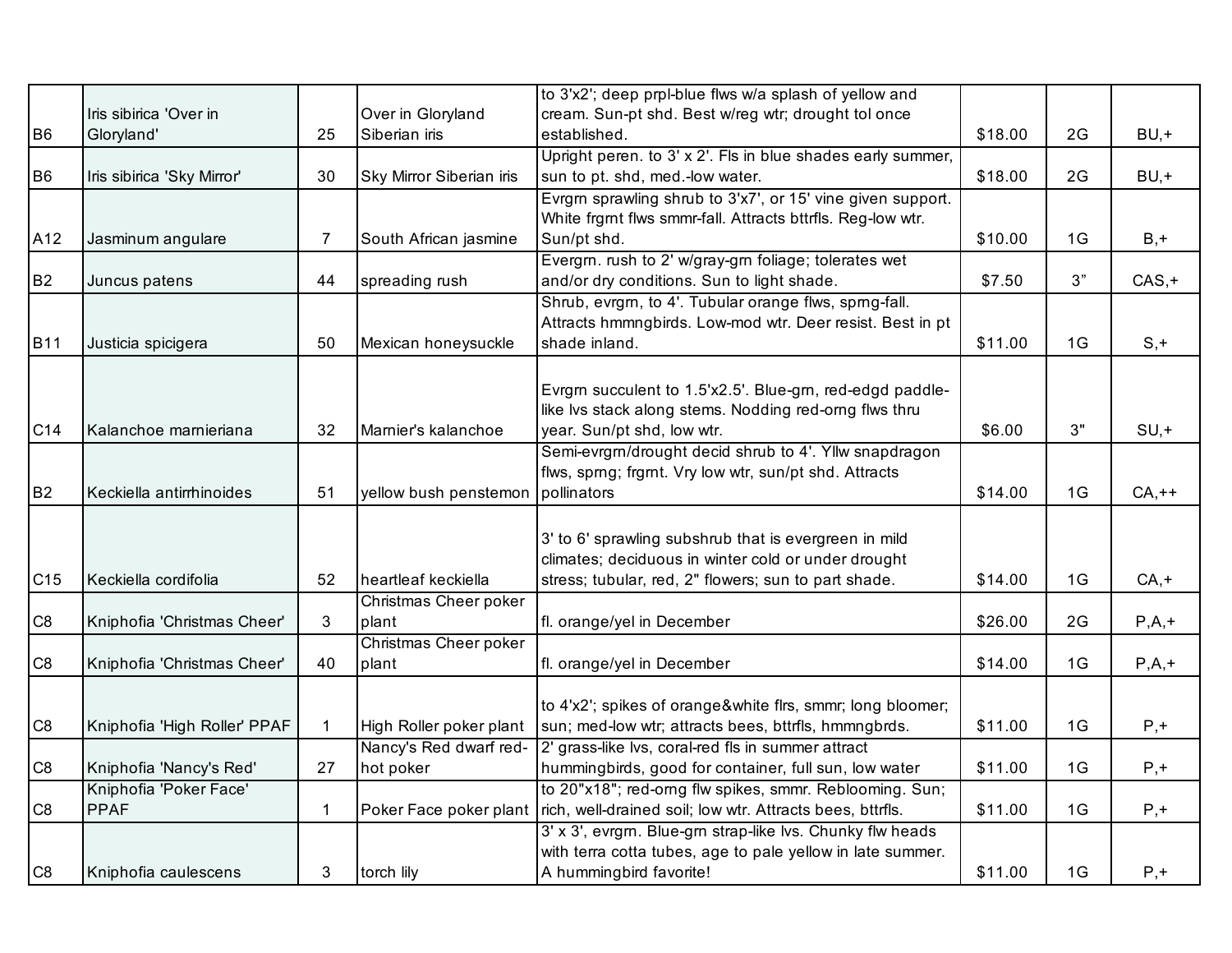| | | | | | | | |
|---|---|---|---|---|---|---|---|
| B6 | Iris sibirica 'Over in Gloryland' | 25 | Over in Gloryland Siberian iris | to 3'x2'; deep prpl-blue flws w/a splash of yellow and cream. Sun-pt shd. Best w/reg wtr; drought tol once established. | $18.00 | 2G | BU,+ |
| B6 | Iris sibirica 'Sky Mirror' | 30 | Sky Mirror Siberian iris | Upright peren. to 3' x 2'. Fls in blue shades early summer, sun to pt. shd, med.-low water. | $18.00 | 2G | BU,+ |
| A12 | Jasminum angulare | 7 | South African jasmine | Evrgrn sprawling shrub to 3'x7', or 15' vine given support. White frgrnt flws smmr-fall. Attracts bttrfls. Reg-low wtr. Sun/pt shd. | $10.00 | 1G | B,+ |
| B2 | Juncus patens | 44 | spreading rush | Evergrn. rush to 2' w/gray-grn foliage; tolerates wet and/or dry conditions. Sun to light shade. | $7.50 | 3” | CAS,+ |
| B11 | Justicia spicigera | 50 | Mexican honeysuckle | Shrub, evrgrn, to 4'. Tubular orange flws, sprng-fall. Attracts hmmngbirds. Low-mod wtr. Deer resist. Best in pt shade inland. | $11.00 | 1G | S,+ |
| C14 | Kalanchoe marnieriana | 32 | Marnier's kalanchoe | Evrgrn succulent to 1.5'x2.5'. Blue-grn, red-edgd paddle-like lvs stack along stems. Nodding red-orng flws thru year. Sun/pt shd, low wtr. | $6.00 | 3" | SU,+ |
| B2 | Keckiella antirrhinoides | 51 | yellow bush penstemon | Semi-evrgrn/drought decid shrub to 4'. Yllw snapdragon flws, sprng; frgrnt. Vry low wtr, sun/pt shd. Attracts pollinators | $14.00 | 1G | CA,++ |
| C15 | Keckiella cordifolia | 52 | heartleaf keckiella | 3' to 6' sprawling subshrub that is evergreen in mild climates; deciduous in winter cold or under drought stress; tubular, red, 2" flowers; sun to part shade. | $14.00 | 1G | CA,+ |
| C8 | Kniphofia 'Christmas Cheer' | 3 | Christmas Cheer poker plant | fl. orange/yel in December | $26.00 | 2G | P,A,+ |
| C8 | Kniphofia 'Christmas Cheer' | 40 | Christmas Cheer poker plant | fl. orange/yel in December | $14.00 | 1G | P,A,+ |
| C8 | Kniphofia 'High Roller' PPAF | 1 | High Roller poker plant | to 4'x2'; spikes of orange&white flrs, smmr; long bloomer; sun; med-low wtr; attracts bees, bttrfls, hmmngbrds. | $11.00 | 1G | P,+ |
| C8 | Kniphofia 'Nancy's Red' | 27 | Nancy's Red dwarf red-hot poker | 2' grass-like lvs, coral-red fls in summer attract hummingbirds, good for container, full sun, low water | $11.00 | 1G | P,+ |
| C8 | Kniphofia 'Poker Face' PPAF | 1 | Poker Face poker plant | to 20"x18"; red-orng flw spikes, smmr. Reblooming. Sun; rich, well-drained soil; low wtr. Attracts bees, bttrfls. | $11.00 | 1G | P,+ |
| C8 | Kniphofia caulescens | 3 | torch lily | 3' x 3', evrgrn. Blue-grn strap-like lvs. Chunky flw heads with terra cotta tubes, age to pale yellow in late summer. A hummingbird favorite! | $11.00 | 1G | P,+ |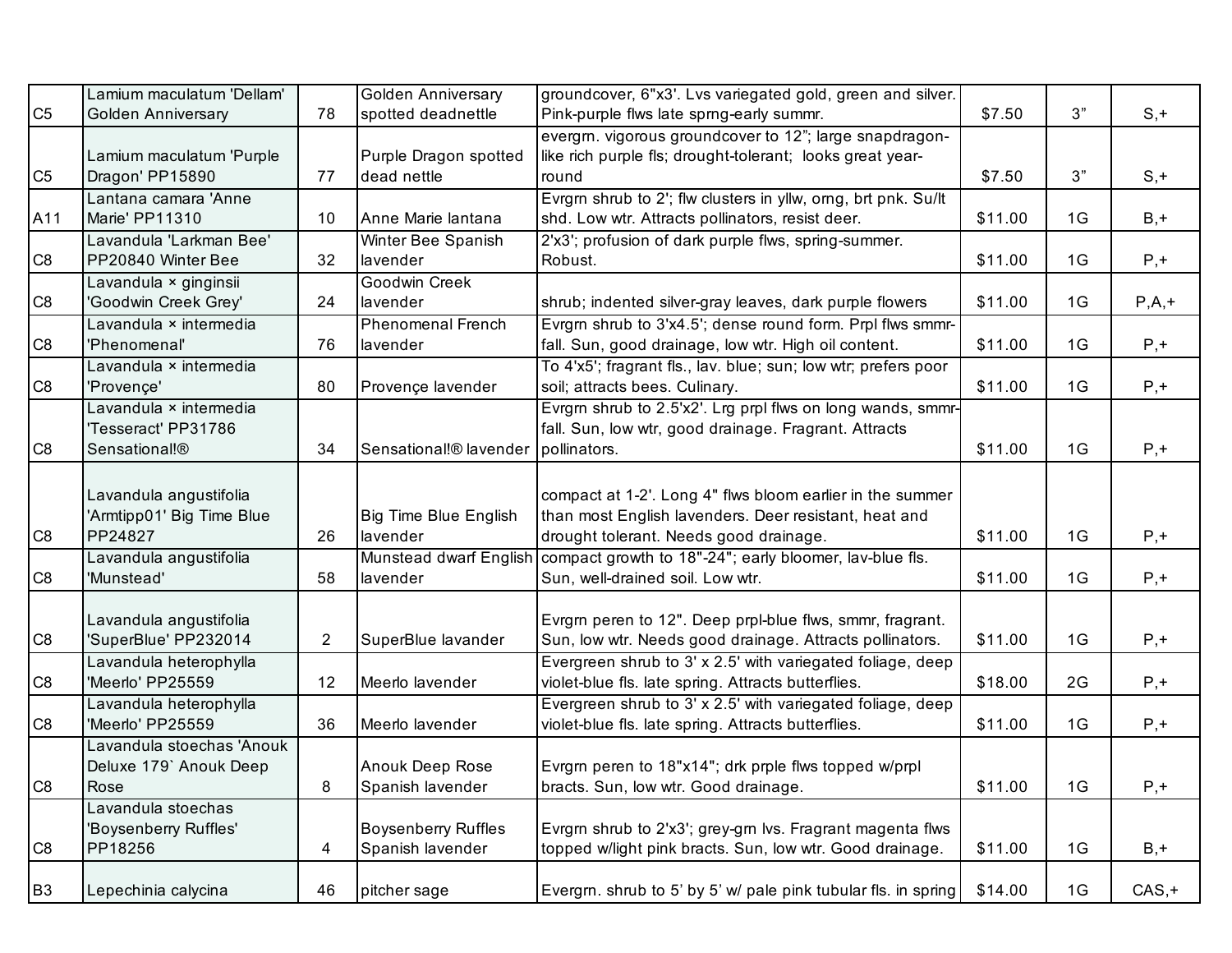| | | | | | | | |
|---|---|---|---|---|---|---|---|
| C5 | Lamium maculatum 'Dellam' Golden Anniversary | 78 | Golden Anniversary spotted deadnettle | groundcover, 6"x3'. Lvs variegated gold, green and silver. Pink-purple flws late sprng-early summr. | $7.50 | 3” | S,+ |
| C5 | Lamium maculatum 'Purple Dragon' PP15890 | 77 | Purple Dragon spotted dead nettle | evergrn. vigorous groundcover to 12”; large snapdragon-like rich purple fls; drought-tolerant; looks great year-round | $7.50 | 3” | S,+ |
| A11 | Lantana camara 'Anne Marie' PP11310 | 10 | Anne Marie lantana | Evrgrn shrub to 2'; flw clusters in yllw, orng, brt pnk. Su/lt shd. Low wtr. Attracts pollinators, resist deer. | $11.00 | 1G | B,+ |
| C8 | Lavandula 'Larkman Bee' PP20840 Winter Bee | 32 | Winter Bee Spanish lavender | 2'x3'; profusion of dark purple flws, spring-summer. Robust. | $11.00 | 1G | P,+ |
| C8 | Lavandula × ginginsii 'Goodwin Creek Grey' | 24 | Goodwin Creek lavender | shrub; indented silver-gray leaves, dark purple flowers | $11.00 | 1G | P,A,+ |
| C8 | Lavandula × intermedia 'Phenomenal' | 76 | Phenomenal French lavender | Evrgrn shrub to 3'x4.5'; dense round form. Prpl flws smmr-fall. Sun, good drainage, low wtr. High oil content. | $11.00 | 1G | P,+ |
| C8 | Lavandula × intermedia 'Provençe' | 80 | Provençe lavender | To 4'x5'; fragrant fls., lav. blue; sun; low wtr; prefers poor soil; attracts bees. Culinary. | $11.00 | 1G | P,+ |
| C8 | Lavandula × intermedia 'Tesseract' PP31786 Sensational!® | 34 | Sensational!® lavender | Evrgrn shrub to 2.5'x2'. Lrg prpl flws on long wands, smmr-fall. Sun, low wtr, good drainage. Fragrant. Attracts pollinators. | $11.00 | 1G | P,+ |
| C8 | Lavandula angustifolia 'Armtipp01' Big Time Blue PP24827 | 26 | Big Time Blue English lavender | compact at 1-2'. Long 4" flws bloom earlier in the summer than most English lavenders. Deer resistant, heat and drought tolerant. Needs good drainage. | $11.00 | 1G | P,+ |
| C8 | Lavandula angustifolia 'Munstead' | 58 | Munstead dwarf English lavender | compact growth to 18"-24"; early bloomer, lav-blue fls. Sun, well-drained soil. Low wtr. | $11.00 | 1G | P,+ |
| C8 | Lavandula angustifolia 'SuperBlue' PP232014 | 2 | SuperBlue lavander | Evrgrn peren to 12". Deep prpl-blue flws, smmr, fragrant. Sun, low wtr. Needs good drainage. Attracts pollinators. | $11.00 | 1G | P,+ |
| C8 | Lavandula heterophylla 'Meerlo' PP25559 | 12 | Meerlo lavender | Evergreen shrub to 3' x 2.5' with variegated foliage, deep violet-blue fls. late spring. Attracts butterflies. | $18.00 | 2G | P,+ |
| C8 | Lavandula heterophylla 'Meerlo' PP25559 | 36 | Meerlo lavender | Evergreen shrub to 3' x 2.5' with variegated foliage, deep violet-blue fls. late spring. Attracts butterflies. | $11.00 | 1G | P,+ |
| C8 | Lavandula stoechas 'Anouk Deluxe 179` Anouk Deep Rose | 8 | Anouk Deep Rose Spanish lavender | Evrgrn peren to 18"x14"; drk prple flws topped w/prpl bracts. Sun, low wtr. Good drainage. | $11.00 | 1G | P,+ |
| C8 | Lavandula stoechas 'Boysenberry Ruffles' PP18256 | 4 | Boysenberry Ruffles Spanish lavender | Evrgrn shrub to 2'x3'; grey-grn lvs. Fragrant magenta flws topped w/light pink bracts. Sun, low wtr. Good drainage. | $11.00 | 1G | B,+ |
| B3 | Lepechinia calycina | 46 | pitcher sage | Evergrn. shrub to 5' by 5' w/ pale pink tubular fls. in spring | $14.00 | 1G | CAS,+ |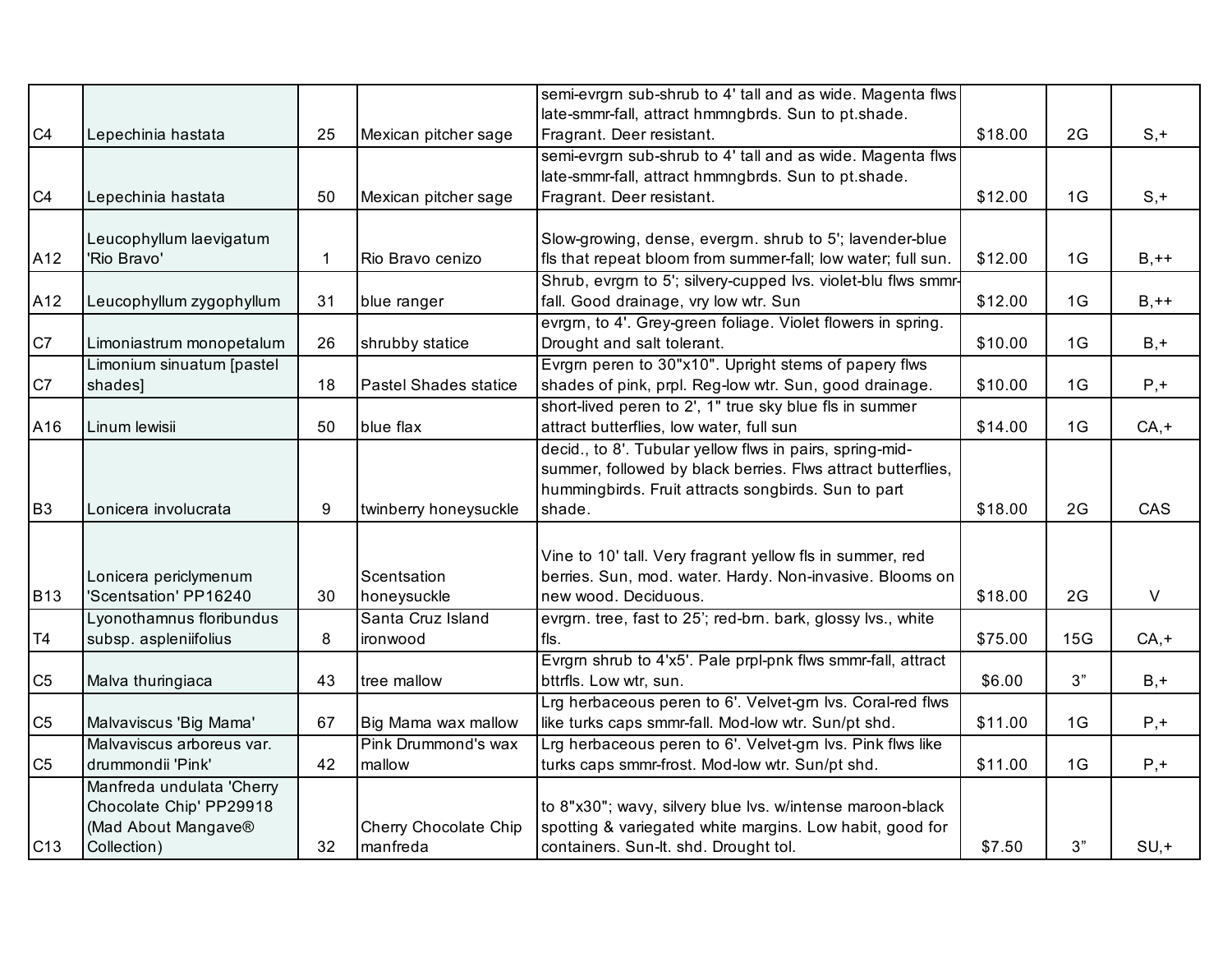| | | | | | | | |
|---|---|---|---|---|---|---|---|
| C4 | Lepechinia hastata | 25 | Mexican pitcher sage | semi-evrgrn sub-shrub to 4' tall and as wide. Magenta flws late-smmr-fall, attract hmmngbrds. Sun to pt.shade. Fragrant. Deer resistant. | $18.00 | 2G | S,+ |
| C4 | Lepechinia hastata | 50 | Mexican pitcher sage | semi-evrgrn sub-shrub to 4' tall and as wide. Magenta flws late-smmr-fall, attract hmmngbrds. Sun to pt.shade. Fragrant. Deer resistant. | $12.00 | 1G | S,+ |
| A12 | Leucophyllum laevigatum 'Rio Bravo' | 1 | Rio Bravo cenizo | Slow-growing, dense, evergrn. shrub to 5'; lavender-blue fls that repeat bloom from summer-fall; low water; full sun. | $12.00 | 1G | B,++ |
| A12 | Leucophyllum zygophyllum | 31 | blue ranger | Shrub, evrgrn to 5'; silvery-cupped lvs. violet-blu flws smmr-fall. Good drainage, vry low wtr. Sun | $12.00 | 1G | B,++ |
| C7 | Limoniastrum monopetalum | 26 | shrubby statice | evrgrn, to 4'. Grey-green foliage. Violet flowers in spring. Drought and salt tolerant. | $10.00 | 1G | B,+ |
| C7 | Limonium sinuatum [pastel shades] | 18 | Pastel Shades statice | Evrgrn peren to 30"x10". Upright stems of papery flws shades of pink, prpl. Reg-low wtr. Sun, good drainage. | $10.00 | 1G | P,+ |
| A16 | Linum lewisii | 50 | blue flax | short-lived peren to 2', 1" true sky blue fls in summer attract butterflies, low water, full sun | $14.00 | 1G | CA,+ |
| B3 | Lonicera involucrata | 9 | twinberry honeysuckle | decid., to 8'. Tubular yellow flws in pairs, spring-mid-summer, followed by black berries. Flws attract butterflies, hummingbirds. Fruit attracts songbirds. Sun to part shade. | $18.00 | 2G | CAS |
| B13 | Lonicera periclymenum 'Scentsation' PP16240 | 30 | Scentsation honeysuckle | Vine to 10' tall. Very fragrant yellow fls in summer, red berries. Sun, mod. water. Hardy. Non-invasive. Blooms on new wood. Deciduous. | $18.00 | 2G | V |
| T4 | Lyonothamnus floribundus subsp. aspleniifolius | 8 | Santa Cruz Island ironwood | evrgrn. tree, fast to 25'; red-brn. bark, glossy lvs., white fls. | $75.00 | 15G | CA,+ |
| C5 | Malva thuringiaca | 43 | tree mallow | Evrgrn shrub to 4'x5'. Pale prpl-pnk flws smmr-fall, attract bttrfls. Low wtr, sun. | $6.00 | 3" | B,+ |
| C5 | Malvaviscus 'Big Mama' | 67 | Big Mama wax mallow | Lrg herbaceous peren to 6'. Velvet-grn lvs. Coral-red flws like turks caps smmr-fall. Mod-low wtr. Sun/pt shd. | $11.00 | 1G | P,+ |
| C5 | Malvaviscus arboreus var. drummondii 'Pink' | 42 | Pink Drummond's wax mallow | Lrg herbaceous peren to 6'. Velvet-grn lvs. Pink flws like turks caps smmr-frost. Mod-low wtr. Sun/pt shd. | $11.00 | 1G | P,+ |
| C13 | Manfreda undulata 'Cherry Chocolate Chip' PP29918 (Mad About Mangave® Collection) | 32 | Cherry Chocolate Chip manfreda | to 8"x30"; wavy, silvery blue lvs. w/intense maroon-black spotting & variegated white margins. Low habit, good for containers. Sun-lt. shd. Drought tol. | $7.50 | 3" | SU,+ |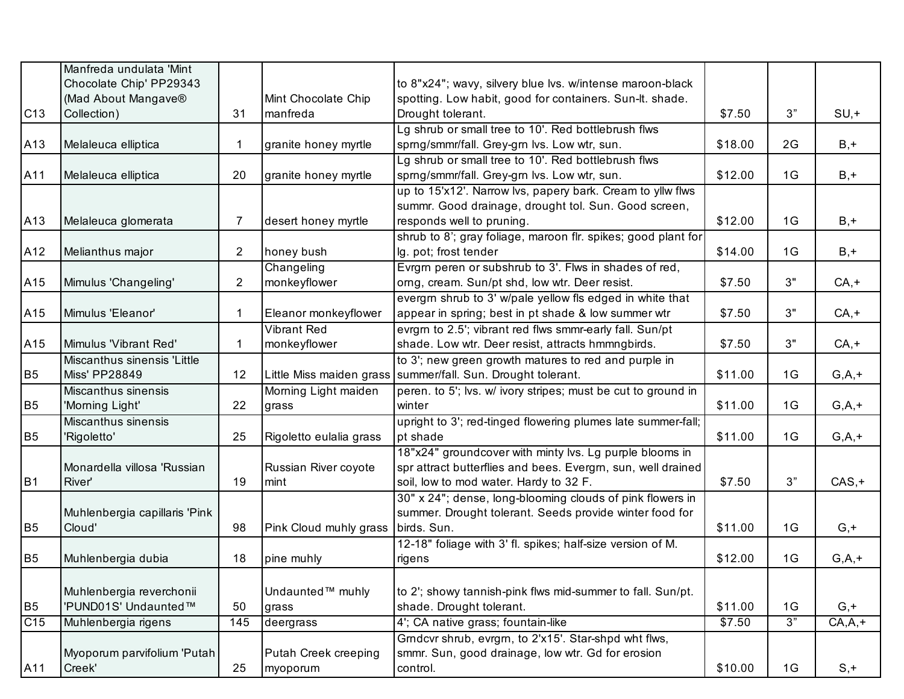| | | | | | | | |
|---|---|---|---|---|---|---|---|
| C13 | Manfreda undulata 'Mint Chocolate Chip' PP29343 (Mad About Mangave® Collection) | 31 | Mint Chocolate Chip manfreda | to 8"x24"; wavy, silvery blue lvs. w/intense maroon-black spotting. Low habit, good for containers. Sun-lt. shade. Drought tolerant. | $7.50 | 3” | SU,+ |
| A13 | Melaleuca elliptica | 1 | granite honey myrtle | Lg shrub or small tree to 10'. Red bottlebrush flws sprng/smmr/fall. Grey-grn lvs. Low wtr, sun. | $18.00 | 2G | B,+ |
| A11 | Melaleuca elliptica | 20 | granite honey myrtle | Lg shrub or small tree to 10'. Red bottlebrush flws sprng/smmr/fall. Grey-grn lvs. Low wtr, sun. | $12.00 | 1G | B,+ |
| A13 | Melaleuca glomerata | 7 | desert honey myrtle | up to 15'x12'. Narrow lvs, papery bark. Cream to yllw flws summr. Good drainage, drought tol. Sun. Good screen, responds well to pruning. | $12.00 | 1G | B,+ |
| A12 | Melianthus major | 2 | honey bush | shrub to 8’; gray foliage, maroon flr. spikes; good plant for lg. pot; frost tender | $14.00 | 1G | B,+ |
| A15 | Mimulus 'Changeling' | 2 | Changeling monkeyflower | Evrgrn peren or subshrub to 3'. Flws in shades of red, orng, cream. Sun/pt shd, low wtr. Deer resist. | $7.50 | 3" | CA,+ |
| A15 | Mimulus 'Eleanor' | 1 | Eleanor monkeyflower | evergrn shrub to 3' w/pale yellow fls edged in white that appear in spring; best in pt shade & low summer wtr | $7.50 | 3" | CA,+ |
| A15 | Mimulus 'Vibrant Red' | 1 | Vibrant Red monkeyflower | evrgrn to 2.5'; vibrant red flws smmr-early fall. Sun/pt shade. Low wtr. Deer resist, attracts hmmngbirds. | $7.50 | 3" | CA,+ |
| B5 | Miscanthus sinensis 'Little Miss' PP28849 | 12 | Little Miss maiden grass | to 3'; new green growth matures to red and purple in summer/fall. Sun. Drought tolerant. | $11.00 | 1G | G,A,+ |
| B5 | Miscanthus sinensis 'Morning Light' | 22 | Morning Light maiden grass | peren. to 5'; lvs. w/ ivory stripes; must be cut to ground in winter | $11.00 | 1G | G,A,+ |
| B5 | Miscanthus sinensis 'Rigoletto' | 25 | Rigoletto eulalia grass | upright to 3'; red-tinged flowering plumes late summer-fall; pt shade | $11.00 | 1G | G,A,+ |
| B1 | Monardella villosa 'Russian River' | 19 | Russian River coyote mint | 18"x24" groundcover with minty lvs. Lg purple blooms in spr attract butterflies and bees. Evergrn, sun, well drained soil, low to mod water. Hardy to 32 F. | $7.50 | 3” | CAS,+ |
| B5 | Muhlenbergia capillaris 'Pink Cloud' | 98 | Pink Cloud muhly grass | 30" x 24"; dense, long-blooming clouds of pink flowers in summer. Drought tolerant. Seeds provide winter food for birds. Sun. | $11.00 | 1G | G,+ |
| B5 | Muhlenbergia dubia | 18 | pine muhly | 12-18" foliage with 3' fl. spikes; half-size version of M. rigens | $12.00 | 1G | G,A,+ |
| B5 | Muhlenbergia reverchonii 'PUND01S' Undaunted™ | 50 | Undaunted™ muhly grass | to 2'; showy tannish-pink flws mid-summer to fall. Sun/pt. shade. Drought tolerant. | $11.00 | 1G | G,+ |
| C15 | Muhlenbergia rigens | 145 | deergrass | 4'; CA native grass; fountain-like | $7.50 | 3” | CA,A,+ |
| A11 | Myoporum parvifolium 'Putah Creek' | 25 | Putah Creek creeping myoporum | Grndcvr shrub, evrgrn, to 2'x15'. Star-shpd wht flws, smmr. Sun, good drainage, low wtr. Gd for erosion control. | $10.00 | 1G | S,+ |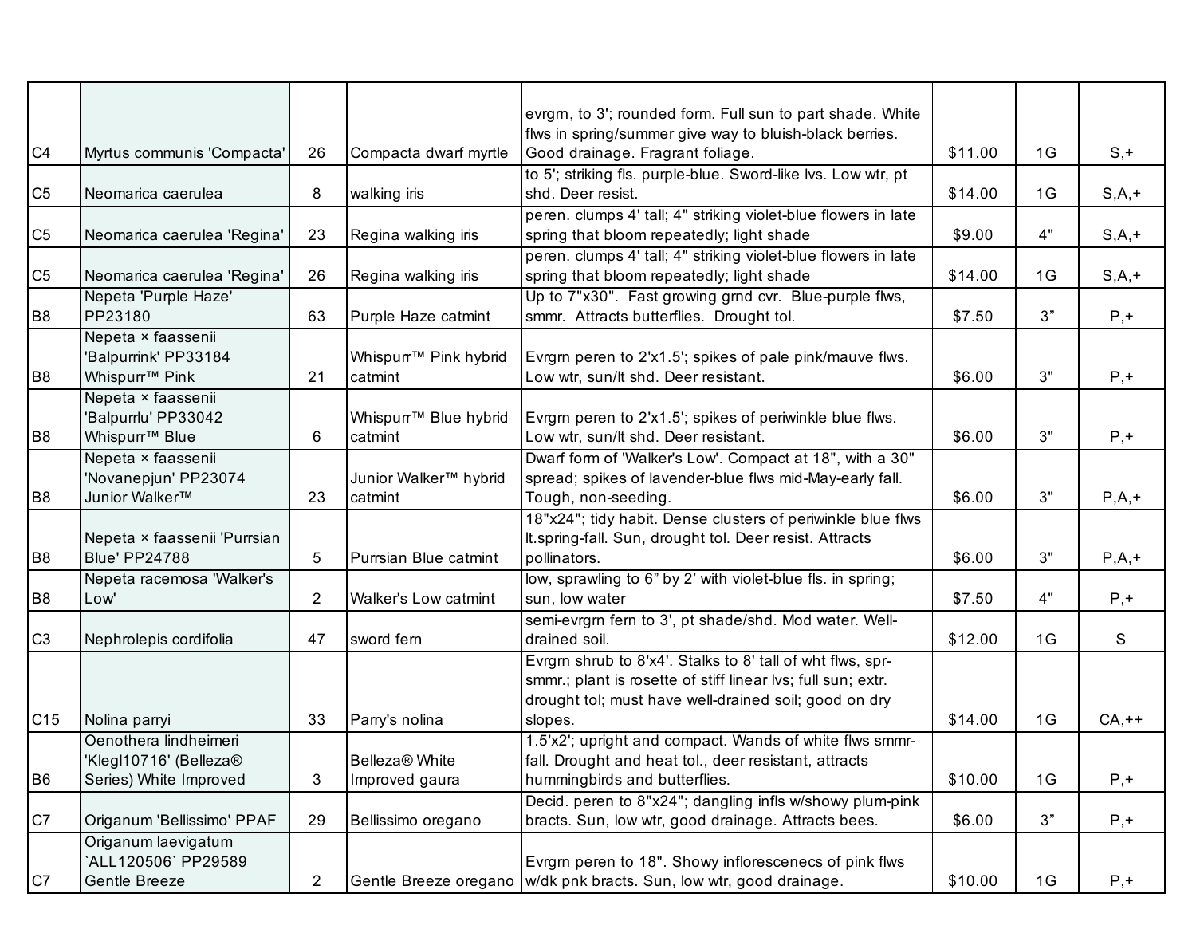| | | | | | | | |
|---|---|---|---|---|---|---|---|
| C4 | Myrtus communis 'Compacta' | 26 | Compacta dwarf myrtle | evrgrn, to 3'; rounded form. Full sun to part shade. White flws in spring/summer give way to bluish-black berries. Good drainage. Fragrant foliage. | $11.00 | 1G | S,+ |
| C5 | Neomarica caerulea | 8 | walking iris | to 5'; striking fls. purple-blue. Sword-like lvs. Low wtr, pt shd. Deer resist. | $14.00 | 1G | S,A,+ |
| C5 | Neomarica caerulea 'Regina' | 23 | Regina walking iris | peren. clumps 4' tall; 4" striking violet-blue flowers in late spring that bloom repeatedly; light shade | $9.00 | 4" | S,A,+ |
| C5 | Neomarica caerulea 'Regina' | 26 | Regina walking iris | peren. clumps 4' tall; 4" striking violet-blue flowers in late spring that bloom repeatedly; light shade | $14.00 | 1G | S,A,+ |
| B8 | Nepeta 'Purple Haze' PP23180 | 63 | Purple Haze catmint | Up to 7"x30". Fast growing grnd cvr. Blue-purple flws, smmr. Attracts butterflies. Drought tol. | $7.50 | 3" | P,+ |
| B8 | Nepeta × faassenii 'Balpurrink' PP33184 Whispurr™ Pink | 21 | Whispurr™ Pink hybrid catmint | Evrgrn peren to 2'x1.5'; spikes of pale pink/mauve flws. Low wtr, sun/lt shd. Deer resistant. | $6.00 | 3" | P,+ |
| B8 | Nepeta × faassenii 'Balpurrlu' PP33042 Whispurr™ Blue | 6 | Whispurr™ Blue hybrid catmint | Evrgrn peren to 2'x1.5'; spikes of periwinkle blue flws. Low wtr, sun/lt shd. Deer resistant. | $6.00 | 3" | P,+ |
| B8 | Nepeta × faassenii 'Novanepjun' PP23074 Junior Walker™ | 23 | Junior Walker™ hybrid catmint | Dwarf form of 'Walker's Low'. Compact at 18", with a 30" spread; spikes of lavender-blue flws mid-May-early fall. Tough, non-seeding. | $6.00 | 3" | P,A,+ |
| B8 | Nepeta × faassenii 'Purrsian Blue' PP24788 | 5 | Purrsian Blue catmint | 18"x24"; tidy habit. Dense clusters of periwinkle blue flws lt.spring-fall. Sun, drought tol. Deer resist. Attracts pollinators. | $6.00 | 3" | P,A,+ |
| B8 | Nepeta racemosa 'Walker's Low' | 2 | Walker's Low catmint | low, sprawling to 6" by 2' with violet-blue fls. in spring; sun, low water | $7.50 | 4" | P,+ |
| C3 | Nephrolepis cordifolia | 47 | sword fern | semi-evrgrn fern to 3', pt shade/shd. Mod water. Well-drained soil. | $12.00 | 1G | S |
| C15 | Nolina parryi | 33 | Parry's nolina | Evrgrn shrub to 8'x4'. Stalks to 8' tall of wht flws, spr-smmr.; plant is rosette of stiff linear lvs; full sun; extr. drought tol; must have well-drained soil; good on dry slopes. | $14.00 | 1G | CA,++ |
| B6 | Oenothera lindheimeri 'Klegl10716' (Belleza® Series) White Improved | 3 | Belleza® White Improved gaura | 1.5'x2'; upright and compact. Wands of white flws smmr-fall. Drought and heat tol., deer resistant, attracts hummingbirds and butterflies. | $10.00 | 1G | P,+ |
| C7 | Origanum 'Bellissimo' PPAF | 29 | Bellissimo oregano | Decid. peren to 8"x24"; dangling infls w/showy plum-pink bracts. Sun, low wtr, good drainage. Attracts bees. | $6.00 | 3" | P,+ |
| C7 | Origanum laevigatum `ALL120506` PP29589 Gentle Breeze | 2 | Gentle Breeze oregano | Evrgrn peren to 18". Showy inflorescenecs of pink flws w/dk pnk bracts. Sun, low wtr, good drainage. | $10.00 | 1G | P,+ |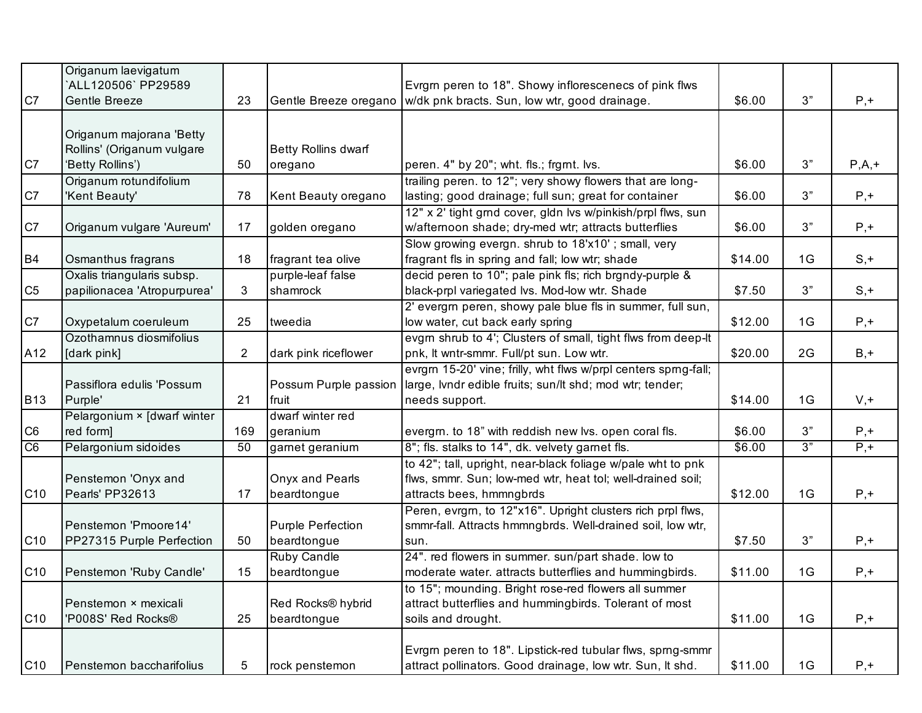| | | | | | | | |
|---|---|---|---|---|---|---|---|
| C7 | Origanum laevigatum `ALL120506` PP29589 Gentle Breeze | 23 | Gentle Breeze oregano | Evrgrn peren to 18". Showy inflorescenecs of pink flws w/dk pnk bracts. Sun, low wtr, good drainage. | $6.00 | 3” | P,+ |
| C7 | Origanum majorana 'Betty Rollins' (Origanum vulgare ‘Betty Rollins’) | 50 | Betty Rollins dwarf oregano | peren. 4" by 20"; wht. fls.; frgrnt. lvs. | $6.00 | 3” | P,A,+ |
| C7 | Origanum rotundifolium 'Kent Beauty' | 78 | Kent Beauty oregano | trailing peren. to 12"; very showy flowers that are long-lasting; good drainage; full sun; great for container | $6.00 | 3” | P,+ |
| C7 | Origanum vulgare 'Aureum' | 17 | golden oregano | 12" x 2' tight grnd cover, gldn lvs w/pinkish/prpl flws, sun w/afternoon shade; dry-med wtr; attracts butterflies | $6.00 | 3” | P,+ |
| B4 | Osmanthus fragrans | 18 | fragrant tea olive | Slow growing evergn. shrub to 18'x10' ; small, very fragrant fls in spring and fall; low wtr; shade | $14.00 | 1G | S,+ |
| C5 | Oxalis triangularis subsp. papilionacea 'Atropurpurea' | 3 | purple-leaf false shamrock | decid peren to 10"; pale pink fls; rich brgndy-purple & black-prpl variegated lvs. Mod-low wtr. Shade | $7.50 | 3” | S,+ |
| C7 | Oxypetalum coeruleum | 25 | tweedia | 2' evergrn peren, showy pale blue fls in summer, full sun, low water, cut back early spring | $12.00 | 1G | P,+ |
| A12 | Ozothamnus diosmifolius [dark pink] | 2 | dark pink riceflower | evgrn shrub to 4'; Clusters of small, tight flws from deep-lt pnk, lt wntr-smmr. Full/pt sun. Low wtr. | $20.00 | 2G | B,+ |
| B13 | Passiflora edulis 'Possum Purple' | 21 | Possum Purple passion fruit | evrgrn 15-20' vine; frilly, wht flws w/prpl centers sprng-fall; large, lvndr edible fruits; sun/lt shd; mod wtr; tender; needs support. | $14.00 | 1G | V,+ |
| C6 | Pelargonium × [dwarf winter red form] | 169 | dwarf winter red geranium | evergrn. to 18” with reddish new lvs. open coral fls. | $6.00 | 3” | P,+ |
| C6 | Pelargonium sidoides | 50 | garnet geranium | 8"; fls. stalks to 14", dk. velvety garnet fls. | $6.00 | 3” | P,+ |
| C10 | Penstemon 'Onyx and Pearls' PP32613 | 17 | Onyx and Pearls beardtongue | to 42"; tall, upright, near-black foliage w/pale wht to pnk flws, smmr. Sun; low-med wtr, heat tol; well-drained soil; attracts bees, hmmngbrds | $12.00 | 1G | P,+ |
| C10 | Penstemon 'Pmoore14' PP27315 Purple Perfection | 50 | Purple Perfection beardtongue | Peren, evrgrn, to 12"x16". Upright clusters rich prpl flws, smmr-fall. Attracts hmmngbrds. Well-drained soil, low wtr, sun. | $7.50 | 3” | P,+ |
| C10 | Penstemon 'Ruby Candle' | 15 | Ruby Candle beardtongue | 24". red flowers in summer. sun/part shade. low to moderate water. attracts butterflies and hummingbirds. | $11.00 | 1G | P,+ |
| C10 | Penstemon × mexicali 'P008S' Red Rocks® | 25 | Red Rocks® hybrid beardtongue | to 15"; mounding. Bright rose-red flowers all summer attract butterflies and hummingbirds. Tolerant of most soils and drought. | $11.00 | 1G | P,+ |
| C10 | Penstemon baccharifolius | 5 | rock penstemon | Evrgrn peren to 18". Lipstick-red tubular flws, sprng-smmr attract pollinators. Good drainage, low wtr. Sun, lt shd. | $11.00 | 1G | P,+ |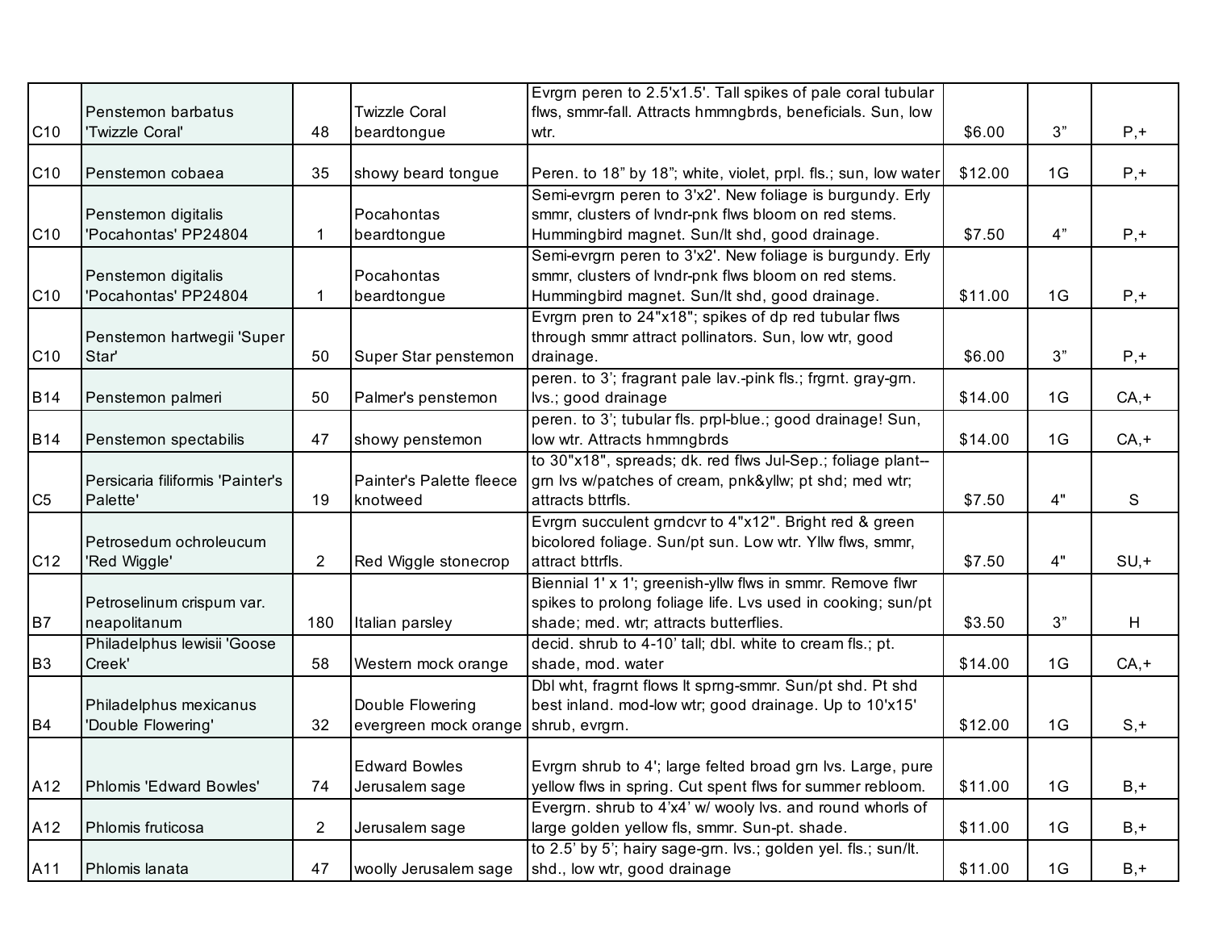| | | | | | | | |
|---|---|---|---|---|---|---|---|
| C10 | Penstemon barbatus 'Twizzle Coral' | 48 | Twizzle Coral beardtongue | Evrgrn peren to 2.5'x1.5'. Tall spikes of pale coral tubular flws, smmr-fall. Attracts hmmngbrds, beneficials. Sun, low wtr. | $6.00 | 3” | P,+ |
| C10 | Penstemon cobaea | 35 | showy beard tongue | Peren. to 18” by 18”; white, violet, prpl. fls.; sun, low water | $12.00 | 1G | P,+ |
| C10 | Penstemon digitalis 'Pocahontas' PP24804 | 1 | Pocahontas beardtongue | Semi-evrgrn peren to 3'x2'. New foliage is burgundy. Erly smmr, clusters of lvndr-pnk flws bloom on red stems. Hummingbird magnet. Sun/lt shd, good drainage. | $7.50 | 4” | P,+ |
| C10 | Penstemon digitalis 'Pocahontas' PP24804 | 1 | Pocahontas beardtongue | Semi-evrgrn peren to 3'x2'. New foliage is burgundy. Erly smmr, clusters of lvndr-pnk flws bloom on red stems. Hummingbird magnet. Sun/lt shd, good drainage. | $11.00 | 1G | P,+ |
| C10 | Penstemon hartwegii 'Super Star' | 50 | Super Star penstemon | Evrgm pren to 24"x18"; spikes of dp red tubular flws through smmr attract pollinators. Sun, low wtr, good drainage. | $6.00 | 3” | P,+ |
| B14 | Penstemon palmeri | 50 | Palmer's penstemon | peren. to 3’; fragrant pale lav.-pink fls.; frgrnt. gray-grn. lvs.; good drainage | $14.00 | 1G | CA,+ |
| B14 | Penstemon spectabilis | 47 | showy penstemon | peren. to 3’; tubular fls. prpl-blue.; good drainage! Sun, low wtr. Attracts hmmngbrds | $14.00 | 1G | CA,+ |
| C5 | Persicaria filiformis 'Painter's Palette' | 19 | Painter's Palette fleece knotweed | to 30"x18", spreads; dk. red flws Jul-Sep.; foliage plant--grn lvs w/patches of cream, pnk&yllw; pt shd; med wtr; attracts bttrfls. | $7.50 | 4" | S |
| C12 | Petrosedum ochroleucum 'Red Wiggle' | 2 | Red Wiggle stonecrop | Evrgrn succulent grndcvr to 4"x12". Bright red & green bicolored foliage. Sun/pt sun. Low wtr. Yllw flws, smmr, attract bttrfls. | $7.50 | 4" | SU,+ |
| B7 | Petroselinum crispum var. neapolitanum | 180 | Italian parsley | Biennial 1' x 1'; greenish-yllw flws in smmr. Remove flwr spikes to prolong foliage life. Lvs used in cooking; sun/pt shade; med. wtr; attracts butterflies. | $3.50 | 3” | H |
| B3 | Philadelphus lewisii 'Goose Creek' | 58 | Western mock orange | decid. shrub to 4-10’ tall; dbl. white to cream fls.; pt. shade, mod. water | $14.00 | 1G | CA,+ |
| B4 | Philadelphus mexicanus 'Double Flowering' | 32 | Double Flowering evergreen mock orange | Dbl wht, fragrnt flows lt sprng-smmr. Sun/pt shd. Pt shd best inland. mod-low wtr; good drainage. Up to 10'x15' shrub, evrgrn. | $12.00 | 1G | S,+ |
| A12 | Phlomis 'Edward Bowles' | 74 | Edward Bowles Jerusalem sage | Evrgrn shrub to 4'; large felted broad grn lvs. Large, pure yellow flws in spring. Cut spent flws for summer rebloom. | $11.00 | 1G | B,+ |
| A12 | Phlomis fruticosa | 2 | Jerusalem sage | Evergrn. shrub to 4’x4’ w/ wooly lvs. and round whorls of large golden yellow fls, smmr. Sun-pt. shade. | $11.00 | 1G | B,+ |
| A11 | Phlomis lanata | 47 | woolly Jerusalem sage | to 2.5’ by 5’; hairy sage-grn. lvs.; golden yel. fls.; sun/lt. shd., low wtr, good drainage | $11.00 | 1G | B,+ |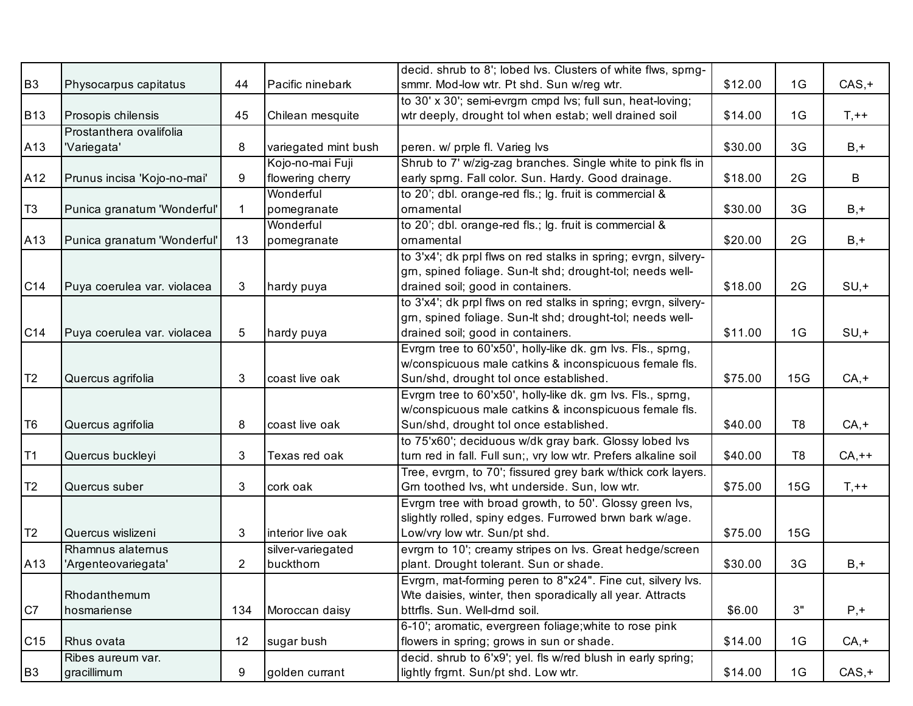| | | | | | | | |
|---|---|---|---|---|---|---|---|
| B3 | Physocarpus capitatus | 44 | Pacific ninebark | decid. shrub to 8'; lobed lvs. Clusters of white flws, sprng-smmr. Mod-low wtr. Pt shd. Sun w/reg wtr. | $12.00 | 1G | CAS,+ |
| B13 | Prosopis chilensis | 45 | Chilean mesquite | to 30' x 30'; semi-evrgrn cmpd lvs; full sun, heat-loving; wtr deeply, drought tol when estab; well drained soil | $14.00 | 1G | T,++ |
| A13 | Prostanthera ovalifolia 'Variegata' | 8 | variegated mint bush | peren. w/ prple fl. Varieg lvs | $30.00 | 3G | B,+ |
| A12 | Prunus incisa 'Kojo-no-mai' | 9 | Kojo-no-mai Fuji flowering cherry | Shrub to 7' w/zig-zag branches. Single white to pink fls in early sprng. Fall color. Sun. Hardy. Good drainage. | $18.00 | 2G | B |
| T3 | Punica granatum 'Wonderful' | 1 | Wonderful pomegranate | to 20'; dbl. orange-red fls.; lg. fruit is commercial & ornamental | $30.00 | 3G | B,+ |
| A13 | Punica granatum 'Wonderful' | 13 | Wonderful pomegranate | to 20'; dbl. orange-red fls.; lg. fruit is commercial & ornamental | $20.00 | 2G | B,+ |
| C14 | Puya coerulea var. violacea | 3 | hardy puya | to 3'x4'; dk prpl flws on red stalks in spring; evrgn, silvery-grn, spined foliage. Sun-lt shd; drought-tol; needs well-drained soil; good in containers. | $18.00 | 2G | SU,+ |
| C14 | Puya coerulea var. violacea | 5 | hardy puya | to 3'x4'; dk prpl flws on red stalks in spring; evrgn, silvery-grn, spined foliage. Sun-lt shd; drought-tol; needs well-drained soil; good in containers. | $11.00 | 1G | SU,+ |
| T2 | Quercus agrifolia | 3 | coast live oak | Evrgrn tree to 60'x50', holly-like dk. grn lvs. Fls., sprng, w/conspicuous male catkins & inconspicuous female fls. Sun/shd, drought tol once established. | $75.00 | 15G | CA,+ |
| T6 | Quercus agrifolia | 8 | coast live oak | Evrgrn tree to 60'x50', holly-like dk. grn lvs. Fls., sprng, w/conspicuous male catkins & inconspicuous female fls. Sun/shd, drought tol once established. | $40.00 | T8 | CA,+ |
| T1 | Quercus buckleyi | 3 | Texas red oak | to 75'x60'; deciduous w/dk gray bark. Glossy lobed lvs turn red in fall. Full sun;, vry low wtr. Prefers alkaline soil | $40.00 | T8 | CA,++ |
| T2 | Quercus suber | 3 | cork oak | Tree, evrgrn, to 70'; fissured grey bark w/thick cork layers. Grn toothed lvs, wht underside. Sun, low wtr. | $75.00 | 15G | T,++ |
| T2 | Quercus wislizeni | 3 | interior live oak | Evrgrn tree with broad growth, to 50'. Glossy green lvs, slightly rolled, spiny edges. Furrowed brwn bark w/age. Low/vry low wtr. Sun/pt shd. | $75.00 | 15G | |
| A13 | Rhamnus alaternus 'Argenteovariegata' | 2 | silver-variegated buckthorn | evrgrn to 10'; creamy stripes on lvs. Great hedge/screen plant. Drought tolerant. Sun or shade. | $30.00 | 3G | B,+ |
| C7 | Rhodanthemum hosmariense | 134 | Moroccan daisy | Evrgrn, mat-forming peren to 8"x24". Fine cut, silvery lvs. Wte daisies, winter, then sporadically all year. Attracts bttrfls. Sun. Well-drnd soil. | $6.00 | 3" | P,+ |
| C15 | Rhus ovata | 12 | sugar bush | 6-10'; aromatic, evergreen foliage;white to rose pink flowers in spring; grows in sun or shade. | $14.00 | 1G | CA,+ |
| B3 | Ribes aureum var. gracillimum | 9 | golden currant | decid. shrub to 6'x9'; yel. fls w/red blush in early spring; lightly frgrnt. Sun/pt shd. Low wtr. | $14.00 | 1G | CAS,+ |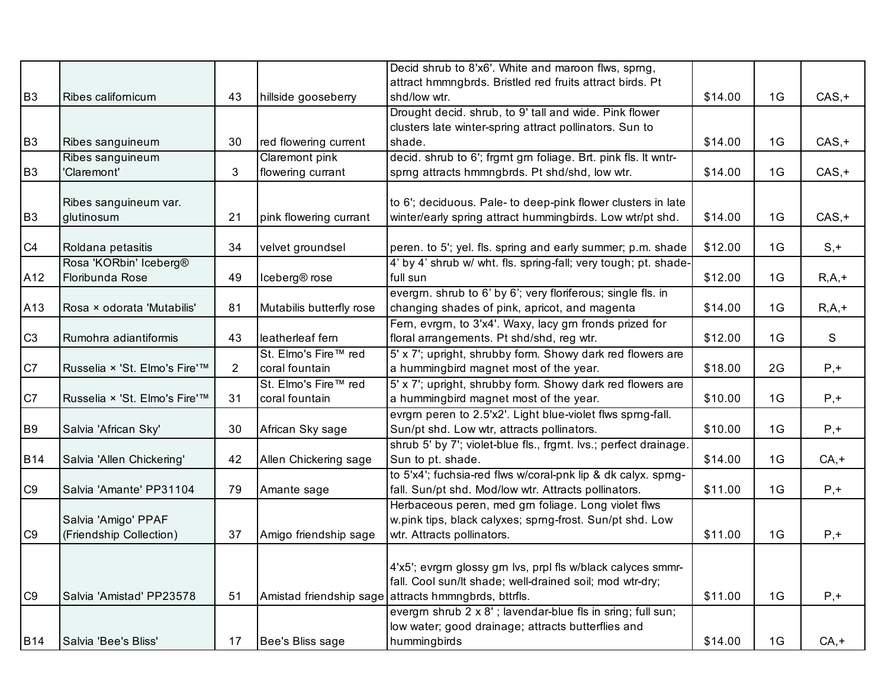| | | | | | | | |
|---|---|---|---|---|---|---|---|
| B3 | Ribes californicum | 43 | hillside gooseberry | Decid shrub to 8'x6'. White and maroon flws, sprng, attract hmmngbrds. Bristled red fruits attract birds. Pt shd/low wtr. | $14.00 | 1G | CAS,+ |
| B3 | Ribes sanguineum | 30 | red flowering current | Drought decid. shrub, to 9' tall and wide. Pink flower clusters late winter-spring attract pollinators. Sun to shade. | $14.00 | 1G | CAS,+ |
| B3 | Ribes sanguineum 'Claremont' | 3 | Claremont pink flowering currant | decid. shrub to 6'; frgrnt grn foliage. Brt. pink fls. lt wntr-sprng attracts hmmngbrds. Pt shd/shd, low wtr. | $14.00 | 1G | CAS,+ |
| B3 | Ribes sanguineum var. glutinosum | 21 | pink flowering currant | to 6'; deciduous. Pale- to deep-pink flower clusters in late winter/early spring attract hummingbirds. Low wtr/pt shd. | $14.00 | 1G | CAS,+ |
| C4 | Roldana petasitis | 34 | velvet groundsel | peren. to 5'; yel. fls. spring and early summer; p.m. shade | $12.00 | 1G | S,+ |
| A12 | Rosa 'KORbin' Iceberg® Floribunda Rose | 49 | Iceberg® rose | 4' by 4' shrub w/ wht. fls. spring-fall; very tough; pt. shade-full sun | $12.00 | 1G | R,A,+ |
| A13 | Rosa × odorata 'Mutabilis' | 81 | Mutabilis butterfly rose | evergrn. shrub to 6' by 6'; very floriferous; single fls. in changing shades of pink, apricot, and magenta | $14.00 | 1G | R,A,+ |
| C3 | Rumohra adiantiformis | 43 | leatherleaf fern | Fern, evrgrn, to 3'x4'. Waxy, lacy grn fronds prized for floral arrangements. Pt shd/shd, reg wtr. | $12.00 | 1G | S |
| C7 | Russelia × 'St. Elmo's Fire'™ | 2 | St. Elmo's Fire™ red coral fountain | 5' x 7'; upright, shrubby form. Showy dark red flowers are a hummingbird magnet most of the year. | $18.00 | 2G | P,+ |
| C7 | Russelia × 'St. Elmo's Fire'™ | 31 | St. Elmo's Fire™ red coral fountain | 5' x 7'; upright, shrubby form. Showy dark red flowers are a hummingbird magnet most of the year. | $10.00 | 1G | P,+ |
| B9 | Salvia 'African Sky' | 30 | African Sky sage | evrgrn peren to 2.5'x2'. Light blue-violet flws sprng-fall. Sun/pt shd. Low wtr, attracts pollinators. | $10.00 | 1G | P,+ |
| B14 | Salvia 'Allen Chickering' | 42 | Allen Chickering sage | shrub 5' by 7'; violet-blue fls., frgrnt. lvs.; perfect drainage. Sun to pt. shade. | $14.00 | 1G | CA,+ |
| C9 | Salvia 'Amante' PP31104 | 79 | Amante sage | to 5'x4'; fuchsia-red flws w/coral-pnk lip & dk calyx. sprng-fall. Sun/pt shd. Mod/low wtr. Attracts pollinators. | $11.00 | 1G | P,+ |
| C9 | Salvia 'Amigo' PPAF (Friendship Collection) | 37 | Amigo friendship sage | Herbaceous peren, med grn foliage. Long violet flws w.pink tips, black calyxes; sprng-frost. Sun/pt shd. Low wtr. Attracts pollinators. | $11.00 | 1G | P,+ |
| C9 | Salvia 'Amistad' PP23578 | 51 | Amistad friendship sage | 4'x5'; evrgrn glossy grn lvs, prpl fls w/black calyces smmr-fall. Cool sun/lt shade; well-drained soil; mod wtr-dry; attracts hmmngbrds, bttrfls. | $11.00 | 1G | P,+ |
| B14 | Salvia 'Bee's Bliss' | 17 | Bee's Bliss sage | evergrn shrub 2 x 8' ; lavendar-blue fls in sring; full sun; low water; good drainage; attracts butterflies and hummingbirds | $14.00 | 1G | CA,+ |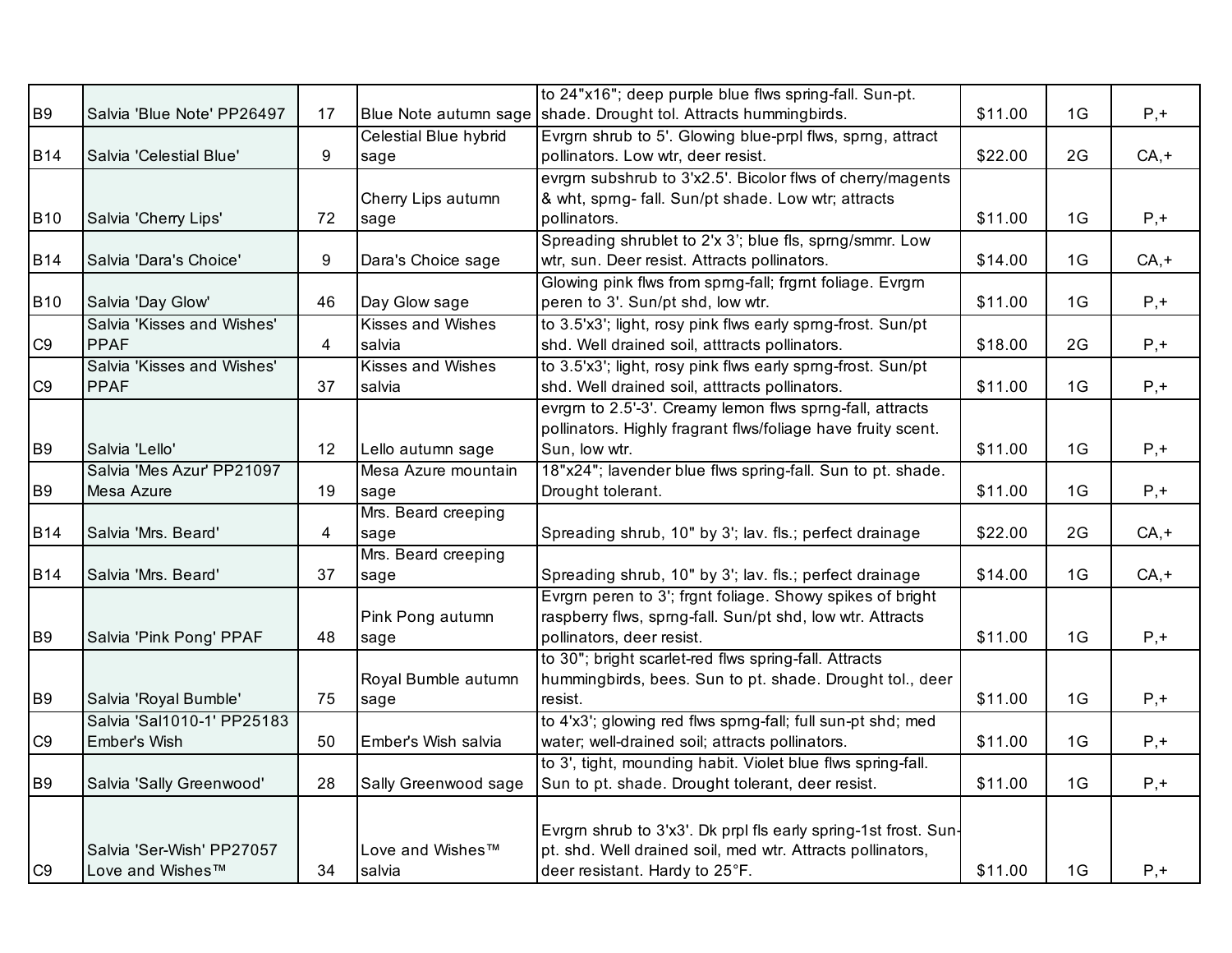| | | | | | | | |
|---|---|---|---|---|---|---|---|
| B9 | Salvia 'Blue Note' PP26497 | 17 | Blue Note autumn sage | to 24"x16"; deep purple blue flws spring-fall. Sun-pt. shade. Drought tol. Attracts hummingbirds. | $11.00 | 1G | P,+ |
| B14 | Salvia 'Celestial Blue' | 9 | Celestial Blue hybrid sage | Evrgrn shrub to 5'. Glowing blue-prpl flws, sprng, attract pollinators. Low wtr, deer resist. | $22.00 | 2G | CA,+ |
| B10 | Salvia 'Cherry Lips' | 72 | Cherry Lips autumn sage | evrgrn subshrub to 3'x2.5'. Bicolor flws of cherry/magents & wht, sprng- fall. Sun/pt shade. Low wtr; attracts pollinators. | $11.00 | 1G | P,+ |
| B14 | Salvia 'Dara's Choice' | 9 | Dara's Choice sage | Spreading shrublet to 2'x 3'; blue fls, sprng/smmr. Low wtr, sun. Deer resist. Attracts pollinators. | $14.00 | 1G | CA,+ |
| B10 | Salvia 'Day Glow' | 46 | Day Glow sage | Glowing pink flws from sprng-fall; frgrnt foliage. Evrgrn peren to 3'. Sun/pt shd, low wtr. | $11.00 | 1G | P,+ |
| C9 | Salvia 'Kisses and Wishes' PPAF | 4 | Kisses and Wishes salvia | to 3.5'x3'; light, rosy pink flws early sprng-frost. Sun/pt shd. Well drained soil, atttracts pollinators. | $18.00 | 2G | P,+ |
| C9 | Salvia 'Kisses and Wishes' PPAF | 37 | Kisses and Wishes salvia | to 3.5'x3'; light, rosy pink flws early sprng-frost. Sun/pt shd. Well drained soil, atttracts pollinators. | $11.00 | 1G | P,+ |
| B9 | Salvia 'Lello' | 12 | Lello autumn sage | evrgrn to 2.5'-3'. Creamy lemon flws sprng-fall, attracts pollinators. Highly fragrant flws/foliage have fruity scent. Sun, low wtr. | $11.00 | 1G | P,+ |
| B9 | Salvia 'Mes Azur' PP21097 Mesa Azure | 19 | Mesa Azure mountain sage | 18"x24"; lavender blue flws spring-fall. Sun to pt. shade. Drought tolerant. | $11.00 | 1G | P,+ |
| B14 | Salvia 'Mrs. Beard' | 4 | Mrs. Beard creeping sage | Spreading shrub, 10" by 3'; lav. fls.; perfect drainage | $22.00 | 2G | CA,+ |
| B14 | Salvia 'Mrs. Beard' | 37 | Mrs. Beard creeping sage | Spreading shrub, 10" by 3'; lav. fls.; perfect drainage | $14.00 | 1G | CA,+ |
| B9 | Salvia 'Pink Pong' PPAF | 48 | Pink Pong autumn sage | Evrgrn peren to 3'; frgrnt foliage. Showy spikes of bright raspberry flws, sprng-fall. Sun/pt shd, low wtr. Attracts pollinators, deer resist. | $11.00 | 1G | P,+ |
| B9 | Salvia 'Royal Bumble' | 75 | Royal Bumble autumn sage | to 30"; bright scarlet-red flws spring-fall. Attracts hummingbirds, bees. Sun to pt. shade. Drought tol., deer resist. | $11.00 | 1G | P,+ |
| C9 | Salvia 'Sal1010-1' PP25183 Ember's Wish | 50 | Ember's Wish salvia | to 4'x3'; glowing red flws sprng-fall; full sun-pt shd; med water; well-drained soil; attracts pollinators. | $11.00 | 1G | P,+ |
| B9 | Salvia 'Sally Greenwood' | 28 | Sally Greenwood sage | to 3', tight, mounding habit. Violet blue flws spring-fall. Sun to pt. shade. Drought tolerant, deer resist. | $11.00 | 1G | P,+ |
| C9 | Salvia 'Ser-Wish' PP27057 Love and Wishes™ | 34 | Love and Wishes™ salvia | Evrgrn shrub to 3'x3'. Dk prpl fls early spring-1st frost. Sun-pt. shd. Well drained soil, med wtr. Attracts pollinators, deer resistant. Hardy to 25°F. | $11.00 | 1G | P,+ |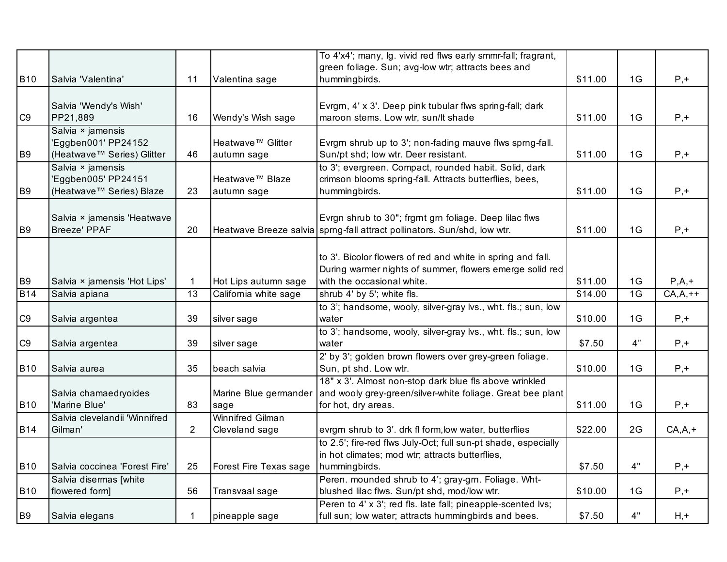| | | | | | | | |
|---|---|---|---|---|---|---|---|
| B10 | Salvia 'Valentina' | 11 | Valentina sage | To 4'x4'; many, lg. vivid red flws early smmr-fall; fragrant, green foliage. Sun; avg-low wtr; attracts bees and hummingbirds. | $11.00 | 1G | P,+ |
| C9 | Salvia 'Wendy's Wish' PP21,889 | 16 | Wendy's Wish sage | Evrgrn, 4' x 3'. Deep pink tubular flws spring-fall; dark maroon stems. Low wtr, sun/lt shade | $11.00 | 1G | P,+ |
| B9 | Salvia × jamensis 'Eggben001' PP24152 (Heatwave™ Series) Glitter | 46 | Heatwave™ Glitter autumn sage | Evrgrn shrub up to 3'; non-fading mauve flws sprng-fall. Sun/pt shd; low wtr. Deer resistant. | $11.00 | 1G | P,+ |
| B9 | Salvia × jamensis 'Eggben005' PP24151 (Heatwave™ Series) Blaze | 23 | Heatwave™ Blaze autumn sage | to 3'; evergreen. Compact, rounded habit. Solid, dark crimson blooms spring-fall. Attracts butterflies, bees, hummingbirds. | $11.00 | 1G | P,+ |
| B9 | Salvia × jamensis 'Heatwave Breeze' PPAF | 20 | Heatwave Breeze salvia | Evrgn shrub to 30"; frgrnt grn foliage. Deep lilac flws sprng-fall attract pollinators. Sun/shd, low wtr. | $11.00 | 1G | P,+ |
| B9 | Salvia × jamensis 'Hot Lips' | 1 | Hot Lips autumn sage | to 3'. Bicolor flowers of red and white in spring and fall. During warmer nights of summer, flowers emerge solid red with the occasional white. | $11.00 | 1G | P,A,+ |
| B14 | Salvia apiana | 13 | California white sage | shrub 4' by 5'; white fls. | $14.00 | 1G | CA,A,++ |
| C9 | Salvia argentea | 39 | silver sage | to 3'; handsome, wooly, silver-gray lvs., wht. fls.; sun, low water | $10.00 | 1G | P,+ |
| C9 | Salvia argentea | 39 | silver sage | to 3'; handsome, wooly, silver-gray lvs., wht. fls.; sun, low water | $7.50 | 4” | P,+ |
| B10 | Salvia aurea | 35 | beach salvia | 2' by 3'; golden brown flowers over grey-green foliage. Sun, pt shd. Low wtr. | $10.00 | 1G | P,+ |
| B10 | Salvia chamaedryoides 'Marine Blue' | 83 | Marine Blue germander sage | 18" x 3'. Almost non-stop dark blue fls above wrinkled and wooly grey-green/silver-white foliage. Great bee plant for hot, dry areas. | $11.00 | 1G | P,+ |
| B14 | Salvia clevelandii 'Winnifred Gilman' | 2 | Winnifred Gilman Cleveland sage | evrgrn shrub to 3'. drk fl form,low water, butterflies | $22.00 | 2G | CA,A,+ |
| B10 | Salvia coccinea 'Forest Fire' | 25 | Forest Fire Texas sage | to 2.5'; fire-red flws July-Oct; full sun-pt shade, especially in hot climates; mod wtr; attracts butterflies, hummingbirds. | $7.50 | 4" | P,+ |
| B10 | Salvia disermas [white flowered form] | 56 | Transvaal sage | Peren. mounded shrub to 4'; gray-grn. Foliage. Wht-blushed lilac flws. Sun/pt shd, mod/low wtr. | $10.00 | 1G | P,+ |
| B9 | Salvia elegans | 1 | pineapple sage | Peren to 4' x 3'; red fls. late fall; pineapple-scented lvs; full sun; low water; attracts hummingbirds and bees. | $7.50 | 4" | H,+ |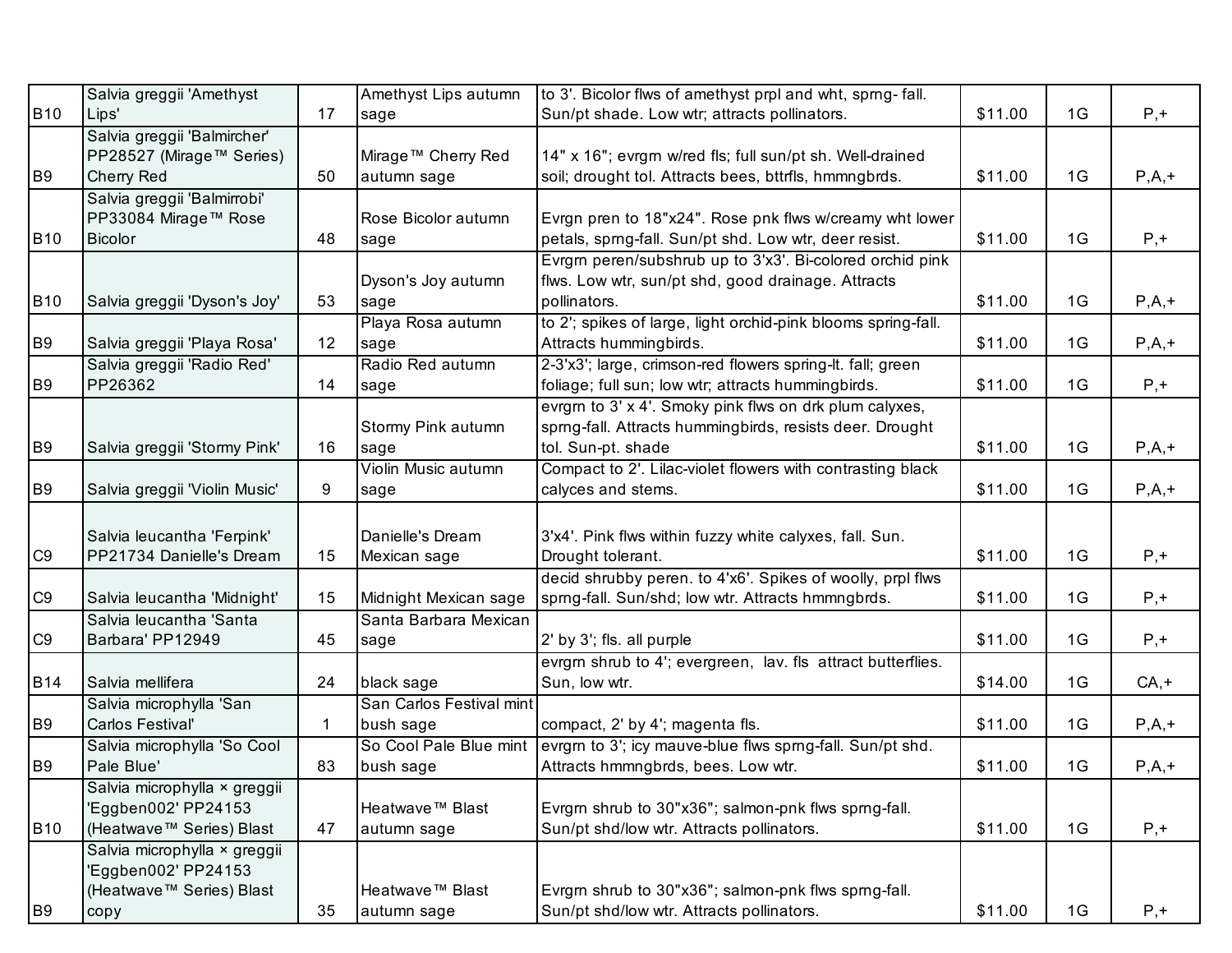| | | | | | | | |
|---|---|---|---|---|---|---|---|
| B10 | Salvia greggii 'Amethyst Lips' | 17 | Amethyst Lips autumn sage | to 3'. Bicolor flws of amethyst prpl and wht, sprng- fall. Sun/pt shade. Low wtr; attracts pollinators. | $11.00 | 1G | P,+ |
| B9 | Salvia greggii 'Balmircher' PP28527 (Mirage™ Series) Cherry Red | 50 | Mirage™ Cherry Red autumn sage | 14" x 16"; evrgrn w/red fls; full sun/pt sh. Well-drained soil; drought tol. Attracts bees, bttrfls, hmmngbrds. | $11.00 | 1G | P,A,+ |
| B10 | Salvia greggii 'Balmirrobi' PP33084 Mirage™ Rose Bicolor | 48 | Rose Bicolor autumn sage | Evrgn pren to 18"x24". Rose pnk flws w/creamy wht lower petals, sprng-fall. Sun/pt shd. Low wtr, deer resist. | $11.00 | 1G | P,+ |
| B10 | Salvia greggii 'Dyson's Joy' | 53 | Dyson's Joy autumn sage | Evrgrn peren/subshrub up to 3'x3'. Bi-colored orchid pink flws. Low wtr, sun/pt shd, good drainage. Attracts pollinators. | $11.00 | 1G | P,A,+ |
| B9 | Salvia greggii 'Playa Rosa' | 12 | Playa Rosa autumn sage | to 2'; spikes of large, light orchid-pink blooms spring-fall. Attracts hummingbirds. | $11.00 | 1G | P,A,+ |
| B9 | Salvia greggii 'Radio Red' PP26362 | 14 | Radio Red autumn sage | 2-3'x3'; large, crimson-red flowers spring-lt. fall; green foliage; full sun; low wtr; attracts hummingbirds. | $11.00 | 1G | P,+ |
| B9 | Salvia greggii 'Stormy Pink' | 16 | Stormy Pink autumn sage | evrgrn to 3' x 4'. Smoky pink flws on drk plum calyxes, sprng-fall. Attracts hummingbirds, resists deer. Drought tol. Sun-pt. shade | $11.00 | 1G | P,A,+ |
| B9 | Salvia greggii 'Violin Music' | 9 | Violin Music autumn sage | Compact to 2'. Lilac-violet flowers with contrasting black calyces and stems. | $11.00 | 1G | P,A,+ |
| C9 | Salvia leucantha 'Ferpink' PP21734 Danielle's Dream | 15 | Danielle's Dream Mexican sage | 3'x4'. Pink flws within fuzzy white calyxes, fall. Sun. Drought tolerant. | $11.00 | 1G | P,+ |
| C9 | Salvia leucantha 'Midnight' | 15 | Midnight Mexican sage | decid shrubby peren. to 4'x6'. Spikes of woolly, prpl flws sprng-fall. Sun/shd; low wtr. Attracts hmmngbrds. | $11.00 | 1G | P,+ |
| C9 | Salvia leucantha 'Santa Barbara' PP12949 | 45 | Santa Barbara Mexican sage | 2' by 3'; fls. all purple | $11.00 | 1G | P,+ |
| B14 | Salvia mellifera | 24 | black sage | evrgrn shrub to 4'; evergreen, lav. fls attract butterflies. Sun, low wtr. | $14.00 | 1G | CA,+ |
| B9 | Salvia microphylla 'San Carlos Festival' | 1 | San Carlos Festival mint bush sage | compact, 2' by 4'; magenta fls. | $11.00 | 1G | P,A,+ |
| B9 | Salvia microphylla 'So Cool Pale Blue' | 83 | So Cool Pale Blue mint bush sage | evrgrn to 3'; icy mauve-blue flws sprng-fall. Sun/pt shd. Attracts hmmngbrds, bees. Low wtr. | $11.00 | 1G | P,A,+ |
| B10 | Salvia microphylla × greggii 'Eggben002' PP24153 (Heatwave™ Series) Blast | 47 | Heatwave™ Blast autumn sage | Evrgrn shrub to 30"x36"; salmon-pnk flws sprng-fall. Sun/pt shd/low wtr. Attracts pollinators. | $11.00 | 1G | P,+ |
| B9 | Salvia microphylla × greggii 'Eggben002' PP24153 (Heatwave™ Series) Blast copy | 35 | Heatwave™ Blast autumn sage | Evrgrn shrub to 30"x36"; salmon-pnk flws sprng-fall. Sun/pt shd/low wtr. Attracts pollinators. | $11.00 | 1G | P,+ |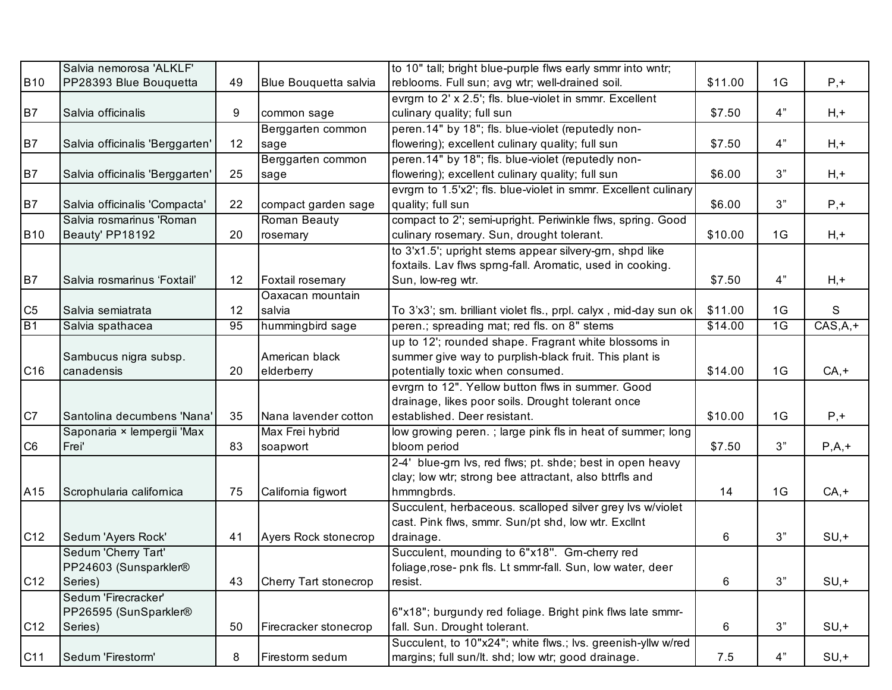| | | | | | | | |
|---|---|---|---|---|---|---|---|
| B10 | Salvia nemorosa 'ALKLF' PP28393 Blue Bouquetta | 49 | Blue Bouquetta salvia | to 10" tall; bright blue-purple flws early smmr into wntr; reblooms. Full sun; avg wtr; well-drained soil. | $11.00 | 1G | P,+ |
| B7 | Salvia officinalis | 9 | common sage | evrgrn to 2' x 2.5'; fls. blue-violet in smmr. Excellent culinary quality; full sun | $7.50 | 4” | H,+ |
| B7 | Salvia officinalis 'Berggarten' | 12 | Berggarten common sage | peren.14" by 18"; fls. blue-violet (reputedly non-flowering); excellent culinary quality; full sun | $7.50 | 4” | H,+ |
| B7 | Salvia officinalis 'Berggarten' | 25 | Berggarten common sage | peren.14" by 18"; fls. blue-violet (reputedly non-flowering); excellent culinary quality; full sun | $6.00 | 3” | H,+ |
| B7 | Salvia officinalis 'Compacta' | 22 | compact garden sage | evrgrn to 1.5'x2'; fls. blue-violet in smmr. Excellent culinary quality; full sun | $6.00 | 3” | P,+ |
| B10 | Salvia rosmarinus 'Roman Beauty' PP18192 | 20 | Roman Beauty rosemary | compact to 2'; semi-upright. Periwinkle flws, spring. Good culinary rosemary. Sun, drought tolerant. | $10.00 | 1G | H,+ |
| B7 | Salvia rosmarinus ‘Foxtail’ | 12 | Foxtail rosemary | to 3'x1.5'; upright stems appear silvery-grn, shpd like foxtails. Lav flws sprng-fall. Aromatic, used in cooking. Sun, low-reg wtr. | $7.50 | 4” | H,+ |
| C5 | Salvia semiatrata | 12 | Oaxacan mountain salvia | To 3’x3’; sm. brilliant violet fls., prpl. calyx , mid-day sun ok | $11.00 | 1G | S |
| B1 | Salvia spathacea | 95 | hummingbird sage | peren.; spreading mat; red fls. on 8" stems | $14.00 | 1G | CAS,A,+ |
| C16 | Sambucus nigra subsp. canadensis | 20 | American black elderberry | up to 12'; rounded shape. Fragrant white blossoms in summer give way to purplish-black fruit. This plant is potentially toxic when consumed. | $14.00 | 1G | CA,+ |
| C7 | Santolina decumbens 'Nana' | 35 | Nana lavender cotton | evrgrn to 12". Yellow button flws in summer. Good drainage, likes poor soils. Drought tolerant once established. Deer resistant. | $10.00 | 1G | P,+ |
| C6 | Saponaria × lempergii 'Max Frei' | 83 | Max Frei hybrid soapwort | low growing peren. ; large pink fls in heat of summer; long bloom period | $7.50 | 3” | P,A,+ |
| A15 | Scrophularia californica | 75 | California figwort | 2-4' blue-grn lvs, red flws; pt. shde; best in open heavy clay; low wtr; strong bee attractant, also bttrfls and hmmngbrds. | 14 | 1G | CA,+ |
| C12 | Sedum 'Ayers Rock' | 41 | Ayers Rock stonecrop | Succulent, herbaceous. scalloped silver grey lvs w/violet cast. Pink flws, smmr. Sun/pt shd, low wtr. Excllnt drainage. | 6 | 3” | SU,+ |
| C12 | Sedum 'Cherry Tart' PP24603 (Sunsparkler® Series) | 43 | Cherry Tart stonecrop | Succulent, mounding to 6"x18". Grn-cherry red foliage,rose- pnk fls. Lt smmr-fall. Sun, low water, deer resist. | 6 | 3” | SU,+ |
| C12 | Sedum 'Firecracker' PP26595 (SunSparkler® Series) | 50 | Firecracker stonecrop | 6"x18"; burgundy red foliage. Bright pink flws late smmr-fall. Sun. Drought tolerant. | 6 | 3” | SU,+ |
| C11 | Sedum 'Firestorm' | 8 | Firestorm sedum | Succulent, to 10"x24"; white flws.; lvs. greenish-yllw w/red margins; full sun/lt. shd; low wtr; good drainage. | 7.5 | 4” | SU,+ |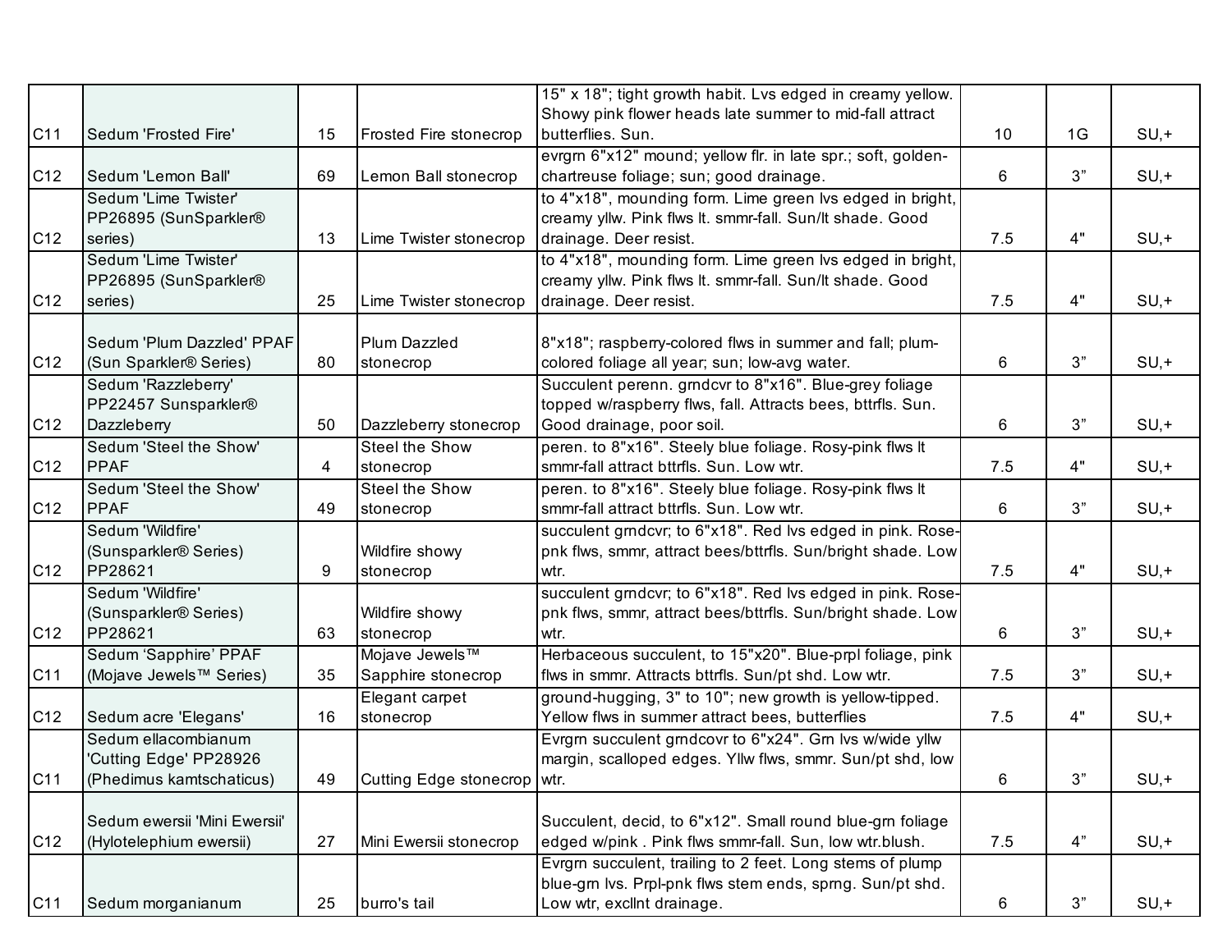| | | | | | | | |
|---|---|---|---|---|---|---|---|
| C11 | Sedum 'Frosted Fire' | 15 | Frosted Fire stonecrop | 15" x 18"; tight growth habit. Lvs edged in creamy yellow. Showy pink flower heads late summer to mid-fall attract butterflies. Sun. | 10 | 1G | SU,+ |
| C12 | Sedum 'Lemon Ball' | 69 | Lemon Ball stonecrop | evrgrn 6"x12" mound; yellow flr. in late spr.; soft, golden-chartreuse foliage; sun; good drainage. | 6 | 3” | SU,+ |
| C12 | Sedum 'Lime Twister' PP26895 (SunSparkler® series) | 13 | Lime Twister stonecrop | to 4"x18", mounding form. Lime green lvs edged in bright, creamy yllw. Pink flws lt. smmr-fall. Sun/lt shade. Good drainage. Deer resist. | 7.5 | 4" | SU,+ |
| C12 | Sedum 'Lime Twister' PP26895 (SunSparkler® series) | 25 | Lime Twister stonecrop | to 4"x18", mounding form. Lime green lvs edged in bright, creamy yllw. Pink flws lt. smmr-fall. Sun/lt shade. Good drainage. Deer resist. | 7.5 | 4" | SU,+ |
| C12 | Sedum 'Plum Dazzled' PPAF (Sun Sparkler® Series) | 80 | Plum Dazzled stonecrop | 8"x18"; raspberry-colored flws in summer and fall; plum-colored foliage all year; sun; low-avg water. | 6 | 3” | SU,+ |
| C12 | Sedum 'Razzleberry' PP22457 Sunsparkler® Dazzleberry | 50 | Dazzleberry stonecrop | Succulent perenn. grndcvr to 8"x16". Blue-grey foliage topped w/raspberry flws, fall. Attracts bees, bttrfls. Sun. Good drainage, poor soil. | 6 | 3” | SU,+ |
| C12 | Sedum 'Steel the Show' PPAF | 4 | Steel the Show stonecrop | peren. to 8"x16". Steely blue foliage. Rosy-pink flws lt smmr-fall attract bttrfls. Sun. Low wtr. | 7.5 | 4" | SU,+ |
| C12 | Sedum 'Steel the Show' PPAF | 49 | Steel the Show stonecrop | peren. to 8"x16". Steely blue foliage. Rosy-pink flws lt smmr-fall attract bttrfls. Sun. Low wtr. | 6 | 3” | SU,+ |
| C12 | Sedum 'Wildfire' (Sunsparkler® Series) PP28621 | 9 | Wildfire showy stonecrop | succulent grndcvr; to 6"x18". Red lvs edged in pink. Rose-pnk flws, smmr, attract bees/bttrfls. Sun/bright shade. Low wtr. | 7.5 | 4" | SU,+ |
| C12 | Sedum 'Wildfire' (Sunsparkler® Series) PP28621 | 63 | Wildfire showy stonecrop | succulent grndcvr; to 6"x18". Red lvs edged in pink. Rose-pnk flws, smmr, attract bees/bttrfls. Sun/bright shade. Low wtr. | 6 | 3” | SU,+ |
| C11 | Sedum ‘Sapphire’ PPAF (Mojave Jewels™ Series) | 35 | Mojave Jewels™ Sapphire stonecrop | Herbaceous succulent, to 15"x20". Blue-prpl foliage, pink flws in smmr. Attracts bttrfls. Sun/pt shd. Low wtr. | 7.5 | 3” | SU,+ |
| C12 | Sedum acre 'Elegans' | 16 | Elegant carpet stonecrop | ground-hugging, 3" to 10"; new growth is yellow-tipped. Yellow flws in summer attract bees, butterflies | 7.5 | 4" | SU,+ |
| C11 | Sedum ellacombianum 'Cutting Edge' PP28926 (Phedimus kamtschaticus) | 49 | Cutting Edge stonecrop | Evrgrn succulent grndcovr to 6"x24". Grn lvs w/wide yllw margin, scalloped edges. Yllw flws, smmr. Sun/pt shd, low wtr. | 6 | 3” | SU,+ |
| C12 | Sedum ewersii 'Mini Ewersii' (Hylotelephium ewersii) | 27 | Mini Ewersii stonecrop | Succulent, decid, to 6"x12". Small round blue-grn foliage edged w/pink . Pink flws smmr-fall. Sun, low wtr.blush. | 7.5 | 4” | SU,+ |
| C11 | Sedum morganianum | 25 | burro's tail | Evrgrn succulent, trailing to 2 feet. Long stems of plump blue-grn lvs. Prpl-pnk flws stem ends, sprng. Sun/pt shd. Low wtr, excllnt drainage. | 6 | 3” | SU,+ |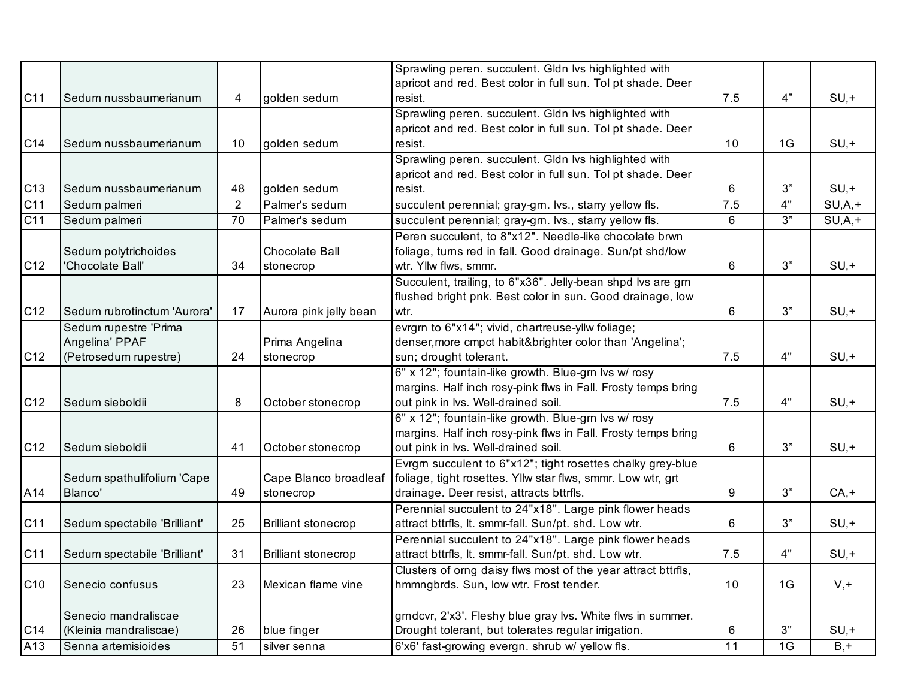| | | | | | | | |
|---|---|---|---|---|---|---|---|
| C11 | Sedum nussbaumerianum | 4 | golden sedum | Sprawling peren. succulent. Gldn lvs highlighted with apricot and red. Best color in full sun. Tol pt shade. Deer resist. | 7.5 | 4” | SU,+ |
| C14 | Sedum nussbaumerianum | 10 | golden sedum | Sprawling peren. succulent. Gldn lvs highlighted with apricot and red. Best color in full sun. Tol pt shade. Deer resist. | 10 | 1G | SU,+ |
| C13 | Sedum nussbaumerianum | 48 | golden sedum | Sprawling peren. succulent. Gldn lvs highlighted with apricot and red. Best color in full sun. Tol pt shade. Deer resist. | 6 | 3” | SU,+ |
| C11 | Sedum palmeri | 2 | Palmer's sedum | succulent perennial; gray-grn. lvs., starry yellow fls. | 7.5 | 4" | SU,A,+ |
| C11 | Sedum palmeri | 70 | Palmer's sedum | succulent perennial; gray-grn. lvs., starry yellow fls. | 6 | 3” | SU,A,+ |
| C12 | Sedum polytrichoides 'Chocolate Ball' | 34 | Chocolate Ball stonecrop | Peren succulent, to 8"x12". Needle-like chocolate brwn foliage, turns red in fall. Good drainage. Sun/pt shd/low wtr. Yllw flws, smmr. | 6 | 3” | SU,+ |
| C12 | Sedum rubrotinctum 'Aurora' | 17 | Aurora pink jelly bean | Succulent, trailing, to 6"x36". Jelly-bean shpd lvs are grn flushed bright pnk. Best color in sun. Good drainage, low wtr. | 6 | 3” | SU,+ |
| C12 | Sedum rupestre 'Prima Angelina' PPAF (Petrosedum rupestre) | 24 | Prima Angelina stonecrop | evrgrn to 6"x14"; vivid, chartreuse-yllw foliage; denser,more cmpct habit&brighter color than 'Angelina'; sun; drought tolerant. | 7.5 | 4" | SU,+ |
| C12 | Sedum sieboldii | 8 | October stonecrop | 6" x 12"; fountain-like growth. Blue-grn lvs w/ rosy margins. Half inch rosy-pink flws in Fall. Frosty temps bring out pink in lvs. Well-drained soil. | 7.5 | 4" | SU,+ |
| C12 | Sedum sieboldii | 41 | October stonecrop | 6" x 12"; fountain-like growth. Blue-grn lvs w/ rosy margins. Half inch rosy-pink flws in Fall. Frosty temps bring out pink in lvs. Well-drained soil. | 6 | 3” | SU,+ |
| A14 | Sedum spathulifolium 'Cape Blanco' | 49 | Cape Blanco broadleaf stonecrop | Evrgrn succulent to 6"x12"; tight rosettes chalky grey-blue foliage, tight rosettes. Yllw star flws, smmr. Low wtr, grt drainage. Deer resist, attracts bttrfls. | 9 | 3” | CA,+ |
| C11 | Sedum spectabile 'Brilliant' | 25 | Brilliant stonecrop | Perennial succulent to 24"x18". Large pink flower heads attract bttrfls, lt. smmr-fall. Sun/pt. shd. Low wtr. | 6 | 3” | SU,+ |
| C11 | Sedum spectabile 'Brilliant' | 31 | Brilliant stonecrop | Perennial succulent to 24"x18". Large pink flower heads attract bttrfls, lt. smmr-fall. Sun/pt. shd. Low wtr. | 7.5 | 4" | SU,+ |
| C10 | Senecio confusus | 23 | Mexican flame vine | Clusters of orng daisy flws most of the year attract bttrfls, hmmngbrds. Sun, low wtr. Frost tender. | 10 | 1G | V,+ |
| C14 | Senecio mandraliscae (Kleinia mandraliscae) | 26 | blue finger | grndcvr, 2'x3'. Fleshy blue gray lvs. White flws in summer. Drought tolerant, but tolerates regular irrigation. | 6 | 3" | SU,+ |
| A13 | Senna artemisioides | 51 | silver senna | 6'x6' fast-growing evergn. shrub w/ yellow fls. | 11 | 1G | B,+ |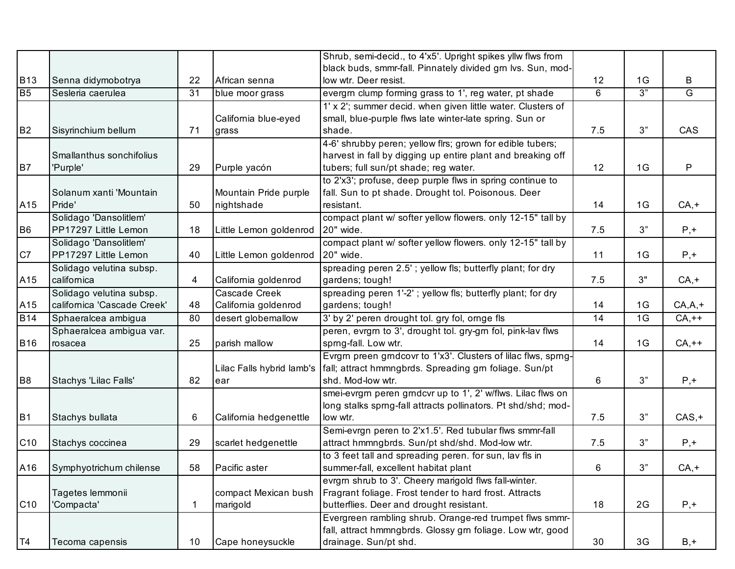| | | | | | | | |
|---|---|---|---|---|---|---|---|
| B13 | Senna didymobotrya | 22 | African senna | Shrub, semi-decid., to 4'x5'. Upright spikes yllw flws from black buds, smmr-fall. Pinnately divided grn lvs. Sun, mod-low wtr. Deer resist. | 12 | 1G | B |
| B5 | Sesleria caerulea | 31 | blue moor grass | evergrn clump forming grass to 1', reg water, pt shade | 6 | 3” | G |
| B2 | Sisyrinchium bellum | 71 | California blue-eyed grass | 1' x 2'; summer decid. when given little water. Clusters of small, blue-purple flws late winter-late spring. Sun or shade. | 7.5 | 3” | CAS |
| B7 | Smallanthus sonchifolius 'Purple' | 29 | Purple yacón | 4-6' shrubby peren; yellow flrs; grown for edible tubers; harvest in fall by digging up entire plant and breaking off tubers; full sun/pt shade; reg water. | 12 | 1G | P |
| A15 | Solanum xanti 'Mountain Pride' | 50 | Mountain Pride purple nightshade | to 2'x3'; profuse, deep purple flws in spring continue to fall. Sun to pt shade. Drought tol. Poisonous. Deer resistant. | 14 | 1G | CA,+ |
| B6 | Solidago 'Dansolitlem' PP17297 Little Lemon | 18 | Little Lemon goldenrod | compact plant w/ softer yellow flowers. only 12-15" tall by 20" wide. | 7.5 | 3” | P,+ |
| C7 | Solidago 'Dansolitlem' PP17297 Little Lemon | 40 | Little Lemon goldenrod | compact plant w/ softer yellow flowers. only 12-15" tall by 20" wide. | 11 | 1G | P,+ |
| A15 | Solidago velutina subsp. californica | 4 | California goldenrod | spreading peren 2.5' ; yellow fls; butterfly plant; for dry gardens; tough! | 7.5 | 3" | CA,+ |
| A15 | Solidago velutina subsp. californica 'Cascade Creek' | 48 | Cascade Creek California goldenrod | spreading peren 1'-2' ; yellow fls; butterfly plant; for dry gardens; tough! | 14 | 1G | CA,A,+ |
| B14 | Sphaeralcea ambigua | 80 | desert globemallow | 3' by 2' peren drought tol. gry fol, ornge fls | 14 | 1G | CA,++ |
| B16 | Sphaeralcea ambigua var. rosacea | 25 | parish mallow | peren, evrgrn to 3', drought tol. gry-grn fol, pink-lav flws sprng-fall. Low wtr. | 14 | 1G | CA,++ |
| B8 | Stachys 'Lilac Falls' | 82 | Lilac Falls hybrid lamb's ear | Evrgrn preen grndcovr to 1'x3'. Clusters of lilac flws, sprng-fall; attract hmmngbrds. Spreading grn foliage. Sun/pt shd. Mod-low wtr. | 6 | 3” | P,+ |
| B1 | Stachys bullata | 6 | California hedgenettle | smei-evrgrn peren grndcvr up to 1', 2' w/flws. Lilac flws on long stalks sprng-fall attracts pollinators. Pt shd/shd; mod-low wtr. | 7.5 | 3” | CAS,+ |
| C10 | Stachys coccinea | 29 | scarlet hedgenettle | Semi-evrgn peren to 2'x1.5'. Red tubular flws smmr-fall attract hmmngbrds. Sun/pt shd/shd. Mod-low wtr. | 7.5 | 3” | P,+ |
| A16 | Symphyotrichum chilense | 58 | Pacific aster | to 3 feet tall and spreading peren. for sun, lav fls in summer-fall, excellent habitat plant | 6 | 3” | CA,+ |
| C10 | Tagetes lemmonii 'Compacta' | 1 | compact Mexican bush marigold | evrgrn shrub to 3'. Cheery marigold flws fall-winter. Fragrant foliage. Frost tender to hard frost. Attracts butterflies. Deer and drought resistant. | 18 | 2G | P,+ |
| T4 | Tecoma capensis | 10 | Cape honeysuckle | Evergreen rambling shrub. Orange-red trumpet flws smmr-fall, attract hmmngbrds. Glossy grn foliage. Low wtr, good drainage. Sun/pt shd. | 30 | 3G | B,+ |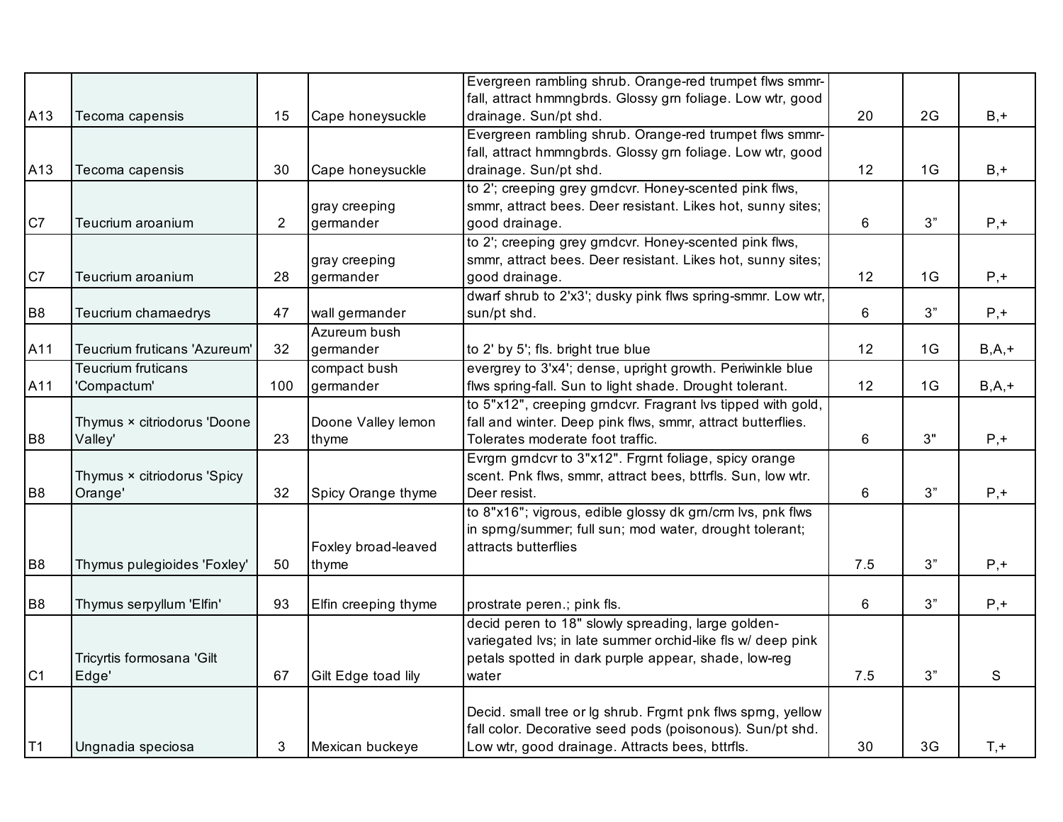| | | | | | | | |
|---|---|---|---|---|---|---|---|
| A13 | Tecoma capensis | 15 | Cape honeysuckle | Evergreen rambling shrub. Orange-red trumpet flws smmr-fall, attract hmmngbrds. Glossy grn foliage. Low wtr, good drainage. Sun/pt shd. | 20 | 2G | B,+ |
| A13 | Tecoma capensis | 30 | Cape honeysuckle | Evergreen rambling shrub. Orange-red trumpet flws smmr-fall, attract hmmngbrds. Glossy grn foliage. Low wtr, good drainage. Sun/pt shd. | 12 | 1G | B,+ |
| C7 | Teucrium aroanium | 2 | gray creeping germander | to 2'; creeping grey grndcvr. Honey-scented pink flws, smmr, attract bees. Deer resistant. Likes hot, sunny sites; good drainage. | 6 | 3” | P,+ |
| C7 | Teucrium aroanium | 28 | gray creeping germander | to 2'; creeping grey grndcvr. Honey-scented pink flws, smmr, attract bees. Deer resistant. Likes hot, sunny sites; good drainage. | 12 | 1G | P,+ |
| B8 | Teucrium chamaedrys | 47 | wall germander | dwarf shrub to 2'x3'; dusky pink flws spring-smmr. Low wtr, sun/pt shd. | 6 | 3” | P,+ |
| A11 | Teucrium fruticans 'Azureum' | 32 | Azureum bush germander | to 2' by 5'; fls. bright true blue | 12 | 1G | B,A,+ |
| A11 | Teucrium fruticans 'Compactum' | 100 | compact bush germander | evergrey to 3'x4'; dense, upright growth. Periwinkle blue flws spring-fall. Sun to light shade. Drought tolerant. | 12 | 1G | B,A,+ |
| B8 | Thymus × citriodorus 'Doone Valley' | 23 | Doone Valley lemon thyme | to 5"x12", creeping grndcvr. Fragrant lvs tipped with gold, fall and winter. Deep pink flws, smmr, attract butterflies. Tolerates moderate foot traffic. | 6 | 3" | P,+ |
| B8 | Thymus × citriodorus 'Spicy Orange' | 32 | Spicy Orange thyme | Evrgrn grndcvr to 3"x12". Frgrnt foliage, spicy orange scent. Pnk flws, smmr, attract bees, bttrfls. Sun, low wtr. Deer resist. | 6 | 3” | P,+ |
| B8 | Thymus pulegioides 'Foxley' | 50 | Foxley broad-leaved thyme | to 8"x16"; vigrous, edible glossy dk grn/crm lvs, pnk flws in sprng/summer; full sun; mod water, drought tolerant; attracts butterflies | 7.5 | 3” | P,+ |
| B8 | Thymus serpyllum 'Elfin' | 93 | Elfin creeping thyme | prostrate peren.; pink fls. | 6 | 3” | P,+ |
| C1 | Tricyrtis formosana 'Gilt Edge' | 67 | Gilt Edge toad lily | decid peren to 18" slowly spreading, large golden-variegated lvs; in late summer orchid-like fls w/ deep pink petals spotted in dark purple appear, shade, low-reg water | 7.5 | 3” | S |
| T1 | Ungnadia speciosa | 3 | Mexican buckeye | Decid. small tree or lg shrub. Frgrnt pnk flws sprng, yellow fall color. Decorative seed pods (poisonous). Sun/pt shd. Low wtr, good drainage. Attracts bees, bttrfls. | 30 | 3G | T,+ |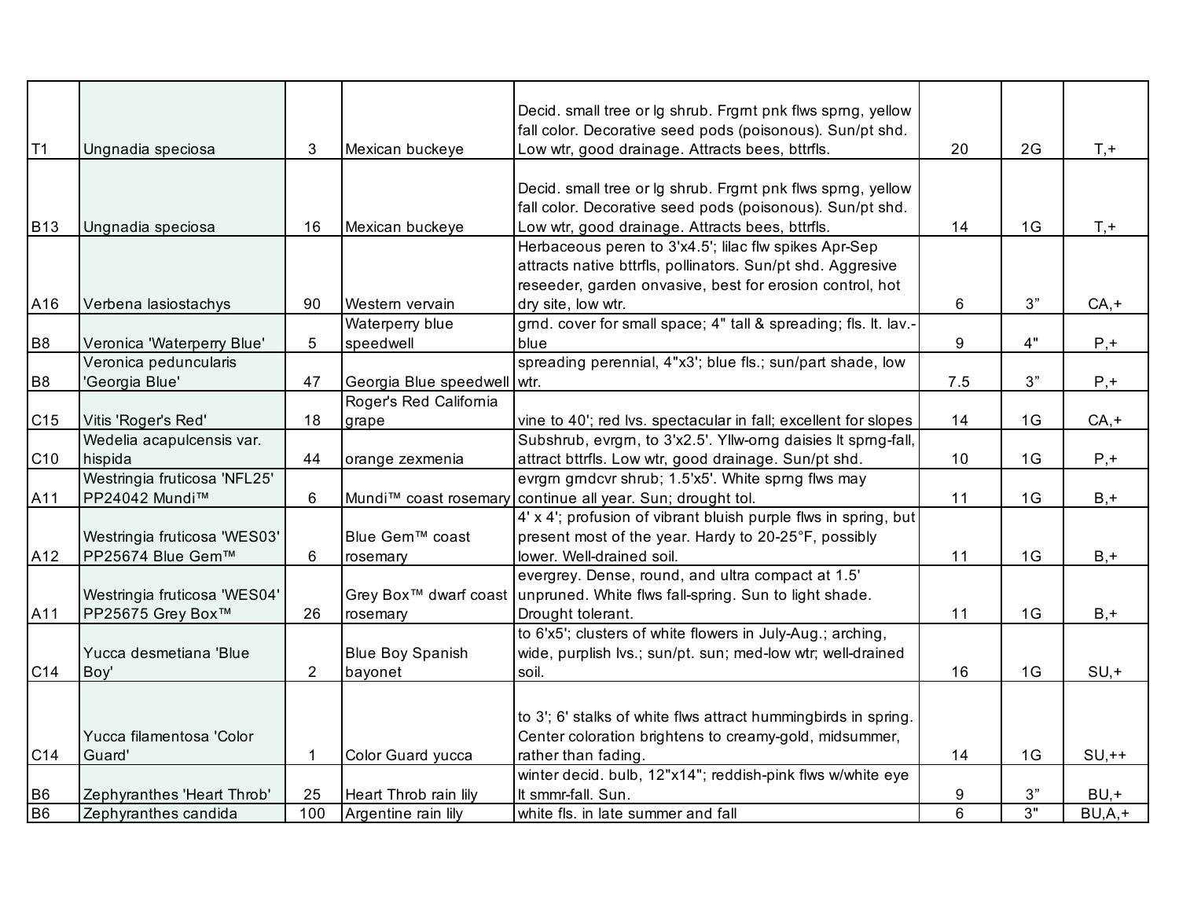| | | | | | | | |
|---|---|---|---|---|---|---|---|
| T1 | Ungnadia speciosa | 3 | Mexican buckeye | Decid. small tree or lg shrub. Frgrnt pnk flws sprng, yellow fall color. Decorative seed pods (poisonous). Sun/pt shd. Low wtr, good drainage. Attracts bees, bttrfls. | 20 | 2G | T,+ |
| B13 | Ungnadia speciosa | 16 | Mexican buckeye | Decid. small tree or lg shrub. Frgrnt pnk flws sprng, yellow fall color. Decorative seed pods (poisonous). Sun/pt shd. Low wtr, good drainage. Attracts bees, bttrfls. | 14 | 1G | T,+ |
| A16 | Verbena lasiostachys | 90 | Western vervain | Herbaceous peren to 3'x4.5'; lilac flw spikes Apr-Sep attracts native bttrfls, pollinators. Sun/pt shd. Aggresive reseeder, garden onvasive, best for erosion control, hot dry site, low wtr. | 6 | 3” | CA,+ |
| B8 | Veronica 'Waterperry Blue' | 5 | Waterperry blue speedwell | grnd. cover for small space; 4" tall & spreading; fls. lt. lav.-blue | 9 | 4" | P,+ |
| B8 | Veronica peduncularis 'Georgia Blue' | 47 | Georgia Blue speedwell | spreading perennial, 4"x3'; blue fls.; sun/part shade, low wtr. | 7.5 | 3” | P,+ |
| C15 | Vitis 'Roger's Red' | 18 | Roger's Red California grape | vine to 40'; red lvs. spectacular in fall; excellent for slopes | 14 | 1G | CA,+ |
| C10 | Wedelia acapulcensis var. hispida | 44 | orange zexmenia | Subshrub, evrgrn, to 3'x2.5'. Yllw-orng daisies lt sprng-fall, attract bttrfls. Low wtr, good drainage. Sun/pt shd. | 10 | 1G | P,+ |
| A11 | Westringia fruticosa 'NFL25' PP24042 Mundi™ | 6 | Mundi™ coast rosemary | evrgrn grndcvr shrub; 1.5'x5'. White sprng flws may continue all year. Sun; drought tol. | 11 | 1G | B,+ |
| A12 | Westringia fruticosa 'WES03' PP25674 Blue Gem™ | 6 | Blue Gem™ coast rosemary | 4' x 4'; profusion of vibrant bluish purple flws in spring, but present most of the year. Hardy to 20-25°F, possibly lower. Well-drained soil. | 11 | 1G | B,+ |
| A11 | Westringia fruticosa 'WES04' PP25675 Grey Box™ | 26 | Grey Box™ dwarf coast rosemary | evergrey. Dense, round, and ultra compact at 1.5' unpruned. White flws fall-spring. Sun to light shade. Drought tolerant. | 11 | 1G | B,+ |
| C14 | Yucca desmetiana 'Blue Boy' | 2 | Blue Boy Spanish bayonet | to 6'x5'; clusters of white flowers in July-Aug.; arching, wide, purplish lvs.; sun/pt. sun; med-low wtr; well-drained soil. | 16 | 1G | SU,+ |
| C14 | Yucca filamentosa 'Color Guard' | 1 | Color Guard yucca | to 3'; 6' stalks of white flws attract hummingbirds in spring. Center coloration brightens to creamy-gold, midsummer, rather than fading. | 14 | 1G | SU,++ |
| B6 | Zephyranthes 'Heart Throb' | 25 | Heart Throb rain lily | winter decid. bulb, 12"x14"; reddish-pink flws w/white eye lt smmr-fall. Sun. | 9 | 3” | BU,+ |
| B6 | Zephyranthes candida | 100 | Argentine rain lily | white fls. in late summer and fall | 6 | 3" | BU,A,+ |